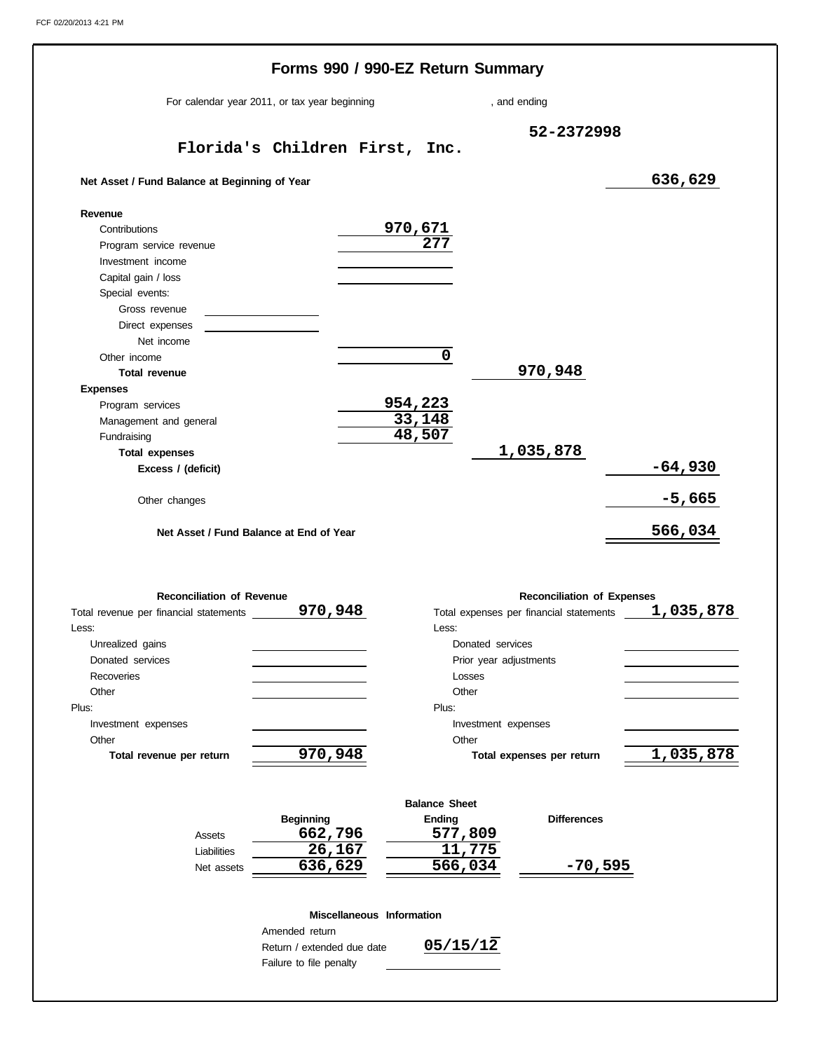# Forms 990 / 990-EZ Return Summary

For calendar year 2011, or tax year beginning , and ending

**Florida's Children First, Inc.** 52-2372998

| | | | |
|---|---|---|---|
| **Net Asset / Fund Balance at Beginning of Year** | | | 636,629 |
| **Revenue** | | | |
| Contributions | 970,671 | | |
| Program service revenue | 277 | | |
| Investment income | | | |
| Capital gain / loss | | | |
| Special events: | | | |
| Gross revenue | | | |
| Direct expenses | | | |
| Net income | | | |
| Other income | 0 | | |
| **Total revenue** | | 970,948 | |
| **Expenses** | | | |
| Program services | 954,223 | | |
| Management and general | 33,148 | | |
| Fundraising | 48,507 | | |
| **Total expenses** | | 1,035,878 | |
| **Excess / (deficit)** | | | -64,930 |
| Other changes | | | -5,665 |
| **Net Asset / Fund Balance at End of Year** | | | 566,034 |

### Reconciliation of Revenue

| | |
|---|---|
| Total revenue per financial statements | 970,948 |
| Less: | |
| Unrealized gains | |
| Donated services | |
| Recoveries | |
| Other | |
| Plus: | |
| Investment expenses | |
| Other | |
| **Total revenue per return** | 970,948 |

### Reconciliation of Expenses

| | |
|---|---|
| Total expenses per financial statements | 1,035,878 |
| Less: | |
| Donated services | |
| Prior year adjustments | |
| Losses | |
| Other | |
| Plus: | |
| Investment expenses | |
| Other | |
| **Total expenses per return** | 1,035,878 |

### Balance Sheet

| | Beginning | Ending | Differences |
|---|---|---|---|
| Assets | 662,796 | 577,809 | |
| Liabilities | 26,167 | 11,775 | |
| Net assets | 636,629 | 566,034 | -70,595 |

### Miscellaneous Information

| | |
|---|---|
| Amended return | |
| Return / extended due date | 05/15/12 |
| Failure to file penalty | |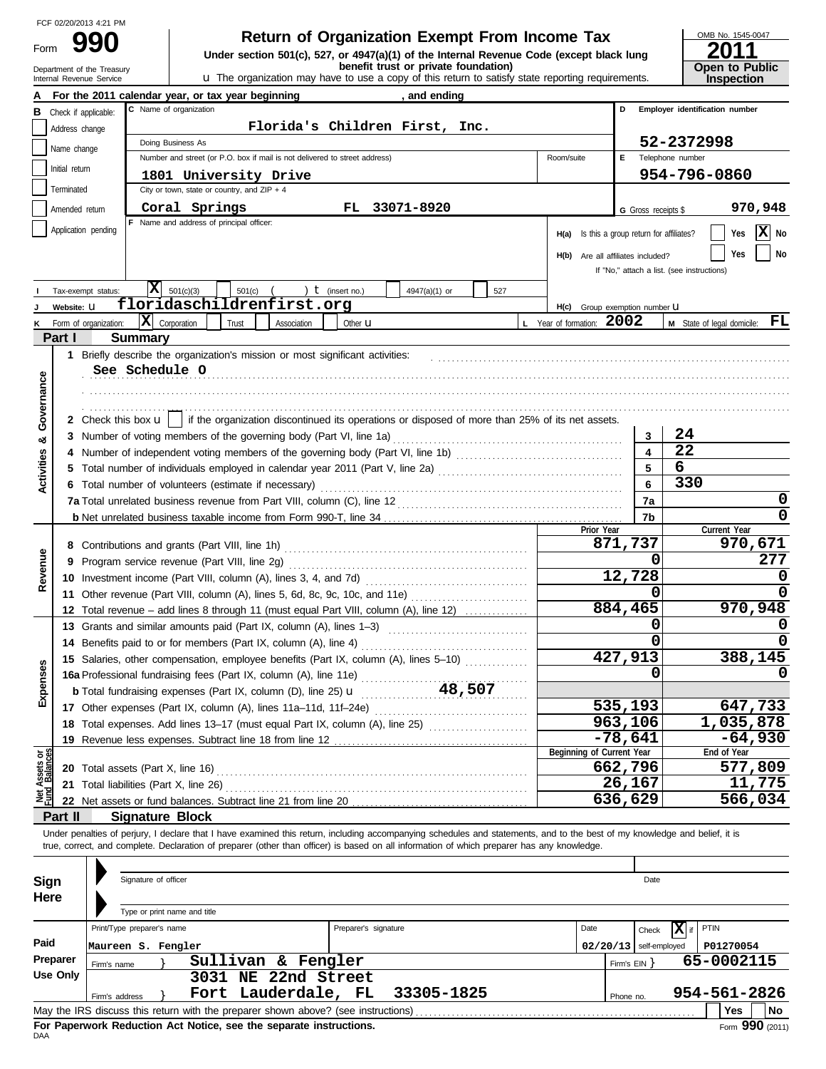FCF 02/20/2013 4:21 PM

Form **990**

# Return of Organization Exempt From Income Tax

**Under section 501(c), 527, or 4947(a)(1) of the Internal Revenue Code (except black lung benefit trust or private foundation)**

u The organization may have to use a copy of this return to satisfy state reporting requirements.

Department of the Treasury
Internal Revenue Service

OMB No. 1545-0047

**2011**

**Open to Public Inspection**

**A** For the 2011 calendar year, or tax year beginning , and ending

**B** Check if applicable:
- Address change
- Name change
- Initial return
- Terminated
- Amended return
- Application pending

**C** Name of organization: **Florida's Children First, Inc.**

Doing Business As

Number and street (or P.O. box if mail is not delivered to street address): **1801 University Drive** Room/suite

City or town, state or country, and ZIP + 4: **Coral Springs FL 33071-8920**

**D** Employer identification number: **52-2372998**

**E** Telephone number: **954-796-0860**

**G** Gross receipts $ **970,948**

**F** Name and address of principal officer:

**H(a)** Is this a group return for affiliates? Yes [X] No

**H(b)** Are all affiliates included? Yes No
If "No," attach a list. (see instructions)

**H(c)** Group exemption number u

**I** Tax-exempt status: [X] 501(c)(3) 501(c) ( ) t (insert no.) 4947(a)(1) or 527

**J** Website: u **floridaschildrenfirst.org**

**K** Form of organization: [X] Corporation Trust Association Other u

**L** Year of formation: **2002**

**M** State of legal domicile: **FL**

## Part I Summary

**Activities & Governance**

1 Briefly describe the organization's mission or most significant activities:
See Schedule O

2 Check this box u [ ] if the organization discontinued its operations or disposed of more than 25% of its net assets.

| | | Line | Value |
|---|---|---|---|
| 3 | Number of voting members of the governing body (Part VI, line 1a) | 3 | 24 |
| 4 | Number of independent voting members of the governing body (Part VI, line 1b) | 4 | 22 |
| 5 | Total number of individuals employed in calendar year 2011 (Part V, line 2a) | 5 | 6 |
| 6 | Total number of volunteers (estimate if necessary) | 6 | 330 |
| 7a | Total unrelated business revenue from Part VIII, column (C), line 12 | 7a | 0 |
| b | Net unrelated business taxable income from Form 990-T, line 34 | 7b | 0 |

| | | Prior Year | Current Year |
|---|---|---|---|
| **Revenue** | | | |
| 8 | Contributions and grants (Part VIII, line 1h) | 871,737 | 970,671 |
| 9 | Program service revenue (Part VIII, line 2g) | 0 | 277 |
| 10 | Investment income (Part VIII, column (A), lines 3, 4, and 7d) | 12,728 | 0 |
| 11 | Other revenue (Part VIII, column (A), lines 5, 6d, 8c, 9c, 10c, and 11e) | 0 | 0 |
| 12 | Total revenue – add lines 8 through 11 (must equal Part VIII, column (A), line 12) | 884,465 | 970,948 |
| **Expenses** | | | |
| 13 | Grants and similar amounts paid (Part IX, column (A), lines 1–3) | 0 | 0 |
| 14 | Benefits paid to or for members (Part IX, column (A), line 4) | 0 | 0 |
| 15 | Salaries, other compensation, employee benefits (Part IX, column (A), lines 5–10) | 427,913 | 388,145 |
| 16a | Professional fundraising fees (Part IX, column (A), line 11e) | 0 | 0 |
| b | Total fundraising expenses (Part IX, column (D), line 25) u 48,507 | | |
| 17 | Other expenses (Part IX, column (A), lines 11a–11d, 11f–24e) | 535,193 | 647,733 |
| 18 | Total expenses. Add lines 13–17 (must equal Part IX, column (A), line 25) | 963,106 | 1,035,878 |
| 19 | Revenue less expenses. Subtract line 18 from line 12 | -78,641 | -64,930 |

| | | Beginning of Current Year | End of Year |
|---|---|---|---|
| **Net Assets or Fund Balances** | | | |
| 20 | Total assets (Part X, line 16) | 662,796 | 577,809 |
| 21 | Total liabilities (Part X, line 26) | 26,167 | 11,775 |
| 22 | Net assets or fund balances. Subtract line 21 from line 20 | 636,629 | 566,034 |

## Part II Signature Block

Under penalties of perjury, I declare that I have examined this return, including accompanying schedules and statements, and to the best of my knowledge and belief, it is true, correct, and complete. Declaration of preparer (other than officer) is based on all information of which preparer has any knowledge.

**Sign Here**

Signature of officer Date

Type or print name and title

**Paid Preparer Use Only**

| Print/Type preparer's name | Preparer's signature | Date | Check [X] if self-employed | PTIN |
|---|---|---|---|---|
| Maureen S. Fengler | | 02/20/13 | | P01270054 |

Firm's name } **Sullivan & Fengler** Firm's EIN } **65-0002115**

Firm's address } **3031 NE 22nd Street, Fort Lauderdale, FL 33305-1825** Phone no. **954-561-2826**

May the IRS discuss this return with the preparer shown above? (see instructions) Yes No

**For Paperwork Reduction Act Notice, see the separate instructions.**

DAA Form **990** (2011)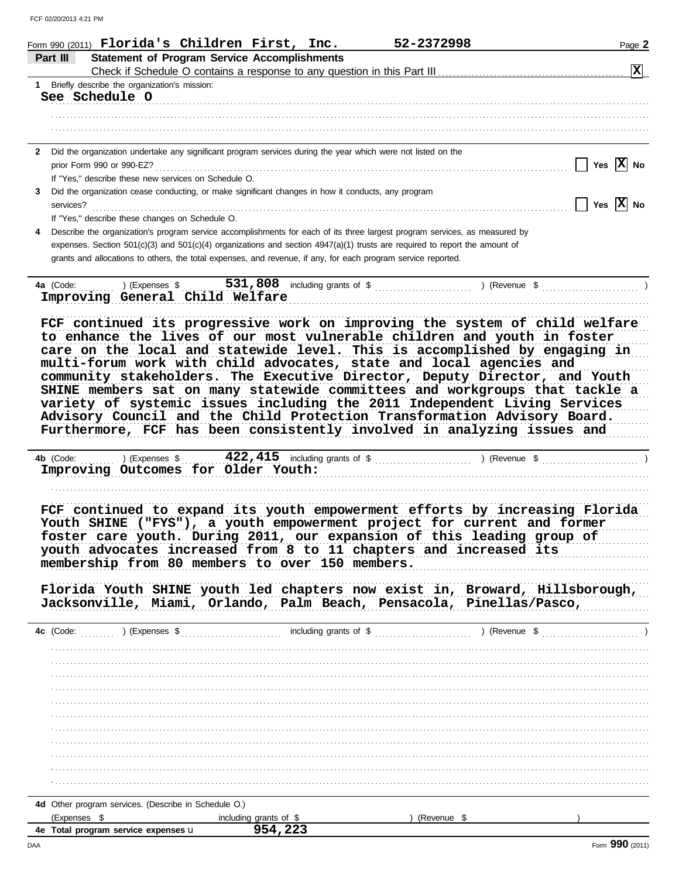Form 990 (2011) **Florida's Children First, Inc.** **52-2372998** Page **2**

## Part III Statement of Program Service Accomplishments

Check if Schedule O contains a response to any question in this Part III ..... **[X]**

**1** Briefly describe the organization's mission:

See Schedule O

**2** Did the organization undertake any significant program services during the year which were not listed on the prior Form 990 or 990-EZ? ..... [ ] Yes [X] No

If "Yes," describe these new services on Schedule O.

**3** Did the organization cease conducting, or make significant changes in how it conducts, any program services? ..... [ ] Yes [X] No

If "Yes," describe these changes on Schedule O.

**4** Describe the organization's program service accomplishments for each of its three largest program services, as measured by expenses. Section 501(c)(3) and 501(c)(4) organizations and section 4947(a)(1) trusts are required to report the amount of grants and allocations to others, the total expenses, and revenue, if any, for each program service reported.

**4a** (Code: ) (Expenses $ **531,808** including grants of $ ) (Revenue $ )

Improving General Child Welfare

FCF continued its progressive work on improving the system of child welfare to enhance the lives of our most vulnerable children and youth in foster care on the local and statewide level. This is accomplished by engaging in multi-forum work with child advocates, state and local agencies and community stakeholders. The Executive Director, Deputy Director, and Youth SHINE members sat on many statewide committees and workgroups that tackle a variety of systemic issues including the 2011 Independent Living Services Advisory Council and the Child Protection Transformation Advisory Board. Furthermore, FCF has been consistently involved in analyzing issues and

**4b** (Code: ) (Expenses $ **422,415** including grants of $ ) (Revenue $ )

Improving Outcomes for Older Youth:

FCF continued to expand its youth empowerment efforts by increasing Florida Youth SHINE ("FYS"), a youth empowerment project for current and former foster care youth. During 2011, our expansion of this leading group of youth advocates increased from 8 to 11 chapters and increased its membership from 80 members to over 150 members.

Florida Youth SHINE youth led chapters now exist in, Broward, Hillsborough, Jacksonville, Miami, Orlando, Palm Beach, Pensacola, Pinellas/Pasco,

**4c** (Code: ) (Expenses $ including grants of $ ) (Revenue $ )

**4d** Other program services. (Describe in Schedule O.)

(Expenses $ including grants of $ ) (Revenue $ )

**4e Total program service expenses** **954,223**

Form **990** (2011)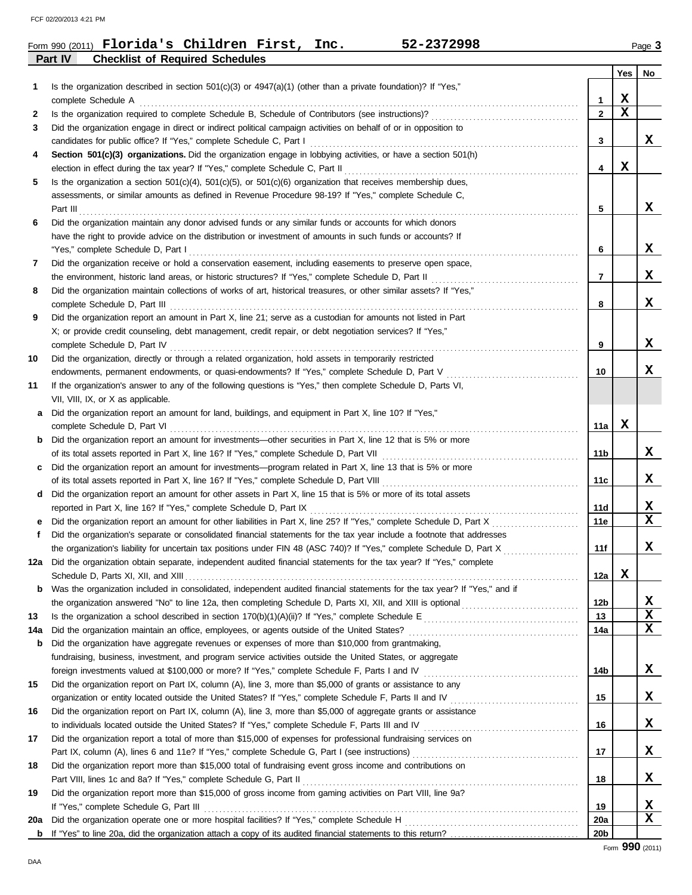Form 990 (2011) **Florida's Children First, Inc.** **52-2372998**

## Part IV Checklist of Required Schedules

| | | | Yes | No |
|---|---|---|---|---|
| 1 | Is the organization described in section 501(c)(3) or 4947(a)(1) (other than a private foundation)? If "Yes," complete Schedule A | 1 | X | |
| 2 | Is the organization required to complete Schedule B, Schedule of Contributors (see instructions)? | 2 | X | |
| 3 | Did the organization engage in direct or indirect political campaign activities on behalf of or in opposition to candidates for public office? If "Yes," complete Schedule C, Part I | 3 | | X |
| 4 | **Section 501(c)(3) organizations.** Did the organization engage in lobbying activities, or have a section 501(h) election in effect during the tax year? If "Yes," complete Schedule C, Part II | 4 | X | |
| 5 | Is the organization a section 501(c)(4), 501(c)(5), or 501(c)(6) organization that receives membership dues, assessments, or similar amounts as defined in Revenue Procedure 98-19? If "Yes," complete Schedule C, Part III | 5 | | X |
| 6 | Did the organization maintain any donor advised funds or any similar funds or accounts for which donors have the right to provide advice on the distribution or investment of amounts in such funds or accounts? If "Yes," complete Schedule D, Part I | 6 | | X |
| 7 | Did the organization receive or hold a conservation easement, including easements to preserve open space, the environment, historic land areas, or historic structures? If "Yes," complete Schedule D, Part II | 7 | | X |
| 8 | Did the organization maintain collections of works of art, historical treasures, or other similar assets? If "Yes," complete Schedule D, Part III | 8 | | X |
| 9 | Did the organization report an amount in Part X, line 21; serve as a custodian for amounts not listed in Part X; or provide credit counseling, debt management, credit repair, or debt negotiation services? If "Yes," complete Schedule D, Part IV | 9 | | X |
| 10 | Did the organization, directly or through a related organization, hold assets in temporarily restricted endowments, permanent endowments, or quasi-endowments? If "Yes," complete Schedule D, Part V | 10 | | X |
| 11 | If the organization's answer to any of the following questions is "Yes," then complete Schedule D, Parts VI, VII, VIII, IX, or X as applicable. | | | |
| a | Did the organization report an amount for land, buildings, and equipment in Part X, line 10? If "Yes," complete Schedule D, Part VI | 11a | X | |
| b | Did the organization report an amount for investments—other securities in Part X, line 12 that is 5% or more of its total assets reported in Part X, line 16? If "Yes," complete Schedule D, Part VII | 11b | | X |
| c | Did the organization report an amount for investments—program related in Part X, line 13 that is 5% or more of its total assets reported in Part X, line 16? If "Yes," complete Schedule D, Part VIII | 11c | | X |
| d | Did the organization report an amount for other assets in Part X, line 15 that is 5% or more of its total assets reported in Part X, line 16? If "Yes," complete Schedule D, Part IX | 11d | | X |
| e | Did the organization report an amount for other liabilities in Part X, line 25? If "Yes," complete Schedule D, Part X | 11e | | X |
| f | Did the organization's separate or consolidated financial statements for the tax year include a footnote that addresses the organization's liability for uncertain tax positions under FIN 48 (ASC 740)? If "Yes," complete Schedule D, Part X | 11f | | X |
| 12a | Did the organization obtain separate, independent audited financial statements for the tax year? If "Yes," complete Schedule D, Parts XI, XII, and XIII | 12a | X | |
| b | Was the organization included in consolidated, independent audited financial statements for the tax year? If "Yes," and if the organization answered "No" to line 12a, then completing Schedule D, Parts XI, XII, and XIII is optional | 12b | | X |
| 13 | Is the organization a school described in section 170(b)(1)(A)(ii)? If "Yes," complete Schedule E | 13 | | X |
| 14a | Did the organization maintain an office, employees, or agents outside of the United States? | 14a | | X |
| b | Did the organization have aggregate revenues or expenses of more than $10,000 from grantmaking, fundraising, business, investment, and program service activities outside the United States, or aggregate foreign investments valued at $100,000 or more? If "Yes," complete Schedule F, Parts I and IV | 14b | | X |
| 15 | Did the organization report on Part IX, column (A), line 3, more than $5,000 of grants or assistance to any organization or entity located outside the United States? If "Yes," complete Schedule F, Parts II and IV | 15 | | X |
| 16 | Did the organization report on Part IX, column (A), line 3, more than $5,000 of aggregate grants or assistance to individuals located outside the United States? If "Yes," complete Schedule F, Parts III and IV | 16 | | X |
| 17 | Did the organization report a total of more than $15,000 of expenses for professional fundraising services on Part IX, column (A), lines 6 and 11e? If "Yes," complete Schedule G, Part I (see instructions) | 17 | | X |
| 18 | Did the organization report more than $15,000 total of fundraising event gross income and contributions on Part VIII, lines 1c and 8a? If "Yes," complete Schedule G, Part II | 18 | | X |
| 19 | Did the organization report more than $15,000 of gross income from gaming activities on Part VIII, line 9a? If "Yes," complete Schedule G, Part III | 19 | | X |
| 20a | Did the organization operate one or more hospital facilities? If "Yes," complete Schedule H | 20a | | X |
| b | If "Yes" to line 20a, did the organization attach a copy of its audited financial statements to this return? | 20b | | |

Form **990** (2011)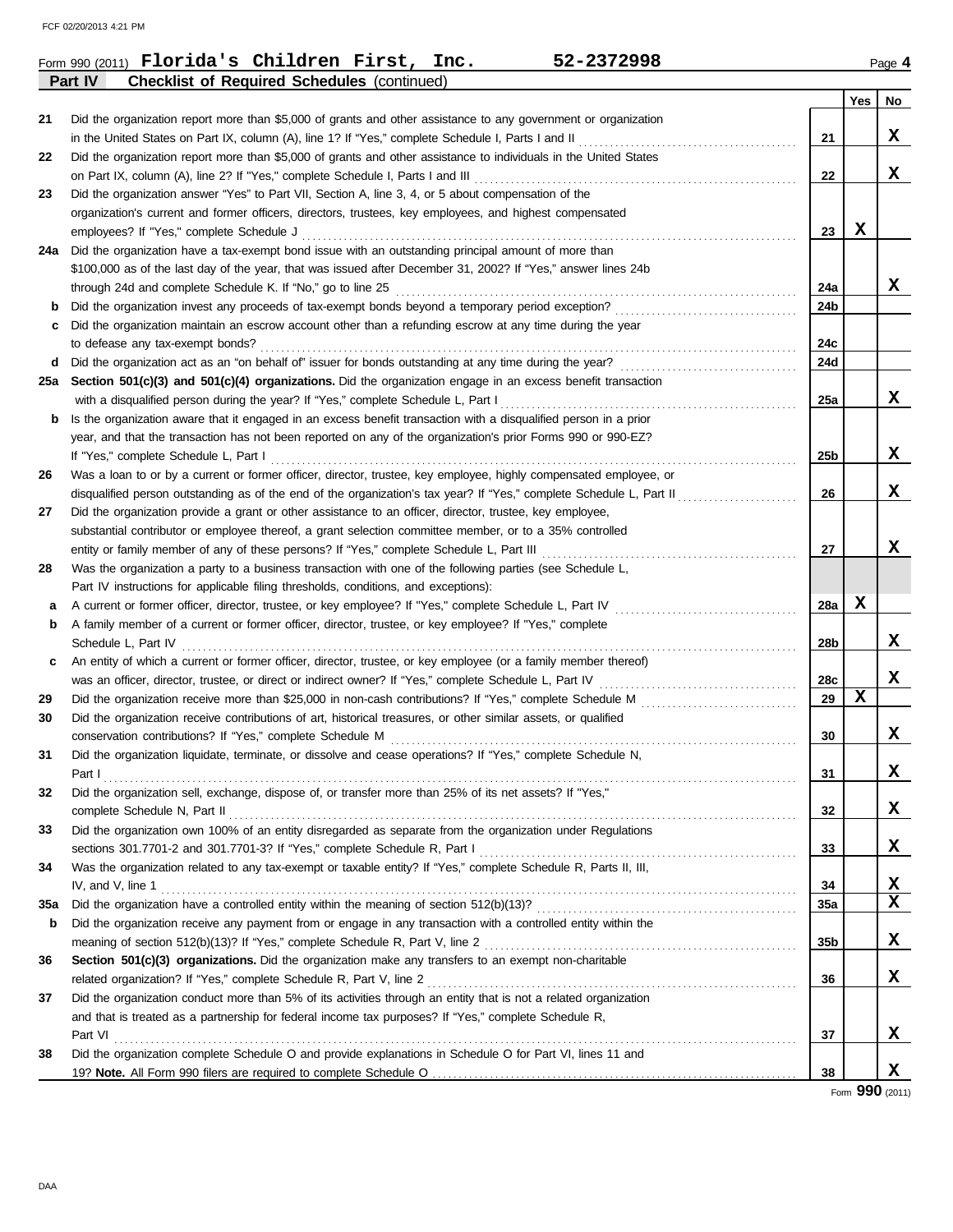Form 990 (2011) **Florida's Children First, Inc.** **52-2372998** Page **4**

**Part IV** **Checklist of Required Schedules** (continued)

| | | | Yes | No |
|---|---|---|---|---|
| 21 | Did the organization report more than $5,000 of grants and other assistance to any government or organization in the United States on Part IX, column (A), line 1? If "Yes," complete Schedule I, Parts I and II | 21 | | X |
| 22 | Did the organization report more than $5,000 of grants and other assistance to individuals in the United States on Part IX, column (A), line 2? If "Yes," complete Schedule I, Parts I and III | 22 | | X |
| 23 | Did the organization answer "Yes" to Part VII, Section A, line 3, 4, or 5 about compensation of the organization's current and former officers, directors, trustees, key employees, and highest compensated employees? If "Yes," complete Schedule J | 23 | X | |
| 24a | Did the organization have a tax-exempt bond issue with an outstanding principal amount of more than $100,000 as of the last day of the year, that was issued after December 31, 2002? If "Yes," answer lines 24b through 24d and complete Schedule K. If "No," go to line 25 | 24a | | X |
| b | Did the organization invest any proceeds of tax-exempt bonds beyond a temporary period exception? | 24b | | |
| c | Did the organization maintain an escrow account other than a refunding escrow at any time during the year to defease any tax-exempt bonds? | 24c | | |
| d | Did the organization act as an "on behalf of" issuer for bonds outstanding at any time during the year? | 24d | | |
| 25a | **Section 501(c)(3) and 501(c)(4) organizations.** Did the organization engage in an excess benefit transaction with a disqualified person during the year? If "Yes," complete Schedule L, Part I | 25a | | X |
| b | Is the organization aware that it engaged in an excess benefit transaction with a disqualified person in a prior year, and that the transaction has not been reported on any of the organization's prior Forms 990 or 990-EZ? If "Yes," complete Schedule L, Part I | 25b | | X |
| 26 | Was a loan to or by a current or former officer, director, trustee, key employee, highly compensated employee, or disqualified person outstanding as of the end of the organization's tax year? If "Yes," complete Schedule L, Part II | 26 | | X |
| 27 | Did the organization provide a grant or other assistance to an officer, director, trustee, key employee, substantial contributor or employee thereof, a grant selection committee member, or to a 35% controlled entity or family member of any of these persons? If "Yes," complete Schedule L, Part III | 27 | | X |
| 28 | Was the organization a party to a business transaction with one of the following parties (see Schedule L, Part IV instructions for applicable filing thresholds, conditions, and exceptions): | | | |
| a | A current or former officer, director, trustee, or key employee? If "Yes," complete Schedule L, Part IV | 28a | X | |
| b | A family member of a current or former officer, director, trustee, or key employee? If "Yes," complete Schedule L, Part IV | 28b | | X |
| c | An entity of which a current or former officer, director, trustee, or key employee (or a family member thereof) was an officer, director, trustee, or direct or indirect owner? If "Yes," complete Schedule L, Part IV | 28c | | X |
| 29 | Did the organization receive more than $25,000 in non-cash contributions? If "Yes," complete Schedule M | 29 | X | |
| 30 | Did the organization receive contributions of art, historical treasures, or other similar assets, or qualified conservation contributions? If "Yes," complete Schedule M | 30 | | X |
| 31 | Did the organization liquidate, terminate, or dissolve and cease operations? If "Yes," complete Schedule N, Part I | 31 | | X |
| 32 | Did the organization sell, exchange, dispose of, or transfer more than 25% of its net assets? If "Yes," complete Schedule N, Part II | 32 | | X |
| 33 | Did the organization own 100% of an entity disregarded as separate from the organization under Regulations sections 301.7701-2 and 301.7701-3? If "Yes," complete Schedule R, Part I | 33 | | X |
| 34 | Was the organization related to any tax-exempt or taxable entity? If "Yes," complete Schedule R, Parts II, III, IV, and V, line 1 | 34 | | X |
| 35a | Did the organization have a controlled entity within the meaning of section 512(b)(13)? | 35a | | X |
| b | Did the organization receive any payment from or engage in any transaction with a controlled entity within the meaning of section 512(b)(13)? If "Yes," complete Schedule R, Part V, line 2 | 35b | | X |
| 36 | **Section 501(c)(3) organizations.** Did the organization make any transfers to an exempt non-charitable related organization? If "Yes," complete Schedule R, Part V, line 2 | 36 | | X |
| 37 | Did the organization conduct more than 5% of its activities through an entity that is not a related organization and that is treated as a partnership for federal income tax purposes? If "Yes," complete Schedule R, Part VI | 37 | | X |
| 38 | Did the organization complete Schedule O and provide explanations in Schedule O for Part VI, lines 11 and 19? **Note.** All Form 990 filers are required to complete Schedule O | 38 | | X |

Form **990** (2011)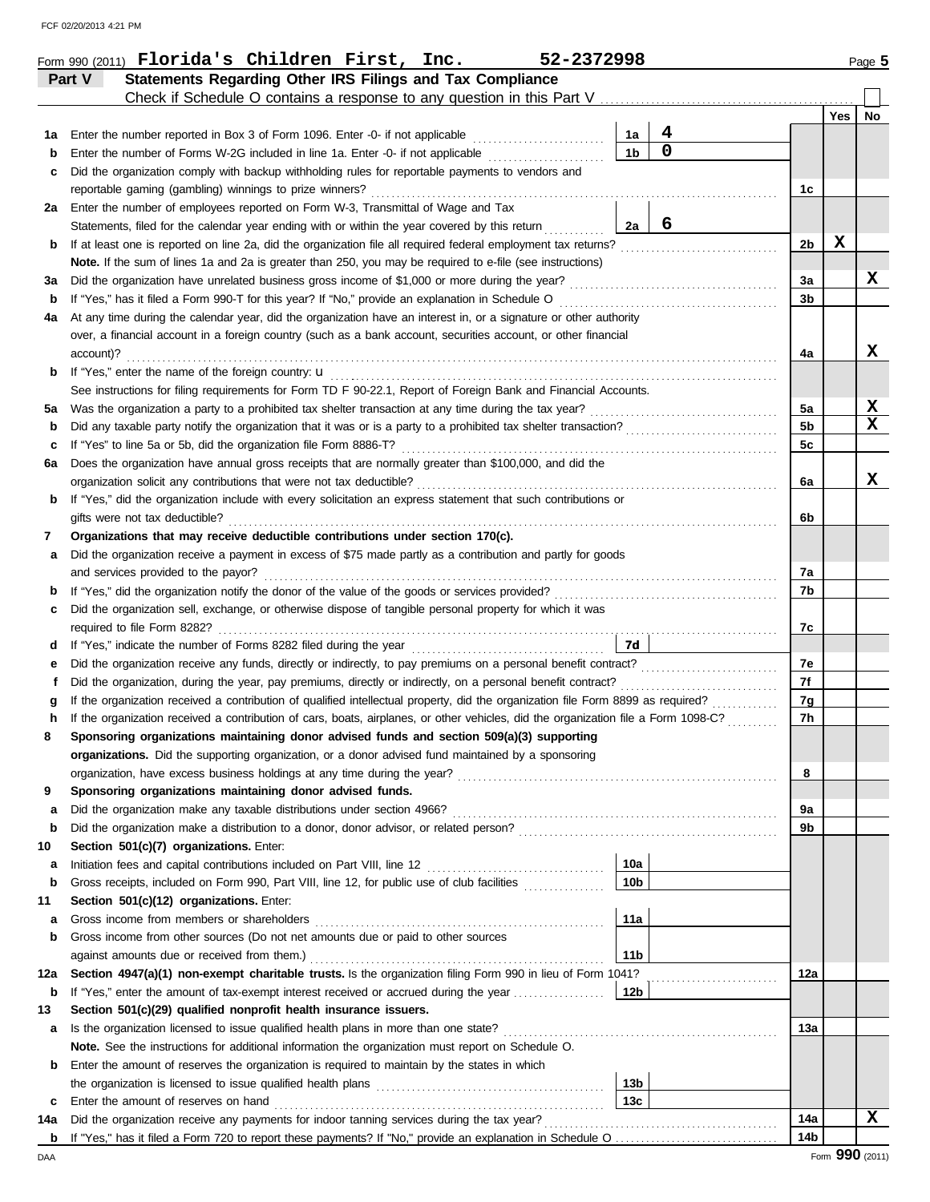FCF 02/20/2013 4:21 PM

Form 990 (2011) **Florida's Children First, Inc.** **52-2372998** Page **5**

## Part V Statements Regarding Other IRS Filings and Tax Compliance

Check if Schedule O contains a response to any question in this Part V ☐

| | | | | | Yes | No |
|---|---|---|---|---|---|---|
| **1a** | Enter the number reported in Box 3 of Form 1096. Enter -0- if not applicable | 1a | 4 | | | |
| **b** | Enter the number of Forms W-2G included in line 1a. Enter -0- if not applicable | 1b | 0 | | | |
| **c** | Did the organization comply with backup withholding rules for reportable payments to vendors and reportable gaming (gambling) winnings to prize winners? | | | 1c | | |
| **2a** | Enter the number of employees reported on Form W-3, Transmittal of Wage and Tax Statements, filed for the calendar year ending with or within the year covered by this return | 2a | 6 | | | |
| **b** | If at least one is reported on line 2a, did the organization file all required federal employment tax returns? | | | 2b | X | |
| | **Note.** If the sum of lines 1a and 2a is greater than 250, you may be required to e-file (see instructions) | | | | | |
| **3a** | Did the organization have unrelated business gross income of $1,000 or more during the year? | | | 3a | | X |
| **b** | If "Yes," has it filed a Form 990-T for this year? If "No," provide an explanation in Schedule O | | | 3b | | |
| **4a** | At any time during the calendar year, did the organization have an interest in, or a signature or other authority over, a financial account in a foreign country (such as a bank account, securities account, or other financial account)? | | | 4a | | X |
| **b** | If "Yes," enter the name of the foreign country: u | | | | | |
| | See instructions for filing requirements for Form TD F 90-22.1, Report of Foreign Bank and Financial Accounts. | | | | | |
| **5a** | Was the organization a party to a prohibited tax shelter transaction at any time during the tax year? | | | 5a | | X |
| **b** | Did any taxable party notify the organization that it was or is a party to a prohibited tax shelter transaction? | | | 5b | | X |
| **c** | If "Yes" to line 5a or 5b, did the organization file Form 8886-T? | | | 5c | | |
| **6a** | Does the organization have annual gross receipts that are normally greater than $100,000, and did the organization solicit any contributions that were not tax deductible? | | | 6a | | X |
| **b** | If "Yes," did the organization include with every solicitation an express statement that such contributions or gifts were not tax deductible? | | | 6b | | |
| **7** | **Organizations that may receive deductible contributions under section 170(c).** | | | | | |
| **a** | Did the organization receive a payment in excess of $75 made partly as a contribution and partly for goods and services provided to the payor? | | | 7a | | |
| **b** | If "Yes," did the organization notify the donor of the value of the goods or services provided? | | | 7b | | |
| **c** | Did the organization sell, exchange, or otherwise dispose of tangible personal property for which it was required to file Form 8282? | | | 7c | | |
| **d** | If "Yes," indicate the number of Forms 8282 filed during the year | 7d | | | | |
| **e** | Did the organization receive any funds, directly or indirectly, to pay premiums on a personal benefit contract? | | | 7e | | |
| **f** | Did the organization, during the year, pay premiums, directly or indirectly, on a personal benefit contract? | | | 7f | | |
| **g** | If the organization received a contribution of qualified intellectual property, did the organization file Form 8899 as required? | | | 7g | | |
| **h** | If the organization received a contribution of cars, boats, airplanes, or other vehicles, did the organization file a Form 1098-C? | | | 7h | | |
| **8** | **Sponsoring organizations maintaining donor advised funds and section 509(a)(3) supporting organizations.** Did the supporting organization, or a donor advised fund maintained by a sponsoring organization, have excess business holdings at any time during the year? | | | 8 | | |
| **9** | **Sponsoring organizations maintaining donor advised funds.** | | | | | |
| **a** | Did the organization make any taxable distributions under section 4966? | | | 9a | | |
| **b** | Did the organization make a distribution to a donor, donor advisor, or related person? | | | 9b | | |
| **10** | **Section 501(c)(7) organizations.** Enter: | | | | | |
| **a** | Initiation fees and capital contributions included on Part VIII, line 12 | 10a | | | | |
| **b** | Gross receipts, included on Form 990, Part VIII, line 12, for public use of club facilities | 10b | | | | |
| **11** | **Section 501(c)(12) organizations.** Enter: | | | | | |
| **a** | Gross income from members or shareholders | 11a | | | | |
| **b** | Gross income from other sources (Do not net amounts due or paid to other sources against amounts due or received from them.) | 11b | | | | |
| **12a** | **Section 4947(a)(1) non-exempt charitable trusts.** Is the organization filing Form 990 in lieu of Form 1041? | | | 12a | | |
| **b** | If "Yes," enter the amount of tax-exempt interest received or accrued during the year | 12b | | | | |
| **13** | **Section 501(c)(29) qualified nonprofit health insurance issuers.** | | | | | |
| **a** | Is the organization licensed to issue qualified health plans in more than one state? | | | 13a | | |
| | **Note.** See the instructions for additional information the organization must report on Schedule O. | | | | | |
| **b** | Enter the amount of reserves the organization is required to maintain by the states in which the organization is licensed to issue qualified health plans | 13b | | | | |
| **c** | Enter the amount of reserves on hand | 13c | | | | |
| **14a** | Did the organization receive any payments for indoor tanning services during the tax year? | | | 14a | | X |
| **b** | If "Yes," has it filed a Form 720 to report these payments? If "No," provide an explanation in Schedule O | | | 14b | | |

DAA Form **990** (2011)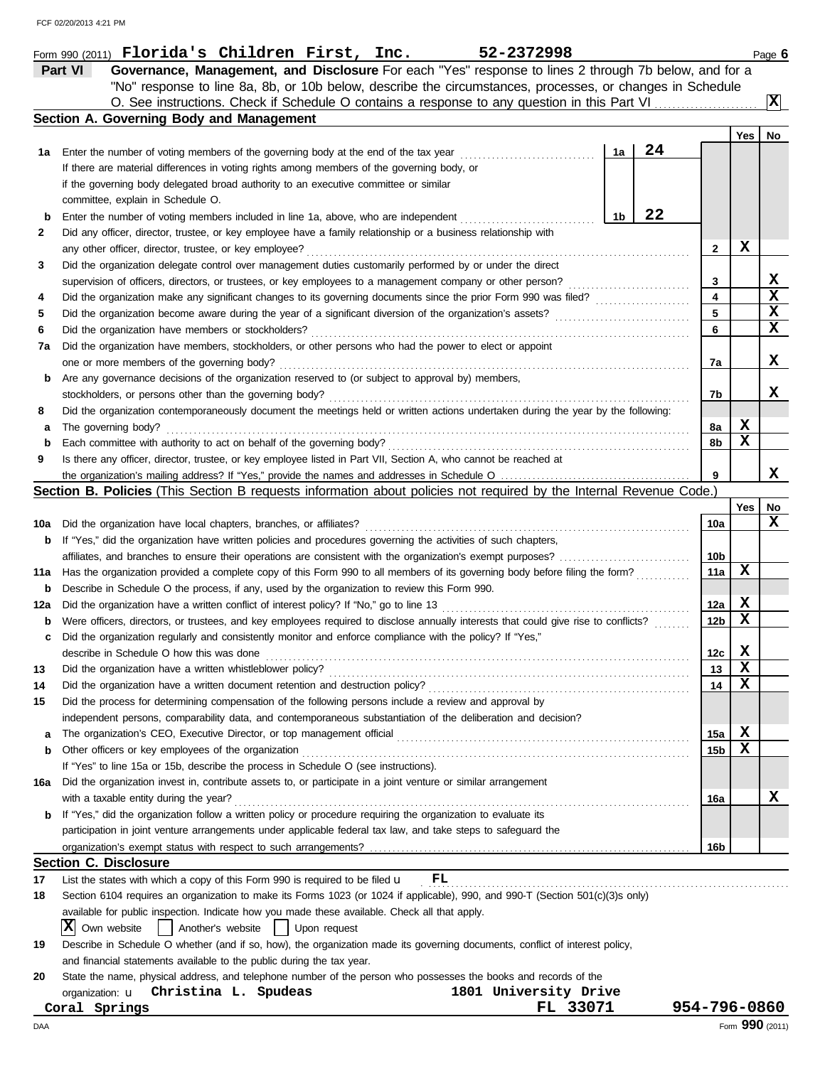Form 990 (2011) **Florida's Children First, Inc.** **52-2372998** Page **6**

## Part VI Governance, Management, and Disclosure

For each "Yes" response to lines 2 through 7b below, and for a "No" response to line 8a, 8b, or 10b below, describe the circumstances, processes, or changes in Schedule O. See instructions. Check if Schedule O contains a response to any question in this Part VI . . . . . . . . **X**

### Section A. Governing Body and Management

| | | | | | Yes | No |
|---|---|---|---|---|---|---|
| **1a** | Enter the number of voting members of the governing body at the end of the tax year . . . If there are material differences in voting rights among members of the governing body, or if the governing body delegated broad authority to an executive committee or similar committee, explain in Schedule O. | 1a | 24 | | | |
| **b** | Enter the number of voting members included in line 1a, above, who are independent . . . | 1b | 22 | | | |
| **2** | Did any officer, director, trustee, or key employee have a family relationship or a business relationship with any other officer, director, trustee, or key employee? | | | 2 | X | |
| **3** | Did the organization delegate control over management duties customarily performed by or under the direct supervision of officers, directors, or trustees, or key employees to a management company or other person? | | | 3 | | X |
| **4** | Did the organization make any significant changes to its governing documents since the prior Form 990 was filed? | | | 4 | | X |
| **5** | Did the organization become aware during the year of a significant diversion of the organization's assets? | | | 5 | | X |
| **6** | Did the organization have members or stockholders? | | | 6 | | X |
| **7a** | Did the organization have members, stockholders, or other persons who had the power to elect or appoint one or more members of the governing body? | | | 7a | | X |
| **b** | Are any governance decisions of the organization reserved to (or subject to approval by) members, stockholders, or persons other than the governing body? | | | 7b | | X |
| **8** | Did the organization contemporaneously document the meetings held or written actions undertaken during the year by the following: | | | | | |
| **a** | The governing body? | | | 8a | X | |
| **b** | Each committee with authority to act on behalf of the governing body? | | | 8b | X | |
| **9** | Is there any officer, director, trustee, or key employee listed in Part VII, Section A, who cannot be reached at the organization's mailing address? If "Yes," provide the names and addresses in Schedule O | | | 9 | | X |

### Section B. Policies (This Section B requests information about policies not required by the Internal Revenue Code.)

| | | | Yes | No |
|---|---|---|---|---|
| **10a** | Did the organization have local chapters, branches, or affiliates? | 10a | | X |
| **b** | If "Yes," did the organization have written policies and procedures governing the activities of such chapters, affiliates, and branches to ensure their operations are consistent with the organization's exempt purposes? | 10b | | |
| **11a** | Has the organization provided a complete copy of this Form 990 to all members of its governing body before filing the form? | 11a | X | |
| **b** | Describe in Schedule O the process, if any, used by the organization to review this Form 990. | | | |
| **12a** | Did the organization have a written conflict of interest policy? If "No," go to line 13 | 12a | X | |
| **b** | Were officers, directors, or trustees, and key employees required to disclose annually interests that could give rise to conflicts? | 12b | X | |
| **c** | Did the organization regularly and consistently monitor and enforce compliance with the policy? If "Yes," describe in Schedule O how this was done | 12c | X | |
| **13** | Did the organization have a written whistleblower policy? | 13 | X | |
| **14** | Did the organization have a written document retention and destruction policy? | 14 | X | |
| **15** | Did the process for determining compensation of the following persons include a review and approval by independent persons, comparability data, and contemporaneous substantiation of the deliberation and decision? | | | |
| **a** | The organization's CEO, Executive Director, or top management official | 15a | X | |
| **b** | Other officers or key employees of the organization | 15b | X | |
| | If "Yes" to line 15a or 15b, describe the process in Schedule O (see instructions). | | | |
| **16a** | Did the organization invest in, contribute assets to, or participate in a joint venture or similar arrangement with a taxable entity during the year? | 16a | | X |
| **b** | If "Yes," did the organization follow a written policy or procedure requiring the organization to evaluate its participation in joint venture arrangements under applicable federal tax law, and take steps to safeguard the organization's exempt status with respect to such arrangements? | 16b | | |

### Section C. Disclosure

**17** List the states with which a copy of this Form 990 is required to be filed u **FL**

**18** Section 6104 requires an organization to make its Forms 1023 (or 1024 if applicable), 990, and 990-T (Section 501(c)(3)s only) available for public inspection. Indicate how you made these available. Check all that apply.

[X] Own website [ ] Another's website [ ] Upon request

**19** Describe in Schedule O whether (and if so, how), the organization made its governing documents, conflict of interest policy, and financial statements available to the public during the tax year.

**20** State the name, physical address, and telephone number of the person who possesses the books and records of the organization: u **Christina L. Spudeas** **1801 University Drive**
**Coral Springs** **FL 33071** **954-796-0860**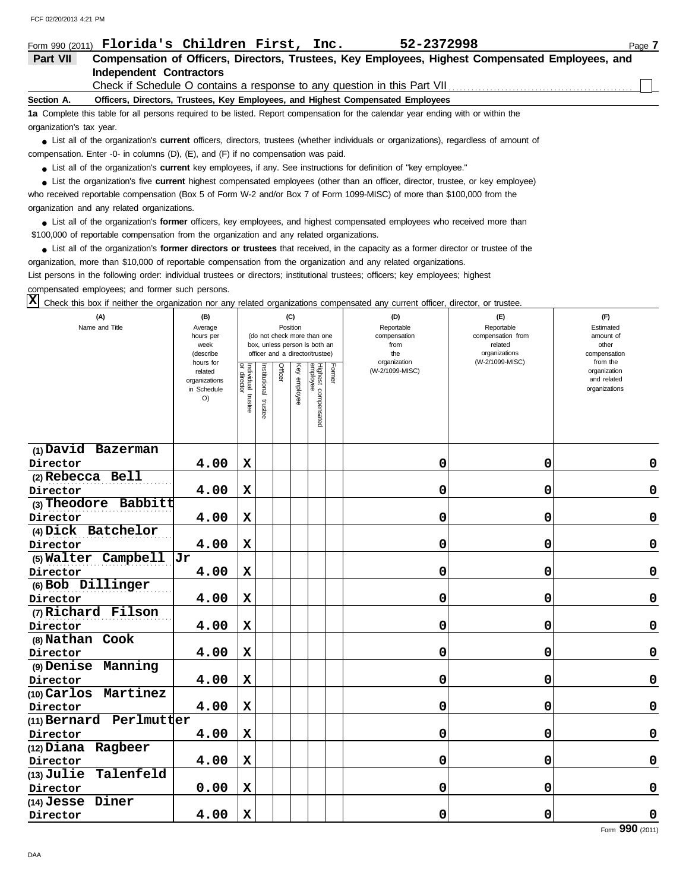Form 990 (2011) **Florida's Children First, Inc.** **52-2372998**

## Part VII Compensation of Officers, Directors, Trustees, Key Employees, Highest Compensated Employees, and Independent Contractors

Check if Schedule O contains a response to any question in this Part VII ☐

### Section A. Officers, Directors, Trustees, Key Employees, and Highest Compensated Employees

**1a** Complete this table for all persons required to be listed. Report compensation for the calendar year ending with or within the organization's tax year.

- List all of the organization's **current** officers, directors, trustees (whether individuals or organizations), regardless of amount of compensation. Enter -0- in columns (D), (E), and (F) if no compensation was paid.
- List all of the organization's **current** key employees, if any. See instructions for definition of "key employee."
- List the organization's five **current** highest compensated employees (other than an officer, director, trustee, or key employee) who received reportable compensation (Box 5 of Form W-2 and/or Box 7 of Form 1099-MISC) of more than $100,000 from the organization and any related organizations.
- List all of the organization's **former** officers, key employees, and highest compensated employees who received more than $100,000 of reportable compensation from the organization and any related organizations.
- List all of the organization's **former directors or trustees** that received, in the capacity as a former director or trustee of the organization, more than $10,000 of reportable compensation from the organization and any related organizations.

List persons in the following order: individual trustees or directors; institutional trustees; officers; key employees; highest compensated employees; and former such persons.

☒ Check this box if neither the organization nor any related organizations compensated any current officer, director, or trustee.

| (A) Name and Title | (B) Average hours per week (describe hours for related organizations in Schedule O) | (C) Position (do not check more than one box, unless person is both an officer and a director/trustee): Individual trustee or director | Institutional trustee | Officer | Key employee | Highest compensated employee | Former | (D) Reportable compensation from the organization (W-2/1099-MISC) | (E) Reportable compensation from related organizations (W-2/1099-MISC) | (F) Estimated amount of other compensation from the organization and related organizations |
|---|---|---|---|---|---|---|---|---|---|---|
| (1) **David Bazerman** Director | 4.00 | X | | | | | | 0 | 0 | 0 |
| (2) **Rebecca Bell** Director | 4.00 | X | | | | | | 0 | 0 | 0 |
| (3) **Theodore Babbitt** Director | 4.00 | X | | | | | | 0 | 0 | 0 |
| (4) **Dick Batchelor** Director | 4.00 | X | | | | | | 0 | 0 | 0 |
| (5) **Walter Campbell Jr** Director | 4.00 | X | | | | | | 0 | 0 | 0 |
| (6) **Bob Dillinger** Director | 4.00 | X | | | | | | 0 | 0 | 0 |
| (7) **Richard Filson** Director | 4.00 | X | | | | | | 0 | 0 | 0 |
| (8) **Nathan Cook** Director | 4.00 | X | | | | | | 0 | 0 | 0 |
| (9) **Denise Manning** Director | 4.00 | X | | | | | | 0 | 0 | 0 |
| (10) **Carlos Martinez** Director | 4.00 | X | | | | | | 0 | 0 | 0 |
| (11) **Bernard Perlmutter** Director | 4.00 | X | | | | | | 0 | 0 | 0 |
| (12) **Diana Ragbeer** Director | 4.00 | X | | | | | | 0 | 0 | 0 |
| (13) **Julie Talenfeld** Director | 0.00 | X | | | | | | 0 | 0 | 0 |
| (14) **Jesse Diner** Director | 4.00 | X | | | | | | 0 | 0 | 0 |

Form **990** (2011)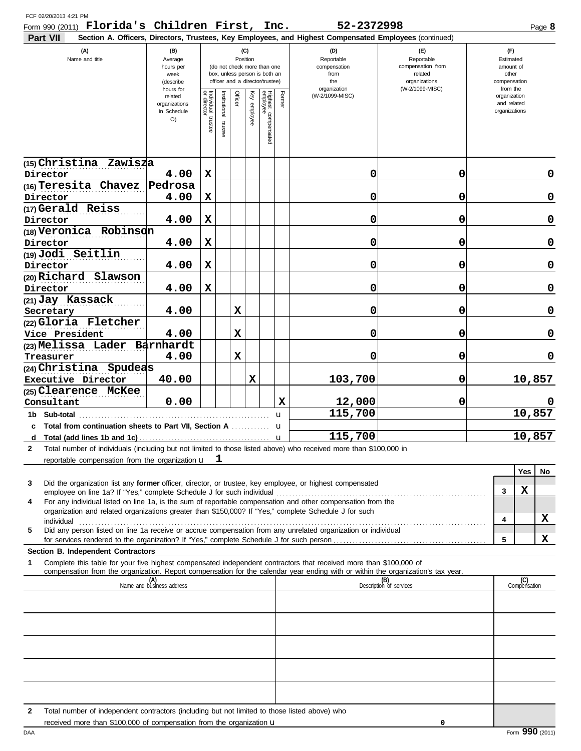Form 990 (2011) **Florida's Children First, Inc.** **52-2372998**

**Part VII** **Section A. Officers, Directors, Trustees, Key Employees, and Highest Compensated Employees** (continued)

| (A) Name and title | (B) Average hours per week (describe hours for related organizations in Schedule O) | (C) Position: Individual trustee or director | Institutional trustee | Officer | Key employee | Highest compensated employee | Former | (D) Reportable compensation from the organization (W-2/1099-MISC) | (E) Reportable compensation from related organizations (W-2/1099-MISC) | (F) Estimated amount of other compensation from the organization and related organizations |
|---|---|---|---|---|---|---|---|---|---|---|
| (15) Christina Zawisza<br>Director | 4.00 | X | | | | | | 0 | 0 | 0 |
| (16) Teresita Chavez Pedrosa<br>Director | 4.00 | X | | | | | | 0 | 0 | 0 |
| (17) Gerald Reiss<br>Director | 4.00 | X | | | | | | 0 | 0 | 0 |
| (18) Veronica Robinson<br>Director | 4.00 | X | | | | | | 0 | 0 | 0 |
| (19) Jodi Seitlin<br>Director | 4.00 | X | | | | | | 0 | 0 | 0 |
| (20) Richard Slawson<br>Director | 4.00 | X | | | | | | 0 | 0 | 0 |
| (21) Jay Kassack<br>Secretary | 4.00 | | | X | | | | 0 | 0 | 0 |
| (22) Gloria Fletcher<br>Vice President | 4.00 | | | X | | | | 0 | 0 | 0 |
| (23) Melissa Lader Barnhardt<br>Treasurer | 4.00 | | | X | | | | 0 | 0 | 0 |
| (24) Christina Spudeas<br>Executive Director | 40.00 | | | | X | | | 103,700 | 0 | 10,857 |
| (25) Clearence McKee<br>Consultant | 0.00 | | | | | | X | 12,000 | 0 | 0 |
| 1b Sub-total | | | | | | | | 115,700 | | 10,857 |
| c Total from continuation sheets to Part VII, Section A | | | | | | | | | | |
| d Total (add lines 1b and 1c) | | | | | | | | 115,700 | | 10,857 |

2 Total number of individuals (including but not limited to those listed above) who received more than $100,000 in reportable compensation from the organization u **1**

| | | Yes | No |
|---|---|---|---|
| 3 Did the organization list any **former** officer, director, or trustee, key employee, or highest compensated employee on line 1a? If "Yes," complete Schedule J for such individual | 3 | X | |
| 4 For any individual listed on line 1a, is the sum of reportable compensation and other compensation from the organization and related organizations greater than $150,000? If "Yes," complete Schedule J for such individual | 4 | | X |
| 5 Did any person listed on line 1a receive or accrue compensation from any unrelated organization or individual for services rendered to the organization? If "Yes," complete Schedule J for such person | 5 | | X |

**Section B. Independent Contractors**

1 Complete this table for your five highest compensated independent contractors that received more than $100,000 of compensation from the organization. Report compensation for the calendar year ending with or within the organization's tax year.

| (A) Name and business address | (B) Description of services | (C) Compensation |
|---|---|---|
| | | |
| | | |
| | | |
| | | |
| | | |

2 Total number of independent contractors (including but not limited to those listed above) who received more than $100,000 of compensation from the organization u **0**

Form **990** (2011)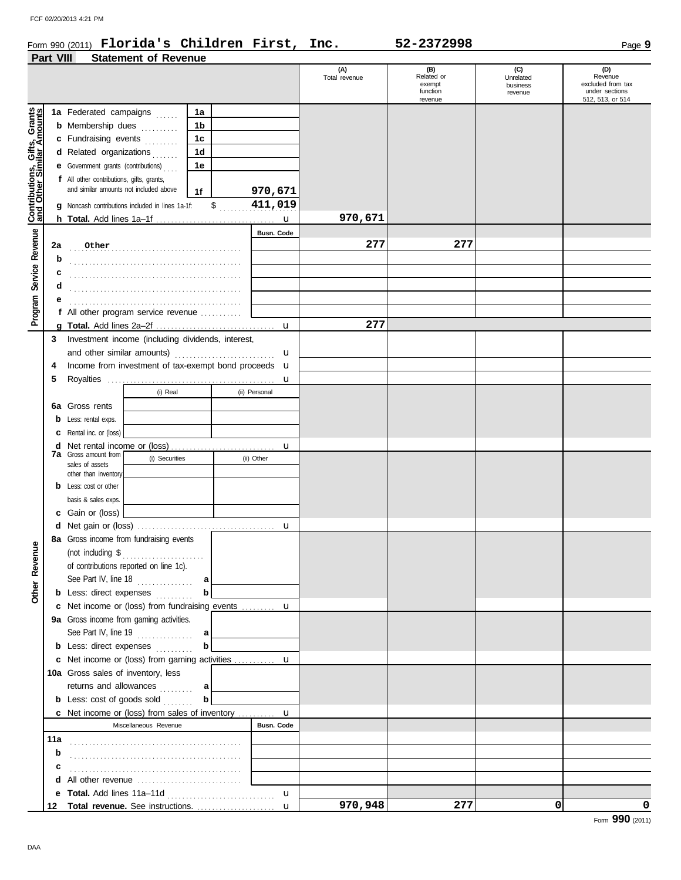Form 990 (2011) **Florida's Children First, Inc.** **52-2372998** Page **9**

**Part VIII Statement of Revenue**

| | | | (A) Total revenue | (B) Related or exempt function revenue | (C) Unrelated business revenue | (D) Revenue excluded from tax under sections 512, 513, or 514 |
|---|---|---|---|---|---|---|
| **Contributions, Gifts, Grants and Other Similar Amounts** | **1a** Federated campaigns | 1a | | | | |
| | **b** Membership dues | 1b | | | | |
| | **c** Fundraising events | 1c | | | | |
| | **d** Related organizations | 1d | | | | |
| | **e** Government grants (contributions) | 1e | | | | |
| | **f** All other contributions, gifts, grants, and similar amounts not included above | 1f 970,671 | | | | |
| | **g** Noncash contributions included in lines 1a-1f: $ 411,019 | | | | | |
| | **h Total.** Add lines 1a–1f | | 970,671 | | | |
| **Program Service Revenue** | | Busn. Code | | | | |
| | **2a** Other | | 277 | 277 | | |
| | **b** | | | | | |
| | **c** | | | | | |
| | **d** | | | | | |
| | **e** | | | | | |
| | **f** All other program service revenue | | | | | |
| | **g Total.** Add lines 2a–2f | | 277 | | | |
| **Other Revenue** | **3** Investment income (including dividends, interest, and other similar amounts) | | | | | |
| | **4** Income from investment of tax-exempt bond proceeds | | | | | |
| | **5** Royalties | | | | | |
| | | (i) Real / (ii) Personal | | | | |
| | **6a** Gross rents | | | | | |
| | **b** Less: rental exps. | | | | | |
| | **c** Rental inc. or (loss) | | | | | |
| | **d** Net rental income or (loss) | | | | | |
| | **7a** Gross amount from sales of assets other than inventory | (i) Securities / (ii) Other | | | | |
| | **b** Less: cost or other basis & sales exps. | | | | | |
| | **c** Gain or (loss) | | | | | |
| | **d** Net gain or (loss) | | | | | |
| | **8a** Gross income from fundraising events (not including $ of contributions reported on line 1c). See Part IV, line 18 | a | | | | |
| | **b** Less: direct expenses | b | | | | |
| | **c** Net income or (loss) from fundraising events | | | | | |
| | **9a** Gross income from gaming activities. See Part IV, line 19 | a | | | | |
| | **b** Less: direct expenses | b | | | | |
| | **c** Net income or (loss) from gaming activities | | | | | |
| | **10a** Gross sales of inventory, less returns and allowances | a | | | | |
| | **b** Less: cost of goods sold | b | | | | |
| | **c** Net income or (loss) from sales of inventory | | | | | |
| | Miscellaneous Revenue | Busn. Code | | | | |
| | **11a** | | | | | |
| | **b** | | | | | |
| | **c** | | | | | |
| | **d** All other revenue | | | | | |
| | **e Total.** Add lines 11a–11d | | | | | |
| | **12 Total revenue.** See instructions. | | 970,948 | 277 | 0 | 0 |

Form **990** (2011)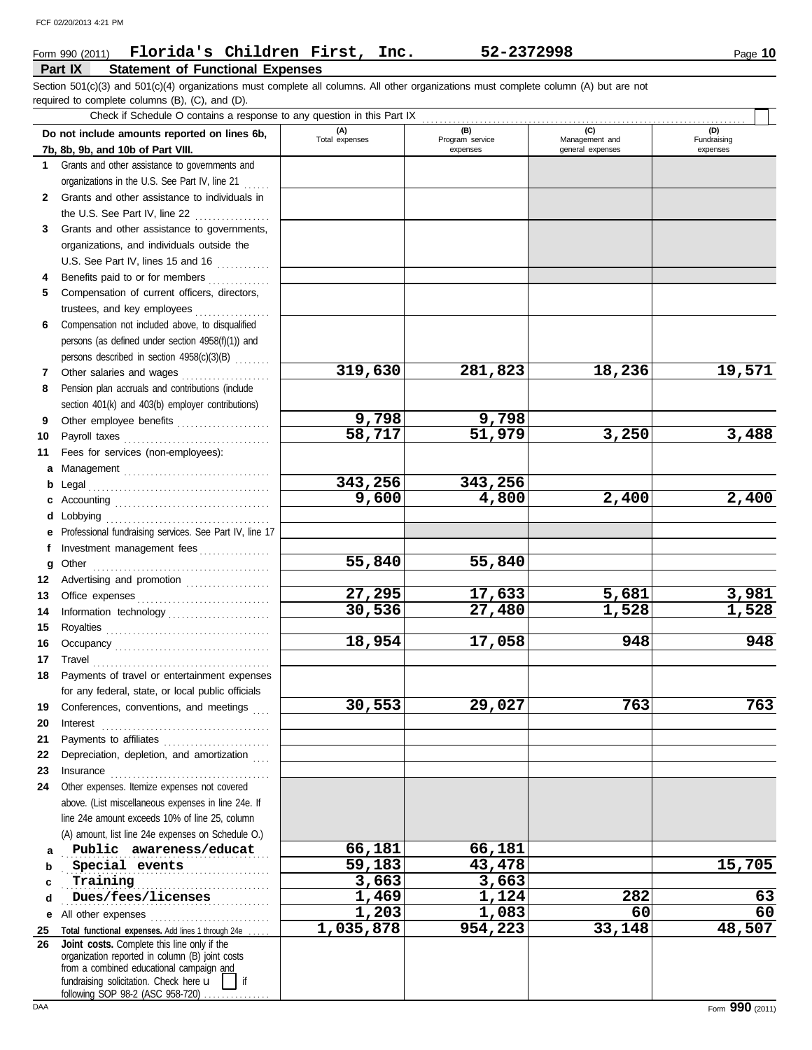Form 990 (2011) **Florida's Children First, Inc.** **52-2372998** Page **10**

## Part IX Statement of Functional Expenses

Section 501(c)(3) and 501(c)(4) organizations must complete all columns. All other organizations must complete column (A) but are not required to complete columns (B), (C), and (D).

Check if Schedule O contains a response to any question in this Part IX

| | Do not include amounts reported on lines 6b, 7b, 8b, 9b, and 10b of Part VIII. | (A) Total expenses | (B) Program service expenses | (C) Management and general expenses | (D) Fundraising expenses |
|---|---|---|---|---|---|
| 1 | Grants and other assistance to governments and organizations in the U.S. See Part IV, line 21 | | | | |
| 2 | Grants and other assistance to individuals in the U.S. See Part IV, line 22 | | | | |
| 3 | Grants and other assistance to governments, organizations, and individuals outside the U.S. See Part IV, lines 15 and 16 | | | | |
| 4 | Benefits paid to or for members | | | | |
| 5 | Compensation of current officers, directors, trustees, and key employees | | | | |
| 6 | Compensation not included above, to disqualified persons (as defined under section 4958(f)(1)) and persons described in section 4958(c)(3)(B) | | | | |
| 7 | Other salaries and wages | 319,630 | 281,823 | 18,236 | 19,571 |
| 8 | Pension plan accruals and contributions (include section 401(k) and 403(b) employer contributions) | | | | |
| 9 | Other employee benefits | 9,798 | 9,798 | | |
| 10 | Payroll taxes | 58,717 | 51,979 | 3,250 | 3,488 |
| 11 | Fees for services (non-employees): | | | | |
| a | Management | | | | |
| b | Legal | 343,256 | 343,256 | | |
| c | Accounting | 9,600 | 4,800 | 2,400 | 2,400 |
| d | Lobbying | | | | |
| e | Professional fundraising services. See Part IV, line 17 | | | | |
| f | Investment management fees | | | | |
| g | Other | 55,840 | 55,840 | | |
| 12 | Advertising and promotion | | | | |
| 13 | Office expenses | 27,295 | 17,633 | 5,681 | 3,981 |
| 14 | Information technology | 30,536 | 27,480 | 1,528 | 1,528 |
| 15 | Royalties | | | | |
| 16 | Occupancy | 18,954 | 17,058 | 948 | 948 |
| 17 | Travel | | | | |
| 18 | Payments of travel or entertainment expenses for any federal, state, or local public officials | | | | |
| 19 | Conferences, conventions, and meetings | 30,553 | 29,027 | 763 | 763 |
| 20 | Interest | | | | |
| 21 | Payments to affiliates | | | | |
| 22 | Depreciation, depletion, and amortization | | | | |
| 23 | Insurance | | | | |
| 24 | Other expenses. Itemize expenses not covered above. (List miscellaneous expenses in line 24e. If line 24e amount exceeds 10% of line 25, column (A) amount, list line 24e expenses on Schedule O.) | | | | |
| a | Public awareness/educat | 66,181 | 66,181 | | |
| b | Special events | 59,183 | 43,478 | | 15,705 |
| c | Training | 3,663 | 3,663 | | |
| d | Dues/fees/licenses | 1,469 | 1,124 | 282 | 63 |
| e | All other expenses | 1,203 | 1,083 | 60 | 60 |
| 25 | **Total functional expenses.** Add lines 1 through 24e | 1,035,878 | 954,223 | 33,148 | 48,507 |
| 26 | **Joint costs.** Complete this line only if the organization reported in column (B) joint costs from a combined educational campaign and fundraising solicitation. Check here ☐ if following SOP 98-2 (ASC 958-720) | | | | |

Form **990** (2011)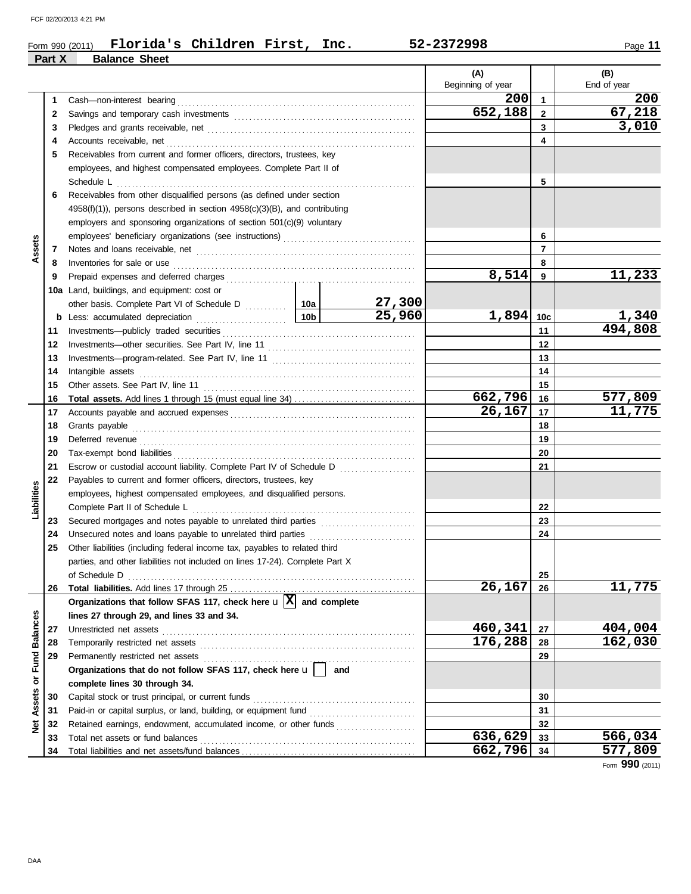Form 990 (2011) **Florida's Children First, Inc.** **52-2372998** Page **11**

## Part X Balance Sheet

| | | | | (A) Beginning of year | | (B) End of year |
|---|---|---|---|---|---|---|
| **Assets** | 1 | Cash—non-interest bearing | | 200 | 1 | 200 |
| | 2 | Savings and temporary cash investments | | 652,188 | 2 | 67,218 |
| | 3 | Pledges and grants receivable, net | | | 3 | 3,010 |
| | 4 | Accounts receivable, net | | | 4 | |
| | 5 | Receivables from current and former officers, directors, trustees, key employees, and highest compensated employees. Complete Part II of Schedule L | | | 5 | |
| | 6 | Receivables from other disqualified persons (as defined under section 4958(f)(1)), persons described in section 4958(c)(3)(B), and contributing employers and sponsoring organizations of section 501(c)(9) voluntary employees' beneficiary organizations (see instructions) | | | 6 | |
| | 7 | Notes and loans receivable, net | | | 7 | |
| | 8 | Inventories for sale or use | | | 8 | |
| | 9 | Prepaid expenses and deferred charges | | 8,514 | 9 | 11,233 |
| | 10a | Land, buildings, and equipment: cost or other basis. Complete Part VI of Schedule D | 10a 27,300 | | | |
| | b | Less: accumulated depreciation | 10b 25,960 | 1,894 | 10c | 1,340 |
| | 11 | Investments—publicly traded securities | | | 11 | 494,808 |
| | 12 | Investments—other securities. See Part IV, line 11 | | | 12 | |
| | 13 | Investments—program-related. See Part IV, line 11 | | | 13 | |
| | 14 | Intangible assets | | | 14 | |
| | 15 | Other assets. See Part IV, line 11 | | | 15 | |
| | 16 | **Total assets.** Add lines 1 through 15 (must equal line 34) | | 662,796 | 16 | 577,809 |
| **Liabilities** | 17 | Accounts payable and accrued expenses | | 26,167 | 17 | 11,775 |
| | 18 | Grants payable | | | 18 | |
| | 19 | Deferred revenue | | | 19 | |
| | 20 | Tax-exempt bond liabilities | | | 20 | |
| | 21 | Escrow or custodial account liability. Complete Part IV of Schedule D | | | 21 | |
| | 22 | Payables to current and former officers, directors, trustees, key employees, highest compensated employees, and disqualified persons. Complete Part II of Schedule L | | | 22 | |
| | 23 | Secured mortgages and notes payable to unrelated third parties | | | 23 | |
| | 24 | Unsecured notes and loans payable to unrelated third parties | | | 24 | |
| | 25 | Other liabilities (including federal income tax, payables to related third parties, and other liabilities not included on lines 17-24). Complete Part X of Schedule D | | | 25 | |
| | 26 | **Total liabilities.** Add lines 17 through 25 | | 26,167 | 26 | 11,775 |
| **Net Assets or Fund Balances** | | **Organizations that follow SFAS 117, check here** [X] **and complete lines 27 through 29, and lines 33 and 34.** | | | | |
| | 27 | Unrestricted net assets | | 460,341 | 27 | 404,004 |
| | 28 | Temporarily restricted net assets | | 176,288 | 28 | 162,030 |
| | 29 | Permanently restricted net assets | | | 29 | |
| | | **Organizations that do not follow SFAS 117, check here** [ ] **and complete lines 30 through 34.** | | | | |
| | 30 | Capital stock or trust principal, or current funds | | | 30 | |
| | 31 | Paid-in or capital surplus, or land, building, or equipment fund | | | 31 | |
| | 32 | Retained earnings, endowment, accumulated income, or other funds | | | 32 | |
| | 33 | Total net assets or fund balances | | 636,629 | 33 | 566,034 |
| | 34 | Total liabilities and net assets/fund balances | | 662,796 | 34 | 577,809 |

Form **990** (2011)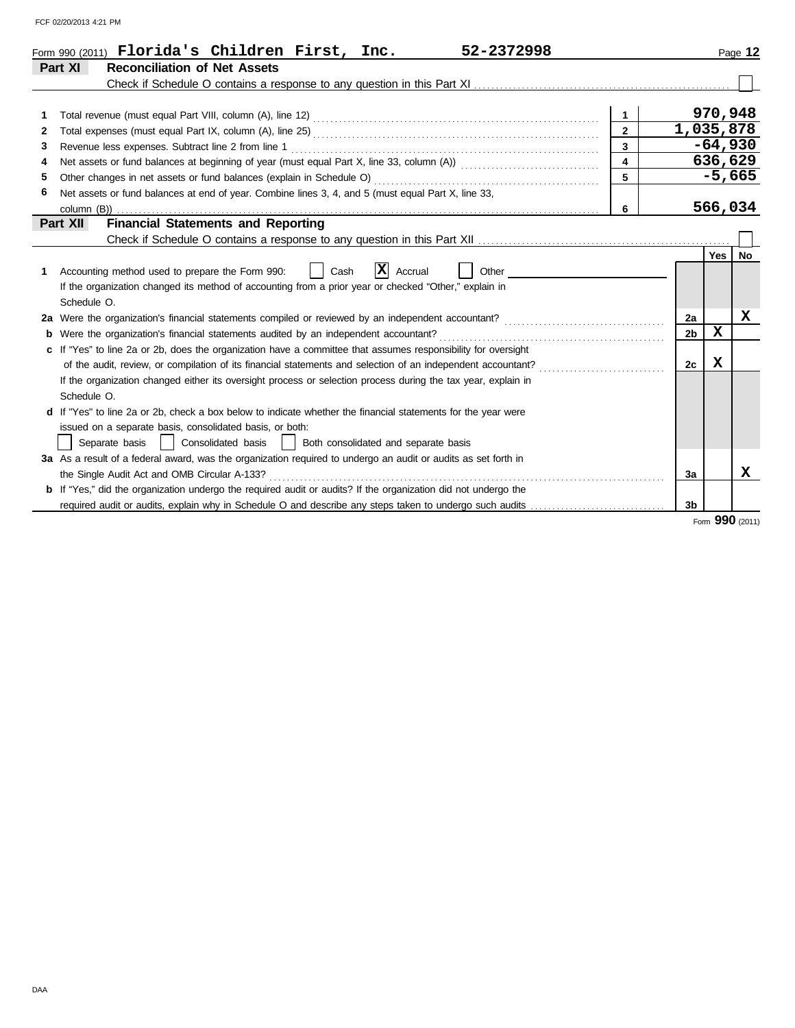Form 990 (2011) **Florida's Children First, Inc.** **52-2372998** Page **12**

## Part XI Reconciliation of Net Assets

Check if Schedule O contains a response to any question in this Part XI ☐

| | | | |
|---|---|---|---|
| 1 | Total revenue (must equal Part VIII, column (A), line 12) | 1 | 970,948 |
| 2 | Total expenses (must equal Part IX, column (A), line 25) | 2 | 1,035,878 |
| 3 | Revenue less expenses. Subtract line 2 from line 1 | 3 | -64,930 |
| 4 | Net assets or fund balances at beginning of year (must equal Part X, line 33, column (A)) | 4 | 636,629 |
| 5 | Other changes in net assets or fund balances (explain in Schedule O) | 5 | -5,665 |
| 6 | Net assets or fund balances at end of year. Combine lines 3, 4, and 5 (must equal Part X, line 33, column (B)) | 6 | 566,034 |

## Part XII Financial Statements and Reporting

Check if Schedule O contains a response to any question in this Part XII ☐

| | | | Yes | No |
|---|---|---|---|---|
| 1 | Accounting method used to prepare the Form 990: ☐ Cash ☒ Accrual ☐ Other<br>If the organization changed its method of accounting from a prior year or checked "Other," explain in Schedule O. | | | |
| 2a | Were the organization's financial statements compiled or reviewed by an independent accountant? | 2a | | X |
| b | Were the organization's financial statements audited by an independent accountant? | 2b | X | |
| c | If "Yes" to line 2a or 2b, does the organization have a committee that assumes responsibility for oversight of the audit, review, or compilation of its financial statements and selection of an independent accountant?<br>If the organization changed either its oversight process or selection process during the tax year, explain in Schedule O. | 2c | X | |
| d | If "Yes" to line 2a or 2b, check a box below to indicate whether the financial statements for the year were issued on a separate basis, consolidated basis, or both:<br>☐ Separate basis ☐ Consolidated basis ☐ Both consolidated and separate basis | | | |
| 3a | As a result of a federal award, was the organization required to undergo an audit or audits as set forth in the Single Audit Act and OMB Circular A-133? | 3a | | X |
| b | If "Yes," did the organization undergo the required audit or audits? If the organization did not undergo the required audit or audits, explain why in Schedule O and describe any steps taken to undergo such audits | 3b | | |

Form **990** (2011)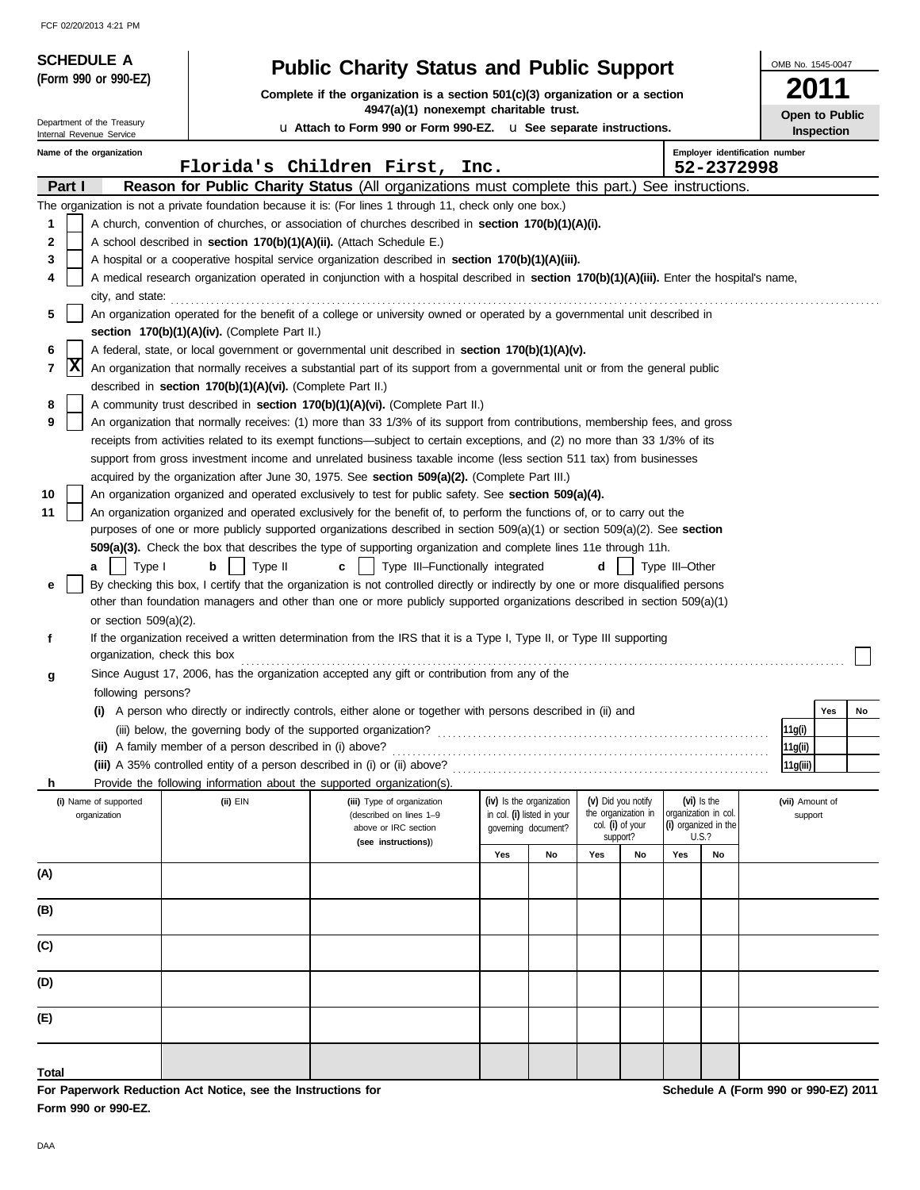FCF 02/20/2013 4:21 PM

**SCHEDULE A**
**(Form 990 or 990-EZ)**

Department of the Treasury
Internal Revenue Service

# Public Charity Status and Public Support

**Complete if the organization is a section 501(c)(3) organization or a section 4947(a)(1) nonexempt charitable trust.**

u **Attach to Form 990 or Form 990-EZ.** u **See separate instructions.**

OMB No. 1545-0047

**2011**

**Open to Public Inspection**

**Name of the organization:** Florida's Children First, Inc.

**Employer identification number:** 52-2372998

## Part I — Reason for Public Charity Status (All organizations must complete this part.) See instructions.

The organization is not a private foundation because it is: (For lines 1 through 11, check only one box.)

1. [ ] A church, convention of churches, or association of churches described in **section 170(b)(1)(A)(i).**
2. [ ] A school described in **section 170(b)(1)(A)(ii).** (Attach Schedule E.)
3. [ ] A hospital or a cooperative hospital service organization described in **section 170(b)(1)(A)(iii).**
4. [ ] A medical research organization operated in conjunction with a hospital described in **section 170(b)(1)(A)(iii).** Enter the hospital's name, city, and state:
5. [ ] An organization operated for the benefit of a college or university owned or operated by a governmental unit described in **section 170(b)(1)(A)(iv).** (Complete Part II.)
6. [ ] A federal, state, or local government or governmental unit described in **section 170(b)(1)(A)(v).**
7. [X] An organization that normally receives a substantial part of its support from a governmental unit or from the general public described in **section 170(b)(1)(A)(vi).** (Complete Part II.)
8. [ ] A community trust described in **section 170(b)(1)(A)(vi).** (Complete Part II.)
9. [ ] An organization that normally receives: (1) more than 33 1/3% of its support from contributions, membership fees, and gross receipts from activities related to its exempt functions—subject to certain exceptions, and (2) no more than 33 1/3% of its support from gross investment income and unrelated business taxable income (less section 511 tax) from businesses acquired by the organization after June 30, 1975. See **section 509(a)(2).** (Complete Part III.)
10. [ ] An organization organized and operated exclusively to test for public safety. See **section 509(a)(4).**
11. [ ] An organization organized and operated exclusively for the benefit of, to perform the functions of, or to carry out the purposes of one or more publicly supported organizations described in section 509(a)(1) or section 509(a)(2). See **section 509(a)(3).** Check the box that describes the type of supporting organization and complete lines 11e through 11h.

   **a** [ ] Type I **b** [ ] Type II **c** [ ] Type III–Functionally integrated **d** [ ] Type III–Other

   **e** [ ] By checking this box, I certify that the organization is not controlled directly or indirectly by one or more disqualified persons other than foundation managers and other than one or more publicly supported organizations described in section 509(a)(1) or section 509(a)(2).

   **f** If the organization received a written determination from the IRS that it is a Type I, Type II, or Type III supporting organization, check this box [ ]

   **g** Since August 17, 2006, has the organization accepted any gift or contribution from any of the following persons?

| | | Yes | No |
|---|---|---|---|
| (i) A person who directly or indirectly controls, either alone or together with persons described in (ii) and (iii) below, the governing body of the supported organization? | 11g(i) | | |
| (ii) A family member of a person described in (i) above? | 11g(ii) | | |
| (iii) A 35% controlled entity of a person described in (i) or (ii) above? | 11g(iii) | | |

   **h** Provide the following information about the supported organization(s).

| | (i) Name of supported organization | (ii) EIN | (iii) Type of organization (described on lines 1–9 above or IRC section (see instructions)) | (iv) Is the organization in col. (i) listed in your governing document? Yes | No | (v) Did you notify the organization in col. (i) of your support? Yes | No | (vi) Is the organization in col. (i) organized in the U.S.? Yes | No | (vii) Amount of support |
|---|---|---|---|---|---|---|---|---|---|---|
| (A) | | | | | | | | | | |
| (B) | | | | | | | | | | |
| (C) | | | | | | | | | | |
| (D) | | | | | | | | | | |
| (E) | | | | | | | | | | |
| Total | | | | | | | | | | |

**For Paperwork Reduction Act Notice, see the Instructions for Form 990 or 990-EZ.**

**Schedule A (Form 990 or 990-EZ) 2011**

DAA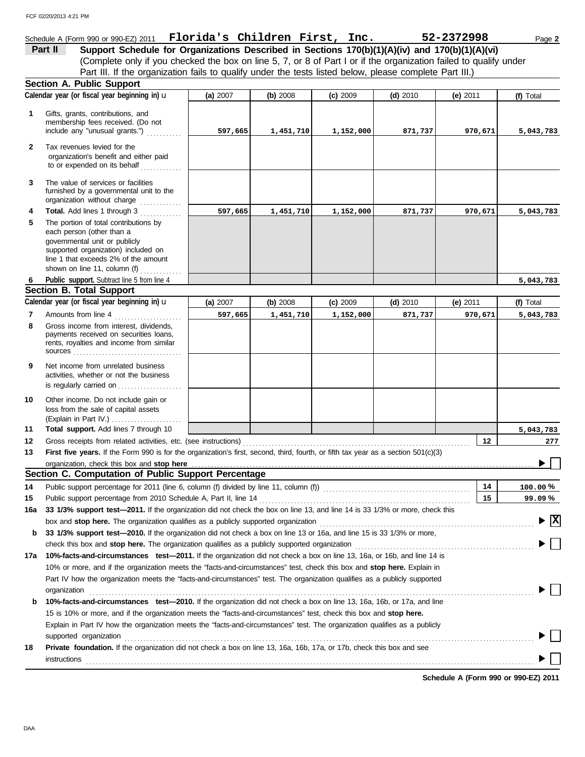Schedule A (Form 990 or 990-EZ) 2011 **Florida's Children First, Inc.** **52-2372998** Page **2**

## Part II — Support Schedule for Organizations Described in Sections 170(b)(1)(A)(iv) and 170(b)(1)(A)(vi)

(Complete only if you checked the box on line 5, 7, or 8 of Part I or if the organization failed to qualify under Part III. If the organization fails to qualify under the tests listed below, please complete Part III.)

### Section A. Public Support

| | Calendar year (or fiscal year beginning in) ▶ | (a) 2007 | (b) 2008 | (c) 2009 | (d) 2010 | (e) 2011 | (f) Total |
|---|---|---|---|---|---|---|---|
| 1 | Gifts, grants, contributions, and membership fees received. (Do not include any "unusual grants.") | 597,665 | 1,451,710 | 1,152,000 | 871,737 | 970,671 | 5,043,783 |
| 2 | Tax revenues levied for the organization's benefit and either paid to or expended on its behalf | | | | | | |
| 3 | The value of services or facilities furnished by a governmental unit to the organization without charge | | | | | | |
| 4 | **Total.** Add lines 1 through 3 | 597,665 | 1,451,710 | 1,152,000 | 871,737 | 970,671 | 5,043,783 |
| 5 | The portion of total contributions by each person (other than a governmental unit or publicly supported organization) included on line 1 that exceeds 2% of the amount shown on line 11, column (f) | | | | | | |
| 6 | **Public support.** Subtract line 5 from line 4 | | | | | | 5,043,783 |

### Section B. Total Support

| | Calendar year (or fiscal year beginning in) ▶ | (a) 2007 | (b) 2008 | (c) 2009 | (d) 2010 | (e) 2011 | (f) Total |
|---|---|---|---|---|---|---|---|
| 7 | Amounts from line 4 | 597,665 | 1,451,710 | 1,152,000 | 871,737 | 970,671 | 5,043,783 |
| 8 | Gross income from interest, dividends, payments received on securities loans, rents, royalties and income from similar sources | | | | | | |
| 9 | Net income from unrelated business activities, whether or not the business is regularly carried on | | | | | | |
| 10 | Other income. Do not include gain or loss from the sale of capital assets (Explain in Part IV.) | | | | | | |
| 11 | **Total support.** Add lines 7 through 10 | | | | | | 5,043,783 |

**12** Gross receipts from related activities, etc. (see instructions) — **12** — 277

**13** **First five years.** If the Form 990 is for the organization's first, second, third, fourth, or fifth tax year as a section 501(c)(3) organization, check this box and **stop here** ▶ ☐

### Section C. Computation of Public Support Percentage

**14** Public support percentage for 2011 (line 6, column (f) divided by line 11, column (f)) — **14** — 100.00 %

**15** Public support percentage from 2010 Schedule A, Part II, line 14 — **15** — 99.09 %

**16a** **33 1/3% support test—2011.** If the organization did not check the box on line 13, and line 14 is 33 1/3% or more, check this box and **stop here.** The organization qualifies as a publicly supported organization ▶ ☒

**b** **33 1/3% support test—2010.** If the organization did not check a box on line 13 or 16a, and line 15 is 33 1/3% or more, check this box and **stop here.** The organization qualifies as a publicly supported organization ▶ ☐

**17a** **10%-facts-and-circumstances test—2011.** If the organization did not check a box on line 13, 16a, or 16b, and line 14 is 10% or more, and if the organization meets the "facts-and-circumstances" test, check this box and **stop here.** Explain in Part IV how the organization meets the "facts-and-circumstances" test. The organization qualifies as a publicly supported organization ▶ ☐

**b** **10%-facts-and-circumstances test—2010.** If the organization did not check a box on line 13, 16a, 16b, or 17a, and line 15 is 10% or more, and if the organization meets the "facts-and-circumstances" test, check this box and **stop here.** Explain in Part IV how the organization meets the "facts-and-circumstances" test. The organization qualifies as a publicly supported organization ▶ ☐

**18** **Private foundation.** If the organization did not check a box on line 13, 16a, 16b, 17a, or 17b, check this box and see instructions ▶ ☐

**Schedule A (Form 990 or 990-EZ) 2011**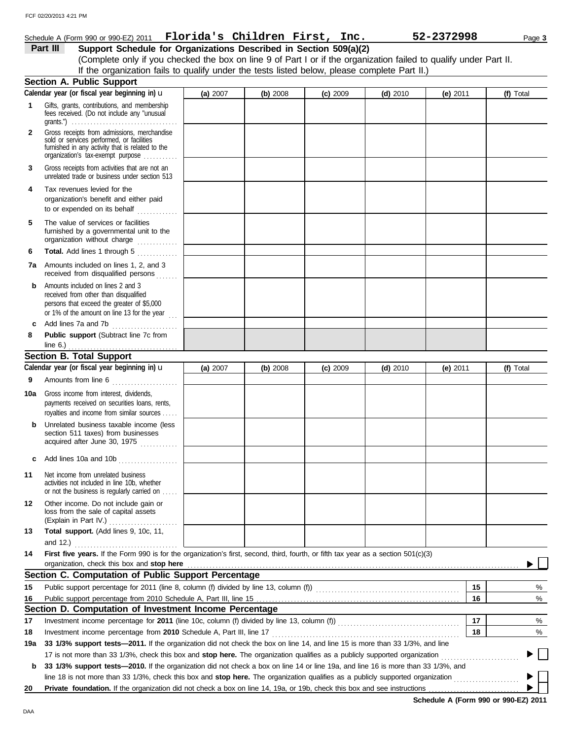Schedule A (Form 990 or 990-EZ) 2011 **Florida's Children First, Inc.** **52-2372998**

## Part III Support Schedule for Organizations Described in Section 509(a)(2)

(Complete only if you checked the box on line 9 of Part I or if the organization failed to qualify under Part II. If the organization fails to qualify under the tests listed below, please complete Part II.)

### Section A. Public Support

| Calendar year (or fiscal year beginning in) u | (a) 2007 | (b) 2008 | (c) 2009 | (d) 2010 | (e) 2011 | (f) Total |
|---|---|---|---|---|---|---|
| **1** Gifts, grants, contributions, and membership fees received. (Do not include any "unusual grants.") | | | | | | |
| **2** Gross receipts from admissions, merchandise sold or services performed, or facilities furnished in any activity that is related to the organization's tax-exempt purpose | | | | | | |
| **3** Gross receipts from activities that are not an unrelated trade or business under section 513 | | | | | | |
| **4** Tax revenues levied for the organization's benefit and either paid to or expended on its behalf | | | | | | |
| **5** The value of services or facilities furnished by a governmental unit to the organization without charge | | | | | | |
| **6** **Total.** Add lines 1 through 5 | | | | | | |
| **7a** Amounts included on lines 1, 2, and 3 received from disqualified persons | | | | | | |
| **b** Amounts included on lines 2 and 3 received from other than disqualified persons that exceed the greater of $5,000 or 1% of the amount on line 13 for the year | | | | | | |
| **c** Add lines 7a and 7b | | | | | | |
| **8** **Public support** (Subtract line 7c from line 6.) | | | | | | |

### Section B. Total Support

| Calendar year (or fiscal year beginning in) u | (a) 2007 | (b) 2008 | (c) 2009 | (d) 2010 | (e) 2011 | (f) Total |
|---|---|---|---|---|---|---|
| **9** Amounts from line 6 | | | | | | |
| **10a** Gross income from interest, dividends, payments received on securities loans, rents, royalties and income from similar sources | | | | | | |
| **b** Unrelated business taxable income (less section 511 taxes) from businesses acquired after June 30, 1975 | | | | | | |
| **c** Add lines 10a and 10b | | | | | | |
| **11** Net income from unrelated business activities not included in line 10b, whether or not the business is regularly carried on | | | | | | |
| **12** Other income. Do not include gain or loss from the sale of capital assets (Explain in Part IV.) | | | | | | |
| **13** **Total support.** (Add lines 9, 10c, 11, and 12.) | | | | | | |

**14** **First five years.** If the Form 990 is for the organization's first, second, third, fourth, or fifth tax year as a section 501(c)(3) organization, check this box and **stop here** ▶ ☐

### Section C. Computation of Public Support Percentage

| | | | |
|---|---|---|---|
| **15** | Public support percentage for 2011 (line 8, column (f) divided by line 13, column (f)) | **15** | % |
| **16** | Public support percentage from 2010 Schedule A, Part III, line 15 | **16** | % |

### Section D. Computation of Investment Income Percentage

| | | | |
|---|---|---|---|
| **17** | Investment income percentage for **2011** (line 10c, column (f) divided by line 13, column (f)) | **17** | % |
| **18** | Investment income percentage from **2010** Schedule A, Part III, line 17 | **18** | % |

**19a** **33 1/3% support tests—2011.** If the organization did not check the box on line 14, and line 15 is more than 33 1/3%, and line 17 is not more than 33 1/3%, check this box and **stop here.** The organization qualifies as a publicly supported organization ▶ ☐

**b** **33 1/3% support tests—2010.** If the organization did not check a box on line 14 or line 19a, and line 16 is more than 33 1/3%, and line 18 is not more than 33 1/3%, check this box and **stop here.** The organization qualifies as a publicly supported organization ▶ ☐

**20** **Private foundation.** If the organization did not check a box on line 14, 19a, or 19b, check this box and see instructions ▶ ☐

**Schedule A (Form 990 or 990-EZ) 2011**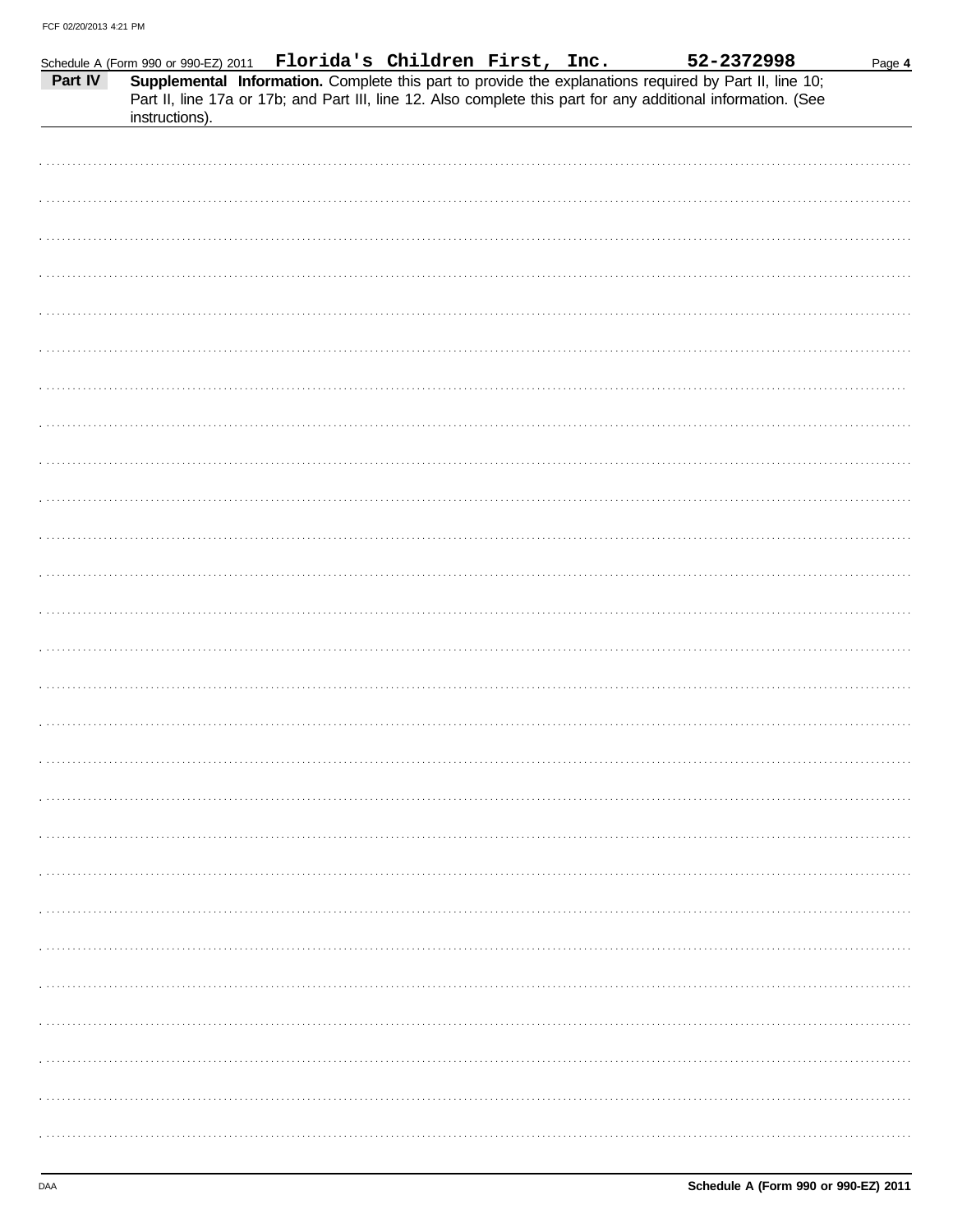Schedule A (Form 990 or 990-EZ) 2011 **Florida's Children First, Inc.** **52-2372998**

**Part IV** **Supplemental Information.** Complete this part to provide the explanations required by Part II, line 10; Part II, line 17a or 17b; and Part III, line 12. Also complete this part for any additional information. (See instructions).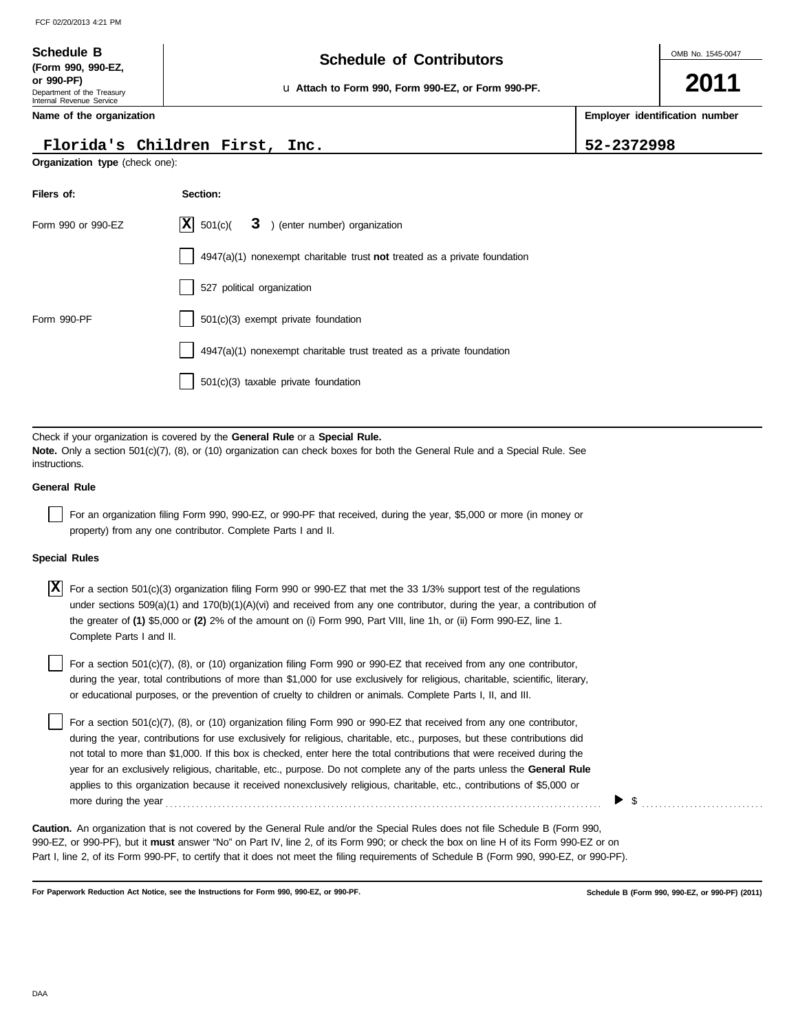**Schedule B (Form 990, 990-EZ, or 990-PF)**
Department of the Treasury
Internal Revenue Service

# Schedule of Contributors

u Attach to Form 990, Form 990-EZ, or Form 990-PF.

OMB No. 1545-0047

**2011**

**Name of the organization**

Florida's Children First, Inc.

**Employer identification number**

52-2372998

**Organization type** (check one):

| Filers of: | Section: |
|---|---|
| Form 990 or 990-EZ | [X] 501(c)( 3 ) (enter number) organization |
| | [ ] 4947(a)(1) nonexempt charitable trust **not** treated as a private foundation |
| | [ ] 527 political organization |
| Form 990-PF | [ ] 501(c)(3) exempt private foundation |
| | [ ] 4947(a)(1) nonexempt charitable trust treated as a private foundation |
| | [ ] 501(c)(3) taxable private foundation |

Check if your organization is covered by the **General Rule** or a **Special Rule.**

**Note.** Only a section 501(c)(7), (8), or (10) organization can check boxes for both the General Rule and a Special Rule. See instructions.

**General Rule**

[ ] For an organization filing Form 990, 990-EZ, or 990-PF that received, during the year, $5,000 or more (in money or property) from any one contributor. Complete Parts I and II.

**Special Rules**

[X] For a section 501(c)(3) organization filing Form 990 or 990-EZ that met the 33 1/3% support test of the regulations under sections 509(a)(1) and 170(b)(1)(A)(vi) and received from any one contributor, during the year, a contribution of the greater of **(1)** $5,000 or **(2)** 2% of the amount on (i) Form 990, Part VIII, line 1h, or (ii) Form 990-EZ, line 1. Complete Parts I and II.

[ ] For a section 501(c)(7), (8), or (10) organization filing Form 990 or 990-EZ that received from any one contributor, during the year, total contributions of more than $1,000 for use exclusively for religious, charitable, scientific, literary, or educational purposes, or the prevention of cruelty to children or animals. Complete Parts I, II, and III.

[ ] For a section 501(c)(7), (8), or (10) organization filing Form 990 or 990-EZ that received from any one contributor, during the year, contributions for use exclusively for religious, charitable, etc., purposes, but these contributions did not total to more than $1,000. If this box is checked, enter here the total contributions that were received during the year for an exclusively religious, charitable, etc., purpose. Do not complete any of the parts unless the **General Rule** applies to this organization because it received nonexclusively religious, charitable, etc., contributions of $5,000 or more during the year . . . . . . . . ▶ $ . . . . . . . . . .

**Caution.** An organization that is not covered by the General Rule and/or the Special Rules does not file Schedule B (Form 990, 990-EZ, or 990-PF), but it **must** answer "No" on Part IV, line 2, of its Form 990; or check the box on line H of its Form 990-EZ or on Part I, line 2, of its Form 990-PF, to certify that it does not meet the filing requirements of Schedule B (Form 990, 990-EZ, or 990-PF).

**For Paperwork Reduction Act Notice, see the Instructions for Form 990, 990-EZ, or 990-PF.** **Schedule B (Form 990, 990-EZ, or 990-PF) (2011)**

DAA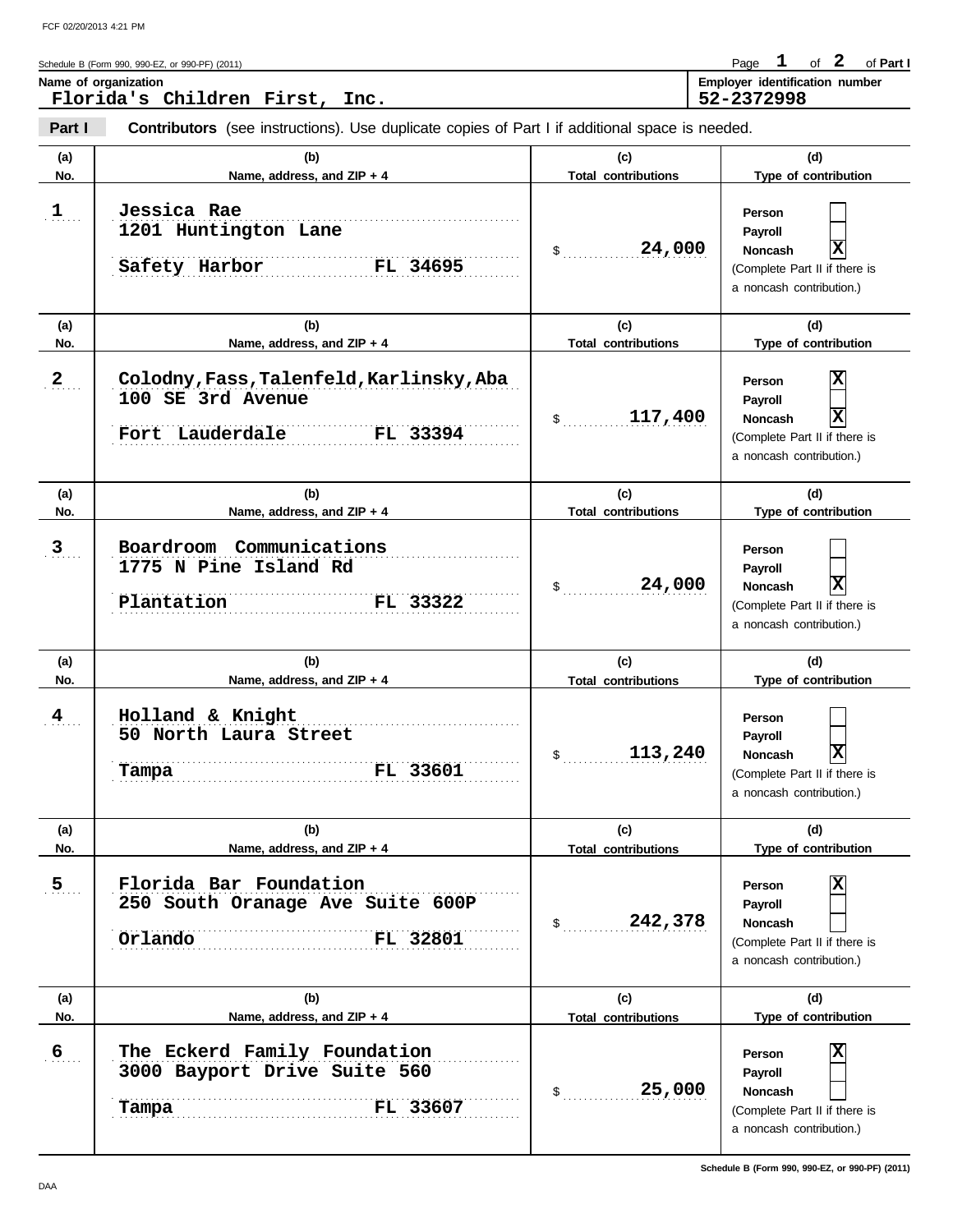Schedule B (Form 990, 990-EZ, or 990-PF) (2011)

**Name of organization**
Florida's Children First, Inc.

**Employer identification number**
52-2372998

**Part I** **Contributors** (see instructions). Use duplicate copies of Part I if additional space is needed.

| (a) No. | (b) Name, address, and ZIP + 4 | (c) Total contributions | (d) Type of contribution |
|---|---|---|---|
| 1 | Jessica Rae<br>1201 Huntington Lane<br>Safety Harbor FL 34695 | $ 24,000 | Person [ ]<br>Payroll [ ]<br>Noncash [X]<br>(Complete Part II if there is a noncash contribution.) |
| 2 | Colodny,Fass,Talenfeld,Karlinsky,Aba<br>100 SE 3rd Avenue<br>Fort Lauderdale FL 33394 | $ 117,400 | Person [X]<br>Payroll [ ]<br>Noncash [X]<br>(Complete Part II if there is a noncash contribution.) |
| 3 | Boardroom Communications<br>1775 N Pine Island Rd<br>Plantation FL 33322 | $ 24,000 | Person [ ]<br>Payroll [ ]<br>Noncash [X]<br>(Complete Part II if there is a noncash contribution.) |
| 4 | Holland & Knight<br>50 North Laura Street<br>Tampa FL 33601 | $ 113,240 | Person [ ]<br>Payroll [ ]<br>Noncash [X]<br>(Complete Part II if there is a noncash contribution.) |
| 5 | Florida Bar Foundation<br>250 South Oranage Ave Suite 600P<br>Orlando FL 32801 | $ 242,378 | Person [X]<br>Payroll [ ]<br>Noncash [ ]<br>(Complete Part II if there is a noncash contribution.) |
| 6 | The Eckerd Family Foundation<br>3000 Bayport Drive Suite 560<br>Tampa FL 33607 | $ 25,000 | Person [X]<br>Payroll [ ]<br>Noncash [ ]<br>(Complete Part II if there is a noncash contribution.) |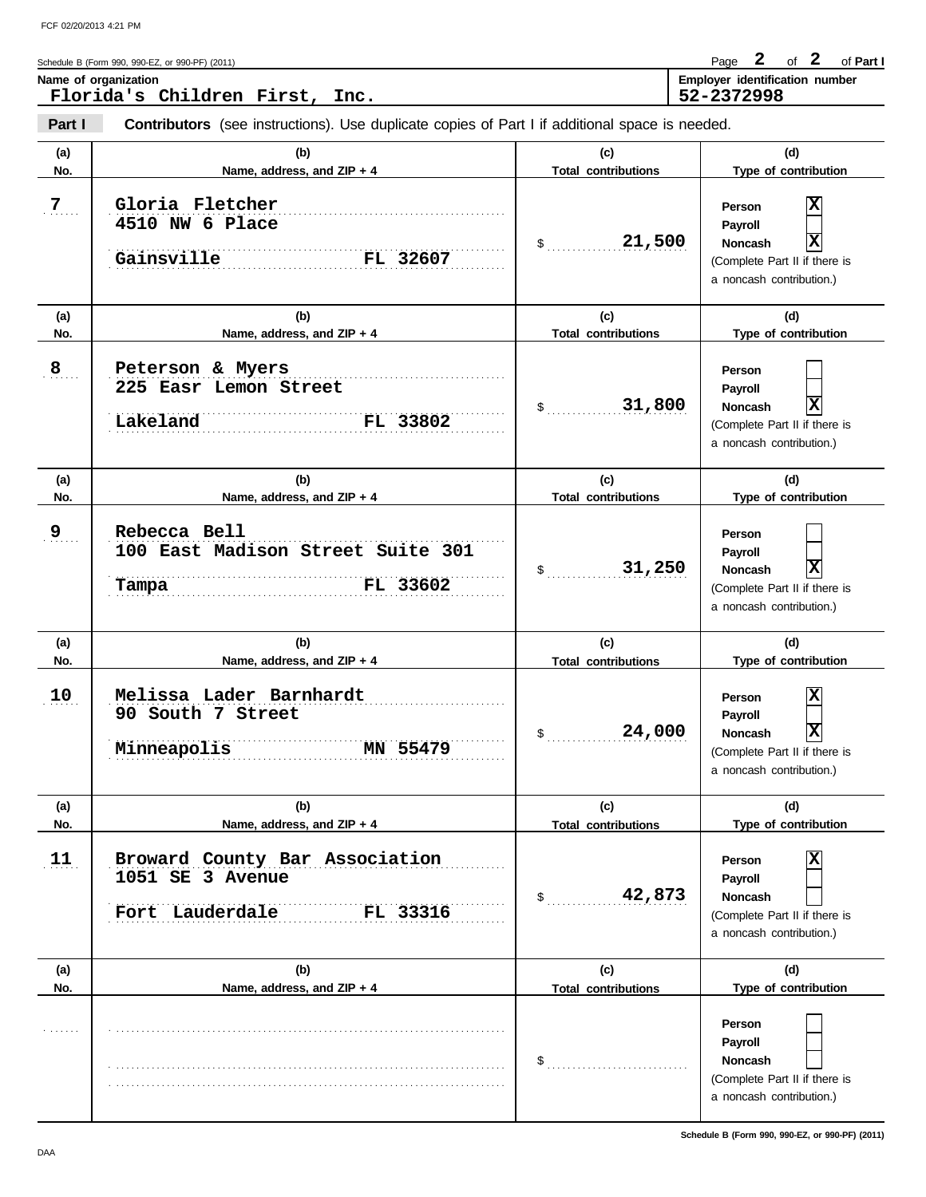Schedule B (Form 990, 990-EZ, or 990-PF) (2011)

**Name of organization**
Florida's Children First, Inc.

**Employer identification number**
52-2372998

**Part I** **Contributors** (see instructions). Use duplicate copies of Part I if additional space is needed.

| (a) No. | (b) Name, address, and ZIP + 4 | (c) Total contributions | (d) Type of contribution |
|---|---|---|---|
| 7 | Gloria Fletcher<br>4510 NW 6 Place<br>Gainsville FL 32607 | $ 21,500 | Person [X]<br>Payroll [ ]<br>Noncash [X]<br>(Complete Part II if there is a noncash contribution.) |
| 8 | Peterson & Myers<br>225 Easr Lemon Street<br>Lakeland FL 33802 | $ 31,800 | Person [ ]<br>Payroll [ ]<br>Noncash [X]<br>(Complete Part II if there is a noncash contribution.) |
| 9 | Rebecca Bell<br>100 East Madison Street Suite 301<br>Tampa FL 33602 | $ 31,250 | Person [ ]<br>Payroll [ ]<br>Noncash [X]<br>(Complete Part II if there is a noncash contribution.) |
| 10 | Melissa Lader Barnhardt<br>90 South 7 Street<br>Minneapolis MN 55479 | $ 24,000 | Person [X]<br>Payroll [ ]<br>Noncash [X]<br>(Complete Part II if there is a noncash contribution.) |
| 11 | Broward County Bar Association<br>1051 SE 3 Avenue<br>Fort Lauderdale FL 33316 | $ 42,873 | Person [X]<br>Payroll [ ]<br>Noncash [ ]<br>(Complete Part II if there is a noncash contribution.) |
| | | $ | Person [ ]<br>Payroll [ ]<br>Noncash [ ]<br>(Complete Part II if there is a noncash contribution.) |

Schedule B (Form 990, 990-EZ, or 990-PF) (2011)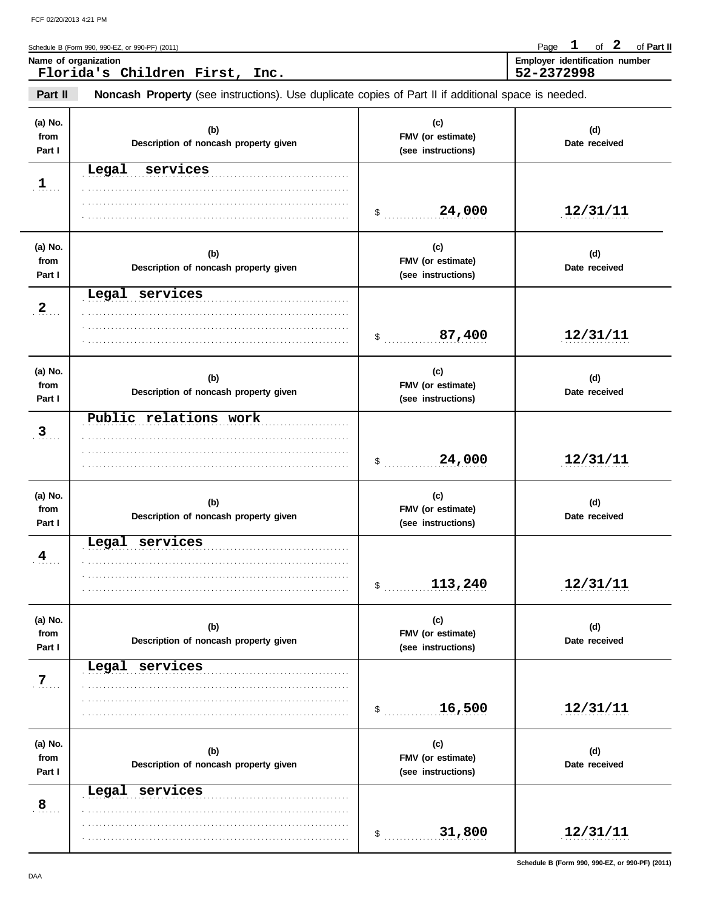Schedule B (Form 990, 990-EZ, or 990-PF) (2011)

**Name of organization**
Florida's Children First, Inc.

**Employer identification number**
52-2372998

## Part II — Noncash Property (see instructions). Use duplicate copies of Part II if additional space is needed.

| (a) No. from Part I | (b) Description of noncash property given | (c) FMV (or estimate) (see instructions) | (d) Date received |
|---|---|---|---|
| 1 | Legal services | $ 24,000 | 12/31/11 |
| 2 | Legal services | $ 87,400 | 12/31/11 |
| 3 | Public relations work | $ 24,000 | 12/31/11 |
| 4 | Legal services | $ 113,240 | 12/31/11 |
| 7 | Legal services | $ 16,500 | 12/31/11 |
| 8 | Legal services | $ 31,800 | 12/31/11 |

Schedule B (Form 990, 990-EZ, or 990-PF) (2011)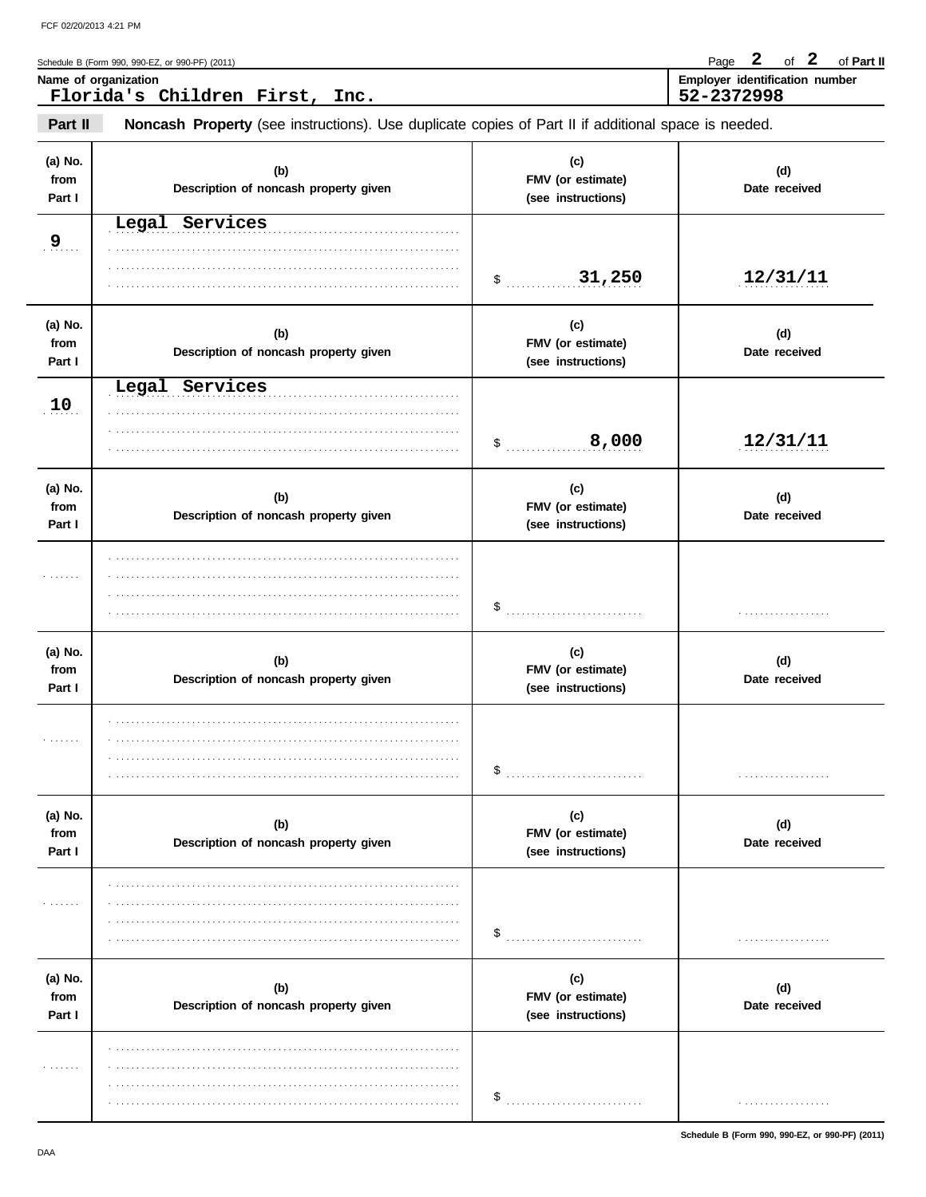FCF 02/20/2013 4:21 PM

Schedule B (Form 990, 990-EZ, or 990-PF) (2011) Page **2** of **2** of **Part II**

**Name of organization**
Florida's Children First, Inc.

**Employer identification number**
52-2372998

**Part II** **Noncash Property** (see instructions). Use duplicate copies of Part II if additional space is needed.

| (a) No. from Part I | (b) Description of noncash property given | (c) FMV (or estimate) (see instructions) | (d) Date received |
|---|---|---|---|
| 9 | Legal Services | $ 31,250 | 12/31/11 |
| 10 | Legal Services | $ 8,000 | 12/31/11 |
| | | $ | |
| | | $ | |
| | | $ | |
| | | $ | |

Schedule B (Form 990, 990-EZ, or 990-PF) (2011)

DAA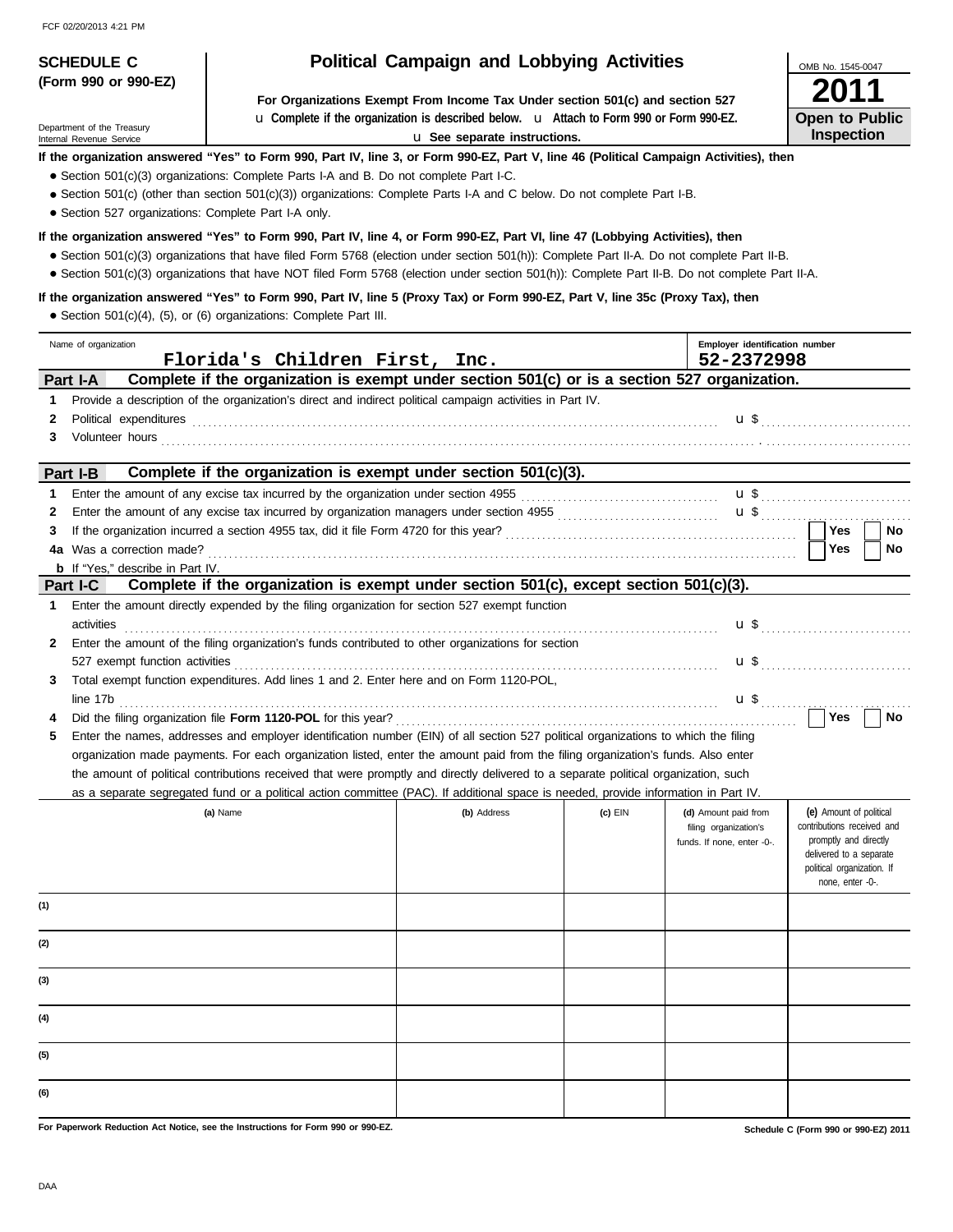FCF 02/20/2013 4:21 PM

# SCHEDULE C (Form 990 or 990-EZ)

Department of the Treasury
Internal Revenue Service

## Political Campaign and Lobbying Activities

**For Organizations Exempt From Income Tax Under section 501(c) and section 527**

u **Complete if the organization is described below.** u **Attach to Form 990 or Form 990-EZ.**

u **See separate instructions.**

OMB No. 1545-0047

**2011**

**Open to Public Inspection**

**If the organization answered "Yes" to Form 990, Part IV, line 3, or Form 990-EZ, Part V, line 46 (Political Campaign Activities), then**

- Section 501(c)(3) organizations: Complete Parts I-A and B. Do not complete Part I-C.
- Section 501(c) (other than section 501(c)(3)) organizations: Complete Parts I-A and C below. Do not complete Part I-B.
- Section 527 organizations: Complete Part I-A only.

**If the organization answered "Yes" to Form 990, Part IV, line 4, or Form 990-EZ, Part VI, line 47 (Lobbying Activities), then**

- Section 501(c)(3) organizations that have filed Form 5768 (election under section 501(h)): Complete Part II-A. Do not complete Part II-B.
- Section 501(c)(3) organizations that have NOT filed Form 5768 (election under section 501(h)): Complete Part II-B. Do not complete Part II-A.

**If the organization answered "Yes" to Form 990, Part IV, line 5 (Proxy Tax) or Form 990-EZ, Part V, line 35c (Proxy Tax), then**

- Section 501(c)(4), (5), or (6) organizations: Complete Part III.

| Name of organization | Employer identification number |
|---|---|
| Florida's Children First, Inc. | 52-2372998 |

### Part I-A Complete if the organization is exempt under section 501(c) or is a section 527 organization.

1 Provide a description of the organization's direct and indirect political campaign activities in Part IV.

2 Political expenditures ........ u $

3 Volunteer hours ........

### Part I-B Complete if the organization is exempt under section 501(c)(3).

1 Enter the amount of any excise tax incurred by the organization under section 4955 ........ u $

2 Enter the amount of any excise tax incurred by organization managers under section 4955 ........ u $

3 If the organization incurred a section 4955 tax, did it file Form 4720 for this year? ........ Yes ☐ No ☐

4a Was a correction made? ........ Yes ☐ No ☐

b If "Yes," describe in Part IV.

### Part I-C Complete if the organization is exempt under section 501(c), except section 501(c)(3).

1 Enter the amount directly expended by the filing organization for section 527 exempt function activities ........ u $

2 Enter the amount of the filing organization's funds contributed to other organizations for section 527 exempt function activities ........ u $

3 Total exempt function expenditures. Add lines 1 and 2. Enter here and on Form 1120-POL, line 17b ........ u $

4 Did the filing organization file **Form 1120-POL** for this year? ........ Yes ☐ No ☐

5 Enter the names, addresses and employer identification number (EIN) of all section 527 political organizations to which the filing organization made payments. For each organization listed, enter the amount paid from the filing organization's funds. Also enter the amount of political contributions received that were promptly and directly delivered to a separate political organization, such as a separate segregated fund or a political action committee (PAC). If additional space is needed, provide information in Part IV.

| | (a) Name | (b) Address | (c) EIN | (d) Amount paid from filing organization's funds. If none, enter -0-. | (e) Amount of political contributions received and promptly and directly delivered to a separate political organization. If none, enter -0-. |
|---|---|---|---|---|---|
| (1) | | | | | |
| (2) | | | | | |
| (3) | | | | | |
| (4) | | | | | |
| (5) | | | | | |
| (6) | | | | | |

**For Paperwork Reduction Act Notice, see the Instructions for Form 990 or 990-EZ.**

**Schedule C (Form 990 or 990-EZ) 2011**

DAA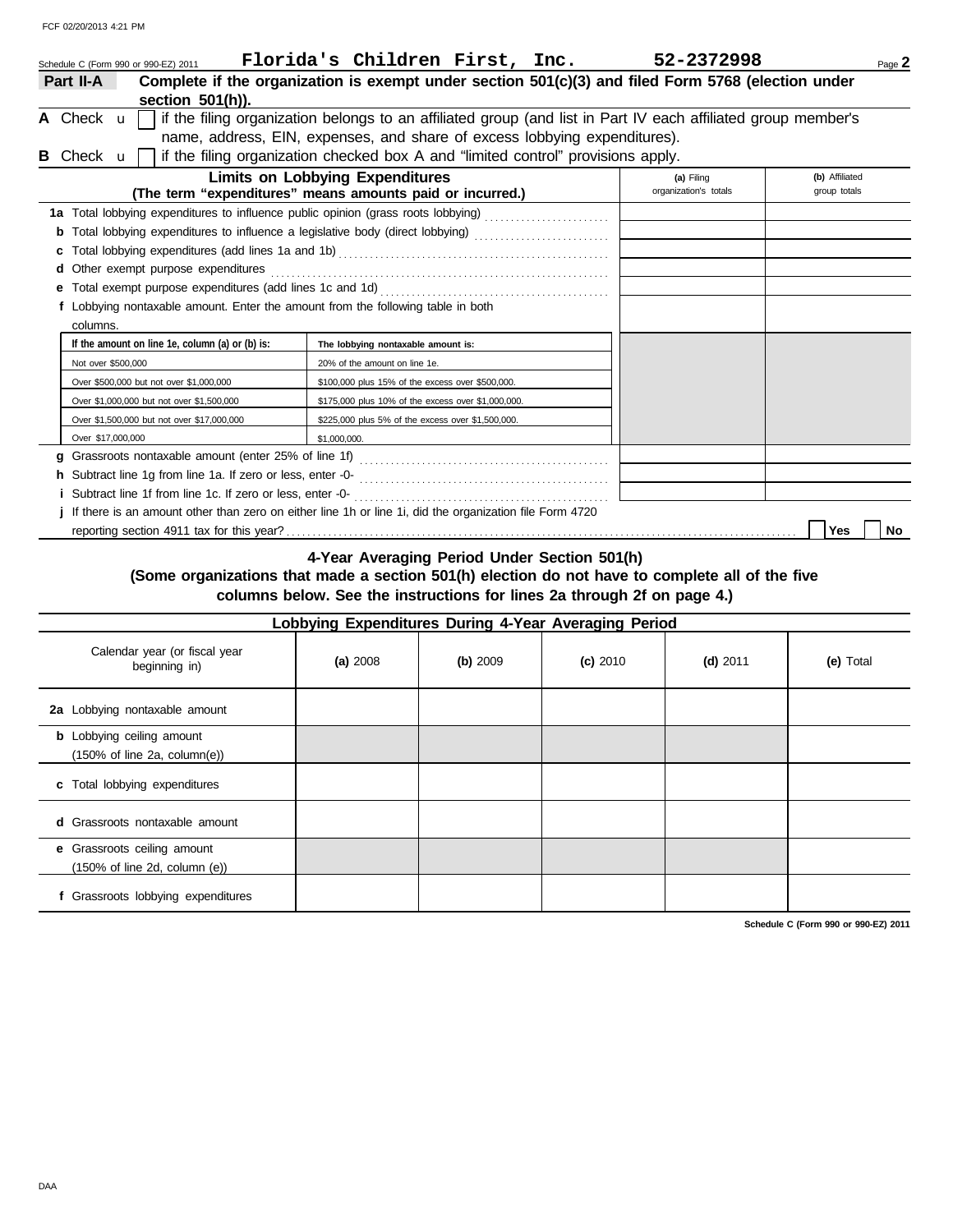Schedule C (Form 990 or 990-EZ) 2011 **Florida's Children First, Inc.** **52-2372998**

**Part II-A** **Complete if the organization is exempt under section 501(c)(3) and filed Form 5768 (election under section 501(h)).**

**A** Check ☐ if the filing organization belongs to an affiliated group (and list in Part IV each affiliated group member's name, address, EIN, expenses, and share of excess lobbying expenditures).

**B** Check ☐ if the filing organization checked box A and "limited control" provisions apply.

| **Limits on Lobbying Expenditures** (The term "expenditures" means amounts paid or incurred.) | (a) Filing organization's totals | (b) Affiliated group totals |
|---|---|---|
| **1a** Total lobbying expenditures to influence public opinion (grass roots lobbying) | | |
| **b** Total lobbying expenditures to influence a legislative body (direct lobbying) | | |
| **c** Total lobbying expenditures (add lines 1a and 1b) | | |
| **d** Other exempt purpose expenditures | | |
| **e** Total exempt purpose expenditures (add lines 1c and 1d) | | |
| **f** Lobbying nontaxable amount. Enter the amount from the following table in both columns. | | |

| If the amount on line 1e, column (a) or (b) is: | The lobbying nontaxable amount is: |
|---|---|
| Not over $500,000 | 20% of the amount on line 1e. |
| Over $500,000 but not over $1,000,000 | $100,000 plus 15% of the excess over $500,000. |
| Over $1,000,000 but not over $1,500,000 | $175,000 plus 10% of the excess over $1,000,000. |
| Over $1,500,000 but not over $17,000,000 | $225,000 plus 5% of the excess over $1,500,000. |
| Over $17,000,000 | $1,000,000. |

| | (a) Filing organization's totals | (b) Affiliated group totals |
|---|---|---|
| **g** Grassroots nontaxable amount (enter 25% of line 1f) | | |
| **h** Subtract line 1g from line 1a. If zero or less, enter -0- | | |
| **i** Subtract line 1f from line 1c. If zero or less, enter -0- | | |

**j** If there is an amount other than zero on either line 1h or line 1i, did the organization file Form 4720 reporting section 4911 tax for this year? ☐ Yes ☐ No

## 4-Year Averaging Period Under Section 501(h)

**(Some organizations that made a section 501(h) election do not have to complete all of the five columns below. See the instructions for lines 2a through 2f on page 4.)**

**Lobbying Expenditures During 4-Year Averaging Period**

| Calendar year (or fiscal year beginning in) | (a) 2008 | (b) 2009 | (c) 2010 | (d) 2011 | (e) Total |
|---|---|---|---|---|---|
| **2a** Lobbying nontaxable amount | | | | | |
| **b** Lobbying ceiling amount (150% of line 2a, column(e)) | | | | | |
| **c** Total lobbying expenditures | | | | | |
| **d** Grassroots nontaxable amount | | | | | |
| **e** Grassroots ceiling amount (150% of line 2d, column (e)) | | | | | |
| **f** Grassroots lobbying expenditures | | | | | |

**Schedule C (Form 990 or 990-EZ) 2011**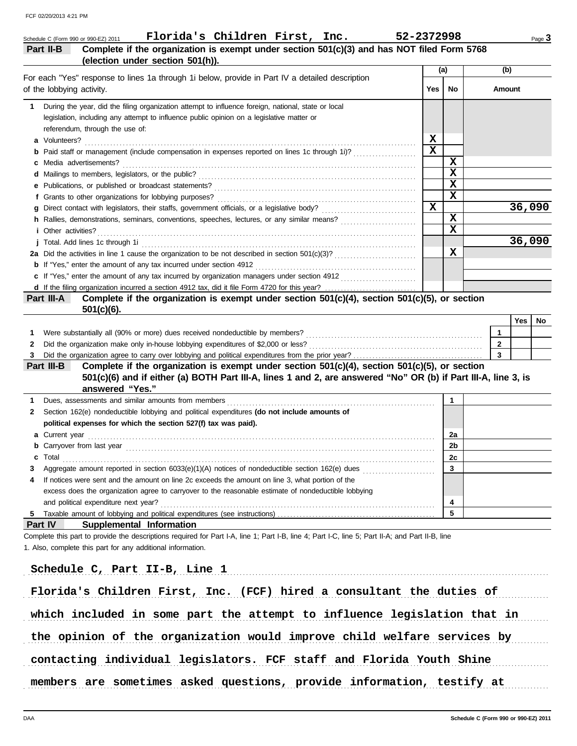Schedule C (Form 990 or 990-EZ) 2011 **Florida's Children First, Inc.** **52-2372998**

**Part II-B** **Complete if the organization is exempt under section 501(c)(3) and has NOT filed Form 5768 (election under section 501(h)).**

| For each "Yes" response to lines 1a through 1i below, provide in Part IV a detailed description of the lobbying activity. | (a) Yes | (a) No | (b) Amount |
|---|---|---|---|
| **1** During the year, did the filing organization attempt to influence foreign, national, state or local legislation, including any attempt to influence public opinion on a legislative matter or referendum, through the use of: | | | |
| **a** Volunteers? | X | | |
| **b** Paid staff or management (include compensation in expenses reported on lines 1c through 1i)? | X | | |
| **c** Media advertisements? | | X | |
| **d** Mailings to members, legislators, or the public? | | X | |
| **e** Publications, or published or broadcast statements? | | X | |
| **f** Grants to other organizations for lobbying purposes? | | X | |
| **g** Direct contact with legislators, their staffs, government officials, or a legislative body? | X | | 36,090 |
| **h** Rallies, demonstrations, seminars, conventions, speeches, lectures, or any similar means? | | X | |
| **i** Other activities? | | X | |
| **j** Total. Add lines 1c through 1i | | | 36,090 |
| **2a** Did the activities in line 1 cause the organization to be not described in section 501(c)(3)? | | X | |
| **b** If "Yes," enter the amount of any tax incurred under section 4912 | | | |
| **c** If "Yes," enter the amount of any tax incurred by organization managers under section 4912 | | | |
| **d** If the filing organization incurred a section 4912 tax, did it file Form 4720 for this year? | | | |

**Part III-A** **Complete if the organization is exempt under section 501(c)(4), section 501(c)(5), or section 501(c)(6).**

| | | Yes | No |
|---|---|---|---|
| **1** Were substantially all (90% or more) dues received nondeductible by members? | 1 | | |
| **2** Did the organization make only in-house lobbying expenditures of $2,000 or less? | 2 | | |
| **3** Did the organization agree to carry over lobbying and political expenditures from the prior year? | 3 | | |

**Part III-B** **Complete if the organization is exempt under section 501(c)(4), section 501(c)(5), or section 501(c)(6) and if either (a) BOTH Part III-A, lines 1 and 2, are answered "No" OR (b) if Part III-A, line 3, is answered "Yes."**

| | | |
|---|---|---|
| **1** Dues, assessments and similar amounts from members | 1 | |
| **2** Section 162(e) nondeductible lobbying and political expenditures **(do not include amounts of political expenses for which the section 527(f) tax was paid).** | | |
| **a** Current year | 2a | |
| **b** Carryover from last year | 2b | |
| **c** Total | 2c | |
| **3** Aggregate amount reported in section 6033(e)(1)(A) notices of nondeductible section 162(e) dues | 3 | |
| **4** If notices were sent and the amount on line 2c exceeds the amount on line 3, what portion of the excess does the organization agree to carryover to the reasonable estimate of nondeductible lobbying and political expenditure next year? | 4 | |
| **5** Taxable amount of lobbying and political expenditures (see instructions) | 5 | |

**Part IV** **Supplemental Information**

Complete this part to provide the descriptions required for Part I-A, line 1; Part I-B, line 4; Part I-C, line 5; Part II-A; and Part II-B, line 1. Also, complete this part for any additional information.

Schedule C, Part II-B, Line 1

Florida's Children First, Inc. (FCF) hired a consultant the duties of which included in some part the attempt to influence legislation that in the opinion of the organization would improve child welfare services by contacting individual legislators. FCF staff and Florida Youth Shine members are sometimes asked questions, provide information, testify at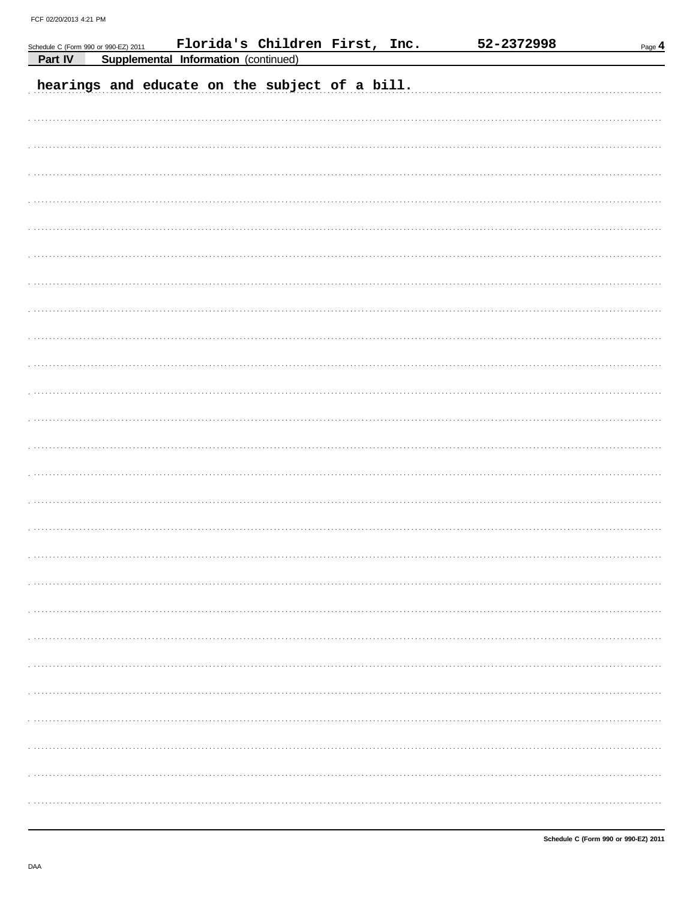Schedule C (Form 990 or 990-EZ) 2011 Florida's Children First, Inc. 52-2372998

**Part IV** **Supplemental Information** (continued)

hearings and educate on the subject of a bill.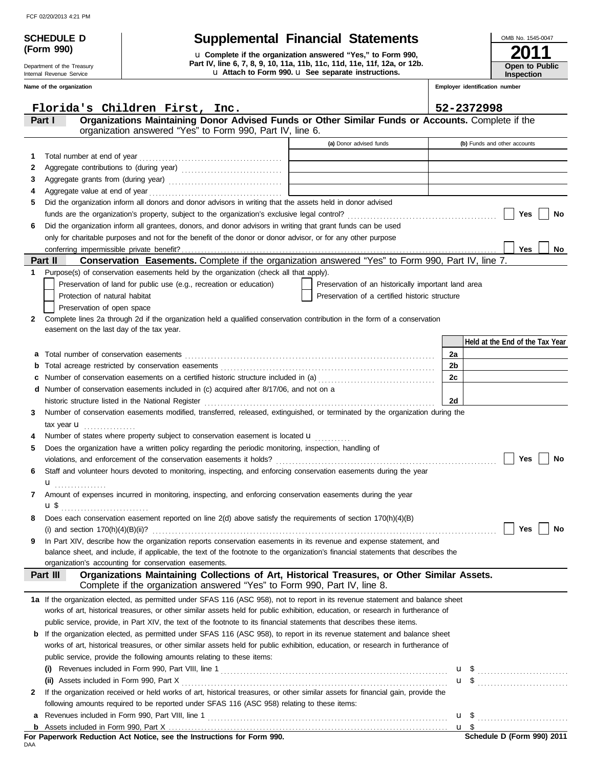FCF 02/20/2013 4:21 PM

**SCHEDULE D (Form 990)**

Department of the Treasury
Internal Revenue Service

# Supplemental Financial Statements

u **Complete if the organization answered "Yes," to Form 990, Part IV, line 6, 7, 8, 9, 10, 11a, 11b, 11c, 11d, 11e, 11f, 12a, or 12b.**
u **Attach to Form 990.** u **See separate instructions.**

OMB No. 1545-0047

**2011**

**Open to Public Inspection**

**Name of the organization**: Florida's Children First, Inc.

**Employer identification number**: 52-2372998

## Part I Organizations Maintaining Donor Advised Funds or Other Similar Funds or Accounts.
Complete if the organization answered "Yes" to Form 990, Part IV, line 6.

| | | (a) Donor advised funds | (b) Funds and other accounts |
|---|---|---|---|
| 1 | Total number at end of year | | |
| 2 | Aggregate contributions to (during year) | | |
| 3 | Aggregate grants from (during year) | | |
| 4 | Aggregate value at end of year | | |

5 Did the organization inform all donors and donor advisors in writing that the assets held in donor advised funds are the organization's property, subject to the organization's exclusive legal control? ☐ Yes ☐ No

6 Did the organization inform all grantees, donors, and donor advisors in writing that grant funds can be used only for charitable purposes and not for the benefit of the donor or donor advisor, or for any other purpose conferring impermissible private benefit? ☐ Yes ☐ No

## Part II Conservation Easements.
Complete if the organization answered "Yes" to Form 990, Part IV, line 7.

1 Purpose(s) of conservation easements held by the organization (check all that apply).

- ☐ Preservation of land for public use (e.g., recreation or education)
- ☐ Protection of natural habitat
- ☐ Preservation of open space
- ☐ Preservation of an historically important land area
- ☐ Preservation of a certified historic structure

2 Complete lines 2a through 2d if the organization held a qualified conservation contribution in the form of a conservation easement on the last day of the tax year.

| | | | Held at the End of the Tax Year |
|---|---|---|---|
| a | Total number of conservation easements | 2a | |
| b | Total acreage restricted by conservation easements | 2b | |
| c | Number of conservation easements on a certified historic structure included in (a) | 2c | |
| d | Number of conservation easements included in (c) acquired after 8/17/06, and not on a historic structure listed in the National Register | 2d | |

3 Number of conservation easements modified, transferred, released, extinguished, or terminated by the organization during the tax year u

4 Number of states where property subject to conservation easement is located u

5 Does the organization have a written policy regarding the periodic monitoring, inspection, handling of violations, and enforcement of the conservation easements it holds? ☐ Yes ☐ No

6 Staff and volunteer hours devoted to monitoring, inspecting, and enforcing conservation easements during the year u

7 Amount of expenses incurred in monitoring, inspecting, and enforcing conservation easements during the year u $

8 Does each conservation easement reported on line 2(d) above satisfy the requirements of section 170(h)(4)(B)(i) and section 170(h)(4)(B)(ii)? ☐ Yes ☐ No

9 In Part XIV, describe how the organization reports conservation easements in its revenue and expense statement, and balance sheet, and include, if applicable, the text of the footnote to the organization's financial statements that describes the organization's accounting for conservation easements.

## Part III Organizations Maintaining Collections of Art, Historical Treasures, or Other Similar Assets.
Complete if the organization answered "Yes" to Form 990, Part IV, line 8.

1a If the organization elected, as permitted under SFAS 116 (ASC 958), not to report in its revenue statement and balance sheet works of art, historical treasures, or other similar assets held for public exhibition, education, or research in furtherance of public service, provide, in Part XIV, the text of the footnote to its financial statements that describes these items.

b If the organization elected, as permitted under SFAS 116 (ASC 958), to report in its revenue statement and balance sheet works of art, historical treasures, or other similar assets held for public exhibition, education, or research in furtherance of public service, provide the following amounts relating to these items:

(i) Revenues included in Form 990, Part VIII, line 1 u $

(ii) Assets included in Form 990, Part X u $

2 If the organization received or held works of art, historical treasures, or other similar assets for financial gain, provide the following amounts required to be reported under SFAS 116 (ASC 958) relating to these items:

a Revenues included in Form 990, Part VIII, line 1 u $

b Assets included in Form 990, Part X u $

**For Paperwork Reduction Act Notice, see the Instructions for Form 990.**

DAA

**Schedule D (Form 990) 2011**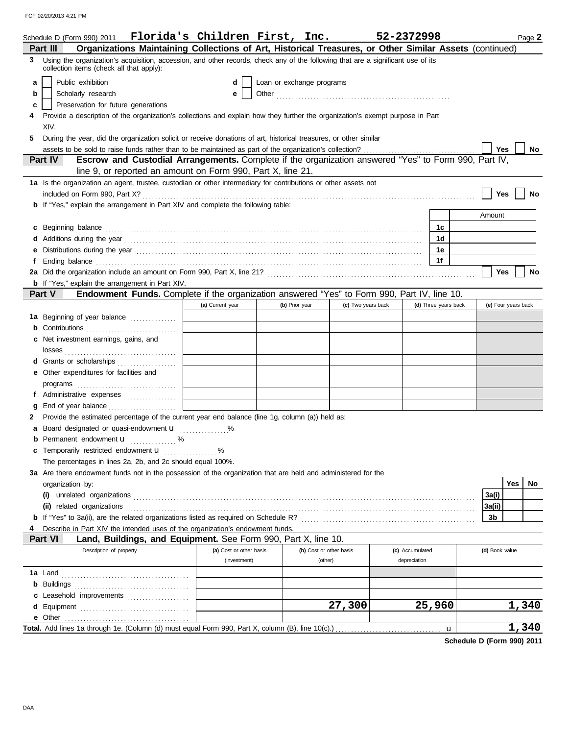Schedule D (Form 990) 2011 **Florida's Children First, Inc.** **52-2372998** Page **2**

## Part III Organizations Maintaining Collections of Art, Historical Treasures, or Other Similar Assets (continued)

**3** Using the organization's acquisition, accession, and other records, check any of the following that are a significant use of its collection items (check all that apply):

- **a** ☐ Public exhibition
- **b** ☐ Scholarly research
- **c** ☐ Preservation for future generations
- **d** ☐ Loan or exchange programs
- **e** ☐ Other

**4** Provide a description of the organization's collections and explain how they further the organization's exempt purpose in Part XIV.

**5** During the year, did the organization solicit or receive donations of art, historical treasures, or other similar assets to be sold to raise funds rather than to be maintained as part of the organization's collection? ☐ Yes ☐ No

## Part IV Escrow and Custodial Arrangements. Complete if the organization answered "Yes" to Form 990, Part IV, line 9, or reported an amount on Form 990, Part X, line 21.

**1a** Is the organization an agent, trustee, custodian or other intermediary for contributions or other assets not included on Form 990, Part X? ☐ Yes ☐ No

**b** If "Yes," explain the arrangement in Part XIV and complete the following table:

| | | Amount |
|---|---|---|
| **c** Beginning balance | 1c | |
| **d** Additions during the year | 1d | |
| **e** Distributions during the year | 1e | |
| **f** Ending balance | 1f | |

**2a** Did the organization include an amount on Form 990, Part X, line 21? ☐ Yes ☐ No

**b** If "Yes," explain the arrangement in Part XIV.

## Part V Endowment Funds. Complete if the organization answered "Yes" to Form 990, Part IV, line 10.

| | (a) Current year | (b) Prior year | (c) Two years back | (d) Three years back | (e) Four years back |
|---|---|---|---|---|---|
| **1a** Beginning of year balance | | | | | |
| **b** Contributions | | | | | |
| **c** Net investment earnings, gains, and losses | | | | | |
| **d** Grants or scholarships | | | | | |
| **e** Other expenditures for facilities and programs | | | | | |
| **f** Administrative expenses | | | | | |
| **g** End of year balance | | | | | |

**2** Provide the estimated percentage of the current year end balance (line 1g, column (a)) held as:

- **a** Board designated or quasi-endowment ______ %
- **b** Permanent endowment ______ %
- **c** Temporarily restricted endowment ______ %

The percentages in lines 2a, 2b, and 2c should equal 100%.

**3a** Are there endowment funds not in the possession of the organization that are held and administered for the organization by:

| | | Yes | No |
|---|---|---|---|
| **(i)** unrelated organizations | 3a(i) | | |
| **(ii)** related organizations | 3a(ii) | | |
| **b** If "Yes" to 3a(ii), are the related organizations listed as required on Schedule R? | 3b | | |

**4** Describe in Part XIV the intended uses of the organization's endowment funds.

## Part VI Land, Buildings, and Equipment. See Form 990, Part X, line 10.

| Description of property | (a) Cost or other basis (investment) | (b) Cost or other basis (other) | (c) Accumulated depreciation | (d) Book value |
|---|---|---|---|---|
| **1a** Land | | | | |
| **b** Buildings | | | | |
| **c** Leasehold improvements | | | | |
| **d** Equipment | | 27,300 | 25,960 | 1,340 |
| **e** Other | | | | |
| **Total.** Add lines 1a through 1e. (Column (d) must equal Form 990, Part X, column (B), line 10(c).) | | | | 1,340 |

**Schedule D (Form 990) 2011**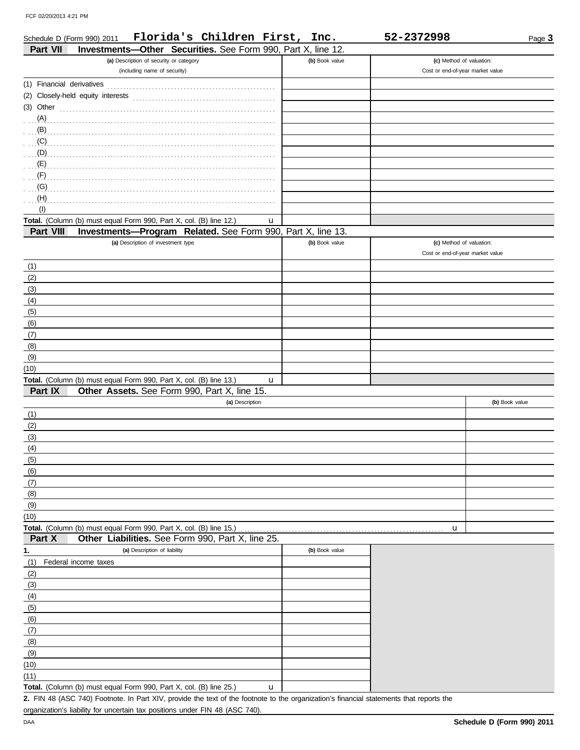Schedule D (Form 990) 2011 **Florida's Children First, Inc.** **52-2372998**

## Part VII Investments—Other Securities. See Form 990, Part X, line 12.

| (a) Description of security or category (including name of security) | (b) Book value | (c) Method of valuation: Cost or end-of-year market value |
|---|---|---|
| (1) Financial derivatives | | |
| (2) Closely-held equity interests | | |
| (3) Other | | |
| (A) | | |
| (B) | | |
| (C) | | |
| (D) | | |
| (E) | | |
| (F) | | |
| (G) | | |
| (H) | | |
| (I) | | |
| **Total.** (Column (b) must equal Form 990, Part X, col. (B) line 12.) u | | |

## Part VIII Investments—Program Related. See Form 990, Part X, line 13.

| (a) Description of investment type | (b) Book value | (c) Method of valuation: Cost or end-of-year market value |
|---|---|---|
| (1) | | |
| (2) | | |
| (3) | | |
| (4) | | |
| (5) | | |
| (6) | | |
| (7) | | |
| (8) | | |
| (9) | | |
| (10) | | |
| **Total.** (Column (b) must equal Form 990, Part X, col. (B) line 13.) u | | |

## Part IX Other Assets. See Form 990, Part X, line 15.

| (a) Description | (b) Book value |
|---|---|
| (1) | |
| (2) | |
| (3) | |
| (4) | |
| (5) | |
| (6) | |
| (7) | |
| (8) | |
| (9) | |
| (10) | |
| **Total.** (Column (b) must equal Form 990, Part X, col. (B) line 15.) u | |

## Part X Other Liabilities. See Form 990, Part X, line 25.

| 1. (a) Description of liability | (b) Book value |
|---|---|
| (1) Federal income taxes | |
| (2) | |
| (3) | |
| (4) | |
| (5) | |
| (6) | |
| (7) | |
| (8) | |
| (9) | |
| (10) | |
| (11) | |
| **Total.** (Column (b) must equal Form 990, Part X, col. (B) line 25.) u | |

**2.** FIN 48 (ASC 740) Footnote. In Part XIV, provide the text of the footnote to the organization's financial statements that reports the organization's liability for uncertain tax positions under FIN 48 (ASC 740).

**Schedule D (Form 990) 2011**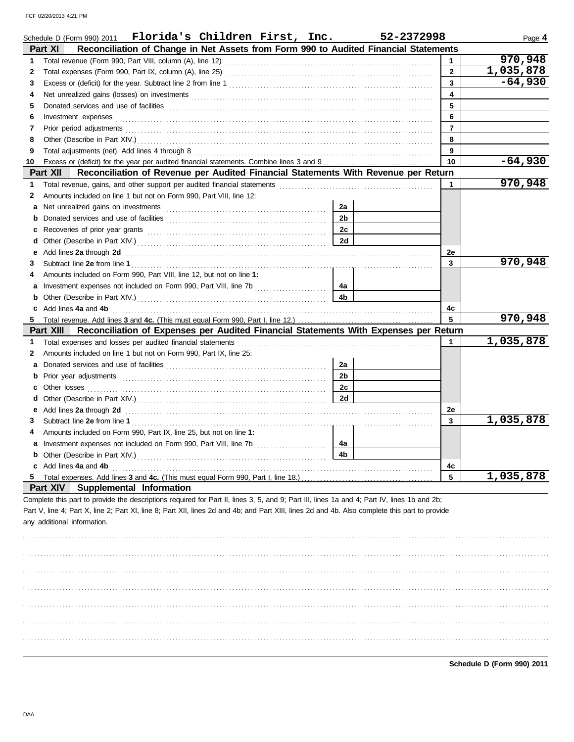Schedule D (Form 990) 2011 **Florida's Children First, Inc.** **52-2372998**

## Part XI Reconciliation of Change in Net Assets from Form 990 to Audited Financial Statements

| | | | |
|---|---|---|---|
| 1 | Total revenue (Form 990, Part VIII, column (A), line 12) | 1 | 970,948 |
| 2 | Total expenses (Form 990, Part IX, column (A), line 25) | 2 | 1,035,878 |
| 3 | Excess or (deficit) for the year. Subtract line 2 from line 1 | 3 | -64,930 |
| 4 | Net unrealized gains (losses) on investments | 4 | |
| 5 | Donated services and use of facilities | 5 | |
| 6 | Investment expenses | 6 | |
| 7 | Prior period adjustments | 7 | |
| 8 | Other (Describe in Part XIV.) | 8 | |
| 9 | Total adjustments (net). Add lines 4 through 8 | 9 | |
| 10 | Excess or (deficit) for the year per audited financial statements. Combine lines 3 and 9 | 10 | -64,930 |

## Part XII Reconciliation of Revenue per Audited Financial Statements With Revenue per Return

| | | | | | |
|---|---|---|---|---|---|
| 1 | Total revenue, gains, and other support per audited financial statements | | | 1 | 970,948 |
| 2 | Amounts included on line 1 but not on Form 990, Part VIII, line 12: | | | | |
| a | Net unrealized gains on investments | 2a | | | |
| b | Donated services and use of facilities | 2b | | | |
| c | Recoveries of prior year grants | 2c | | | |
| d | Other (Describe in Part XIV.) | 2d | | | |
| e | Add lines **2a** through **2d** | | | 2e | |
| 3 | Subtract line **2e** from line **1** | | | 3 | 970,948 |
| 4 | Amounts included on Form 990, Part VIII, line 12, but not on line **1:** | | | | |
| a | Investment expenses not included on Form 990, Part VIII, line 7b | 4a | | | |
| b | Other (Describe in Part XIV.) | 4b | | | |
| c | Add lines **4a** and **4b** | | | 4c | |
| 5 | Total revenue. Add lines **3** and **4c.** (This must equal Form 990, Part I, line 12.) | | | 5 | 970,948 |

## Part XIII Reconciliation of Expenses per Audited Financial Statements With Expenses per Return

| | | | | | |
|---|---|---|---|---|---|
| 1 | Total expenses and losses per audited financial statements | | | 1 | 1,035,878 |
| 2 | Amounts included on line 1 but not on Form 990, Part IX, line 25: | | | | |
| a | Donated services and use of facilities | 2a | | | |
| b | Prior year adjustments | 2b | | | |
| c | Other losses | 2c | | | |
| d | Other (Describe in Part XIV.) | 2d | | | |
| e | Add lines **2a** through **2d** | | | 2e | |
| 3 | Subtract line **2e** from line **1** | | | 3 | 1,035,878 |
| 4 | Amounts included on Form 990, Part IX, line 25, but not on line **1:** | | | | |
| a | Investment expenses not included on Form 990, Part VIII, line 7b | 4a | | | |
| b | Other (Describe in Part XIV.) | 4b | | | |
| c | Add lines **4a** and **4b** | | | 4c | |
| 5 | Total expenses. Add lines **3** and **4c.** (This must equal Form 990, Part I, line 18.) | | | 5 | 1,035,878 |

## Part XIV Supplemental Information

Complete this part to provide the descriptions required for Part II, lines 3, 5, and 9; Part III, lines 1a and 4; Part IV, lines 1b and 2b; Part V, line 4; Part X, line 2; Part XI, line 8; Part XII, lines 2d and 4b; and Part XIII, lines 2d and 4b. Also complete this part to provide any additional information.

**Schedule D (Form 990) 2011**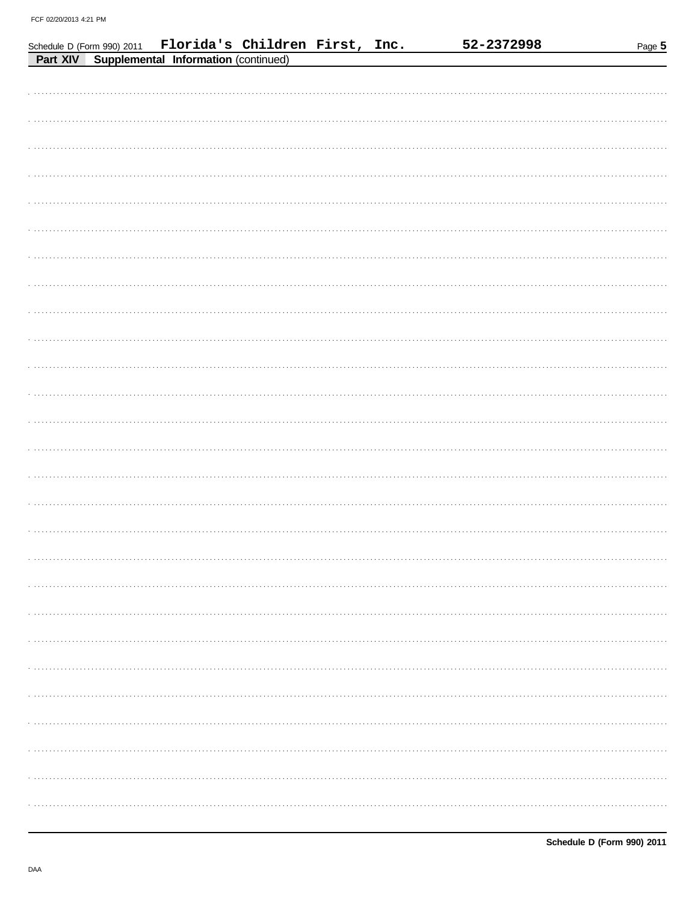Schedule D (Form 990) 2011 Florida's Children First, Inc. 52-2372998

**Part XIV Supplemental Information** (continued)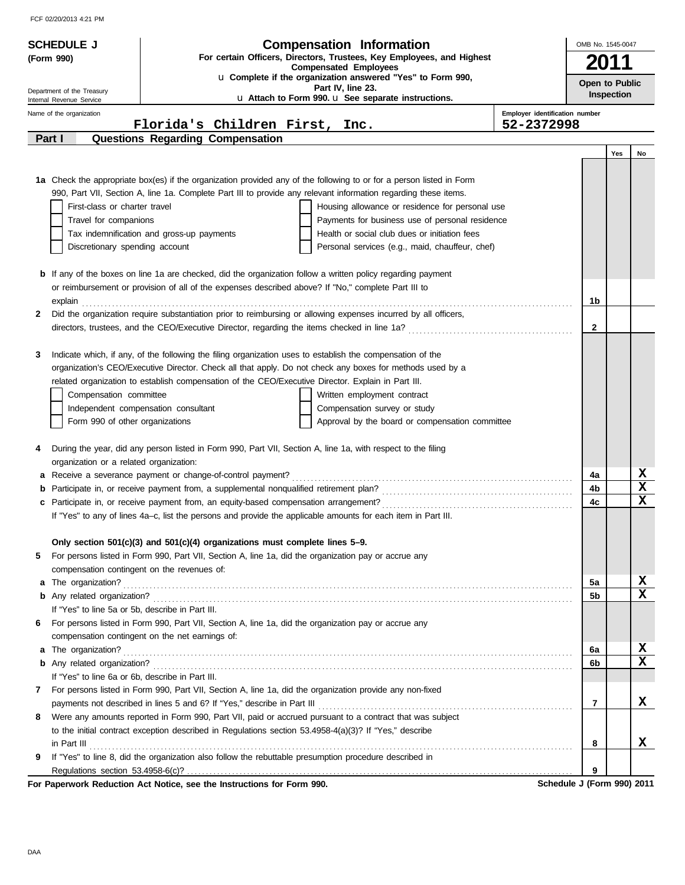# SCHEDULE J (Form 990)

## Compensation Information

**For certain Officers, Directors, Trustees, Key Employees, and Highest Compensated Employees**

u Complete if the organization answered "Yes" to Form 990, Part IV, line 23.

u Attach to Form 990. u See separate instructions.

OMB No. 1545-0047

**2011**

**Open to Public Inspection**

Department of the Treasury
Internal Revenue Service

Name of the organization: **Florida's Children First, Inc.**

Employer identification number: **52-2372998**

### Part I — Questions Regarding Compensation

**1a** Check the appropriate box(es) if the organization provided any of the following to or for a person listed in Form 990, Part VII, Section A, line 1a. Complete Part III to provide any relevant information regarding these items.

- [ ] First-class or charter travel
- [ ] Travel for companions
- [ ] Tax indemnification and gross-up payments
- [ ] Discretionary spending account
- [ ] Housing allowance or residence for personal use
- [ ] Payments for business use of personal residence
- [ ] Health or social club dues or initiation fees
- [ ] Personal services (e.g., maid, chauffeur, chef)

| | | Line | Yes | No |
|---|---|---|---|---|
| **b** | If any of the boxes on line 1a are checked, did the organization follow a written policy regarding payment or reimbursement or provision of all of the expenses described above? If "No," complete Part III to explain | 1b | | |
| **2** | Did the organization require substantiation prior to reimbursing or allowing expenses incurred by all officers, directors, trustees, and the CEO/Executive Director, regarding the items checked in line 1a? | 2 | | |

**3** Indicate which, if any, of the following the filing organization uses to establish the compensation of the organization's CEO/Executive Director. Check all that apply. Do not check any boxes for methods used by a related organization to establish compensation of the CEO/Executive Director. Explain in Part III.

- [ ] Compensation committee
- [ ] Independent compensation consultant
- [ ] Form 990 of other organizations
- [ ] Written employment contract
- [ ] Compensation survey or study
- [ ] Approval by the board or compensation committee

**4** During the year, did any person listed in Form 990, Part VII, Section A, line 1a, with respect to the filing organization or a related organization:

| | | Line | Yes | No |
|---|---|---|---|---|
| **a** | Receive a severance payment or change-of-control payment? | 4a | | X |
| **b** | Participate in, or receive payment from, a supplemental nonqualified retirement plan? | 4b | | X |
| **c** | Participate in, or receive payment from, an equity-based compensation arrangement? | 4c | | X |

If "Yes" to any of lines 4a–c, list the persons and provide the applicable amounts for each item in Part III.

**Only section 501(c)(3) and 501(c)(4) organizations must complete lines 5–9.**

**5** For persons listed in Form 990, Part VII, Section A, line 1a, did the organization pay or accrue any compensation contingent on the revenues of:

| | | Line | Yes | No |
|---|---|---|---|---|
| **a** | The organization? | 5a | | X |
| **b** | Any related organization? | 5b | | X |

If "Yes" to line 5a or 5b, describe in Part III.

**6** For persons listed in Form 990, Part VII, Section A, line 1a, did the organization pay or accrue any compensation contingent on the net earnings of:

| | | Line | Yes | No |
|---|---|---|---|---|
| **a** | The organization? | 6a | | X |
| **b** | Any related organization? | 6b | | X |

If "Yes" to line 6a or 6b, describe in Part III.

| | | Line | Yes | No |
|---|---|---|---|---|
| **7** | For persons listed in Form 990, Part VII, Section A, line 1a, did the organization provide any non-fixed payments not described in lines 5 and 6? If "Yes," describe in Part III | 7 | | X |
| **8** | Were any amounts reported in Form 990, Part VII, paid or accrued pursuant to a contract that was subject to the initial contract exception described in Regulations section 53.4958-4(a)(3)? If "Yes," describe in Part III | 8 | | X |
| **9** | If "Yes" to line 8, did the organization also follow the rebuttable presumption procedure described in Regulations section 53.4958-6(c)? | 9 | | |

**For Paperwork Reduction Act Notice, see the Instructions for Form 990.** **Schedule J (Form 990) 2011**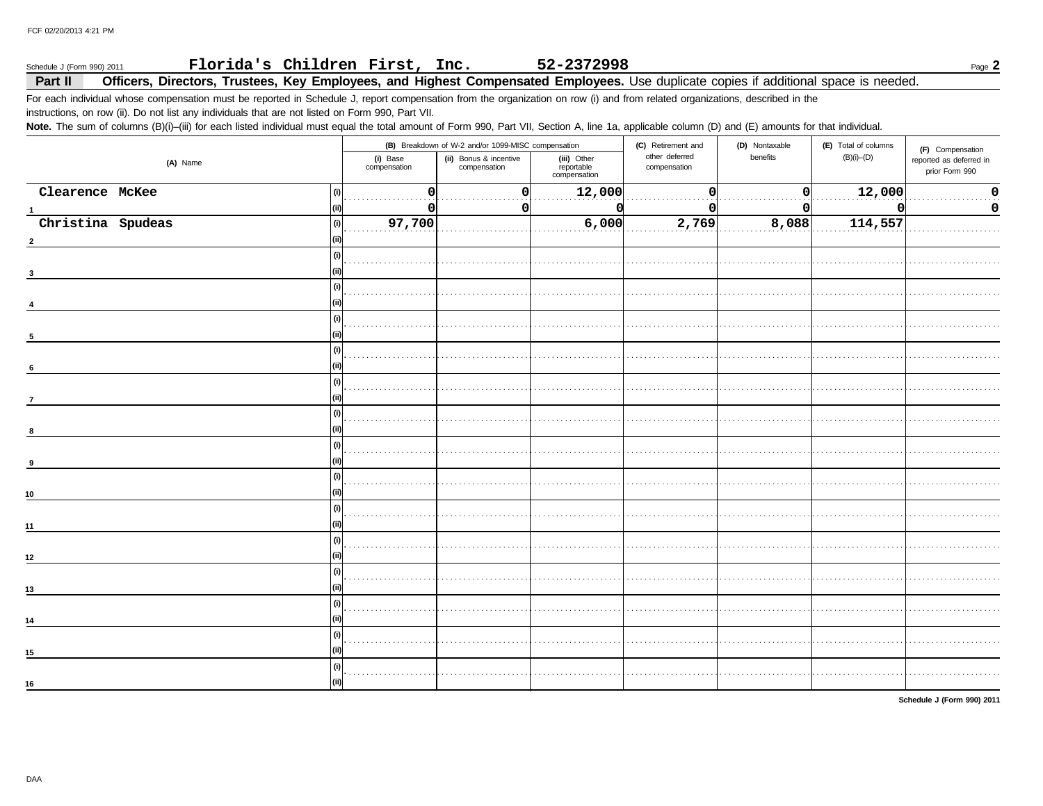Schedule J (Form 990) 2011 **Florida's Children First, Inc.** **52-2372998** Page **2**

## Part II Officers, Directors, Trustees, Key Employees, and Highest Compensated Employees. Use duplicate copies if additional space is needed.

For each individual whose compensation must be reported in Schedule J, report compensation from the organization on row (i) and from related organizations, described in the instructions, on row (ii). Do not list any individuals that are not listed on Form 990, Part VII.

**Note.** The sum of columns (B)(i)–(iii) for each listed individual must equal the total amount of Form 990, Part VII, Section A, line 1a, applicable column (D) and (E) amounts for that individual.

| | (A) Name | | (B) Breakdown of W-2 and/or 1099-MISC compensation | | | (C) Retirement and other deferred compensation | (D) Nontaxable benefits | (E) Total of columns (B)(i)–(D) | (F) Compensation reported as deferred in prior Form 990 |
|---|---|---|---|---|---|---|---|---|---|
| | | | (i) Base compensation | (ii) Bonus & incentive compensation | (iii) Other reportable compensation | | | | |
| 1 | Clearence McKee | (i) | 0 | 0 | 12,000 | 0 | 0 | 12,000 | 0 |
| | | (ii) | 0 | 0 | 0 | 0 | 0 | 0 | 0 |
| 2 | Christina Spudeas | (i) | 97,700 | | 6,000 | 2,769 | 8,088 | 114,557 | |
| | | (ii) | | | | | | | |
| 3 | | (i) | | | | | | | |
| | | (ii) | | | | | | | |
| 4 | | (i) | | | | | | | |
| | | (ii) | | | | | | | |
| 5 | | (i) | | | | | | | |
| | | (ii) | | | | | | | |
| 6 | | (i) | | | | | | | |
| | | (ii) | | | | | | | |
| 7 | | (i) | | | | | | | |
| | | (ii) | | | | | | | |
| 8 | | (i) | | | | | | | |
| | | (ii) | | | | | | | |
| 9 | | (i) | | | | | | | |
| | | (ii) | | | | | | | |
| 10 | | (i) | | | | | | | |
| | | (ii) | | | | | | | |
| 11 | | (i) | | | | | | | |
| | | (ii) | | | | | | | |
| 12 | | (i) | | | | | | | |
| | | (ii) | | | | | | | |
| 13 | | (i) | | | | | | | |
| | | (ii) | | | | | | | |
| 14 | | (i) | | | | | | | |
| | | (ii) | | | | | | | |
| 15 | | (i) | | | | | | | |
| | | (ii) | | | | | | | |
| 16 | | (i) | | | | | | | |
| | | (ii) | | | | | | | |

**Schedule J (Form 990) 2011**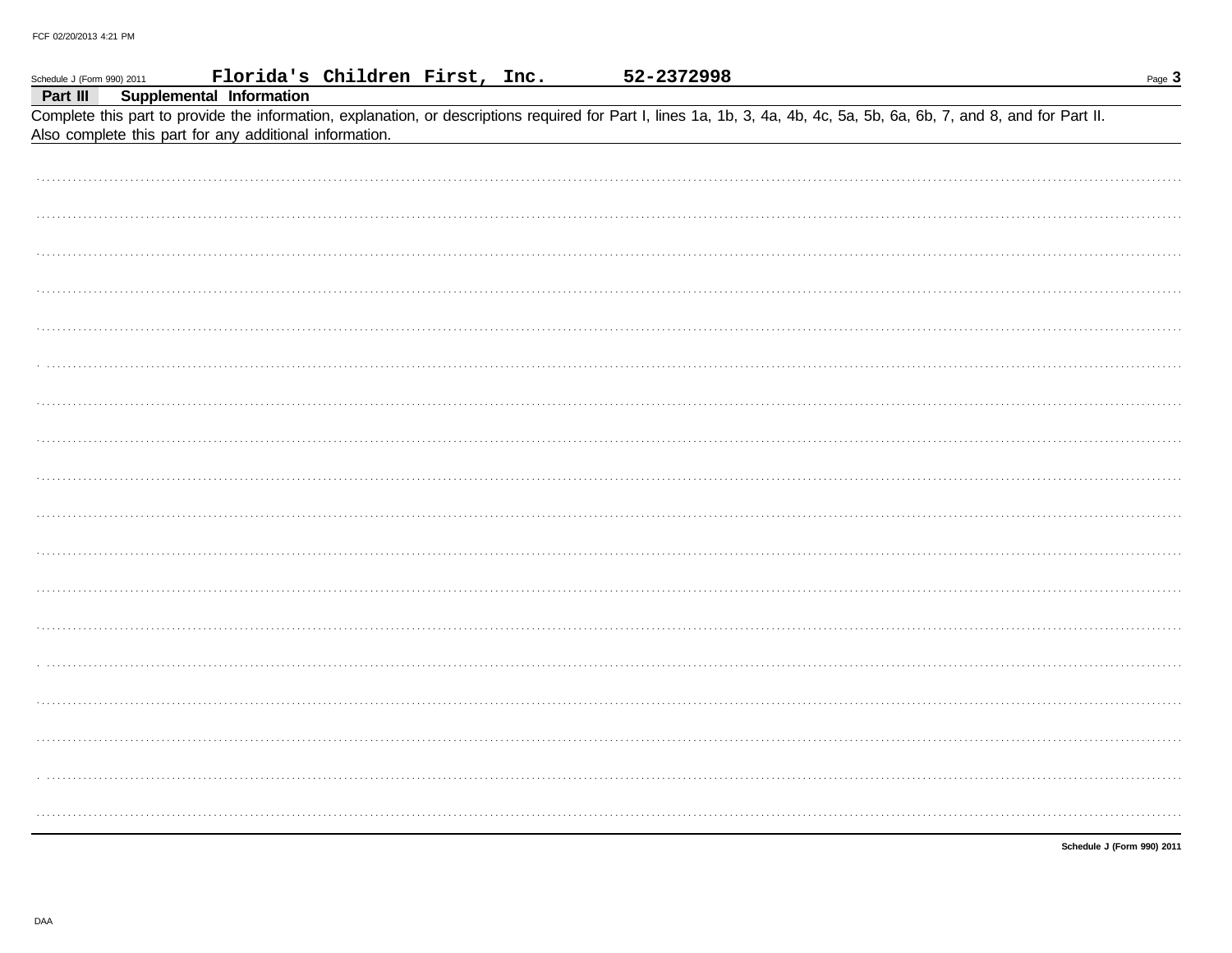Schedule J (Form 990) 2011 **Florida's Children First, Inc.** **52-2372998**

## Part III Supplemental Information

Complete this part to provide the information, explanation, or descriptions required for Part I, lines 1a, 1b, 3, 4a, 4b, 4c, 5a, 5b, 6a, 6b, 7, and 8, and for Part II. Also complete this part for any additional information.

**Schedule J (Form 990) 2011**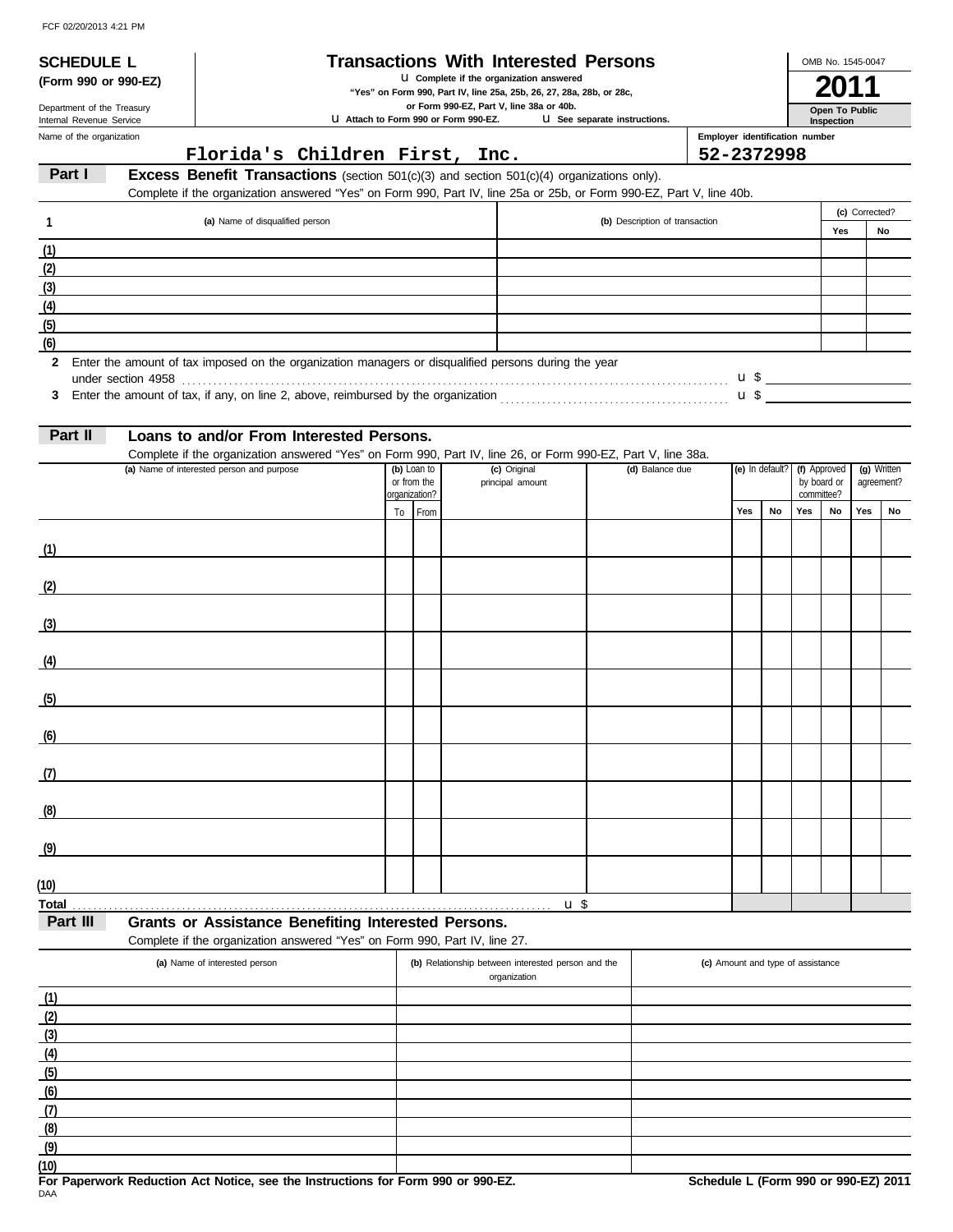FCF 02/20/2013 4:21 PM

**SCHEDULE L**
**(Form 990 or 990-EZ)**

Department of the Treasury
Internal Revenue Service

# Transactions With Interested Persons

u Complete if the organization answered "Yes" on Form 990, Part IV, line 25a, 25b, 26, 27, 28a, 28b, or 28c, or Form 990-EZ, Part V, line 38a or 40b.

u Attach to Form 990 or Form 990-EZ. u See separate instructions.

OMB No. 1545-0047

**2011**

**Open To Public Inspection**

Name of the organization: **Florida's Children First, Inc.**

Employer identification number: **52-2372998**

## Part I Excess Benefit Transactions (section 501(c)(3) and section 501(c)(4) organizations only).

Complete if the organization answered "Yes" on Form 990, Part IV, line 25a or 25b, or Form 990-EZ, Part V, line 40b.

| 1 | (a) Name of disqualified person | (b) Description of transaction | (c) Corrected? Yes | No |
|---|---|---|---|---|
| (1) | | | | |
| (2) | | | | |
| (3) | | | | |
| (4) | | | | |
| (5) | | | | |
| (6) | | | | |

**2** Enter the amount of tax imposed on the organization managers or disqualified persons during the year under section 4958 ........ u $

**3** Enter the amount of tax, if any, on line 2, above, reimbursed by the organization ........ u $

## Part II Loans to and/or From Interested Persons.

Complete if the organization answered "Yes" on Form 990, Part IV, line 26, or Form 990-EZ, Part V, line 38a.

| | (a) Name of interested person and purpose | (b) Loan to or from the organization? | | (c) Original principal amount | (d) Balance due | (e) In default? | | (f) Approved by board or committee? | | (g) Written agreement? | |
|---|---|---|---|---|---|---|---|---|---|---|---|
| | | To | From | | | Yes | No | Yes | No | Yes | No |
| (1) | | | | | | | | | | | |
| (2) | | | | | | | | | | | |
| (3) | | | | | | | | | | | |
| (4) | | | | | | | | | | | |
| (5) | | | | | | | | | | | |
| (6) | | | | | | | | | | | |
| (7) | | | | | | | | | | | |
| (8) | | | | | | | | | | | |
| (9) | | | | | | | | | | | |
| (10) | | | | | | | | | | | |
| Total | | | | u $ | | | | | | | |

## Part III Grants or Assistance Benefiting Interested Persons.

Complete if the organization answered "Yes" on Form 990, Part IV, line 27.

| | (a) Name of interested person | (b) Relationship between interested person and the organization | (c) Amount and type of assistance |
|---|---|---|---|
| (1) | | | |
| (2) | | | |
| (3) | | | |
| (4) | | | |
| (5) | | | |
| (6) | | | |
| (7) | | | |
| (8) | | | |
| (9) | | | |
| (10) | | | |

**For Paperwork Reduction Act Notice, see the Instructions for Form 990 or 990-EZ.**

DAA

**Schedule L (Form 990 or 990-EZ) 2011**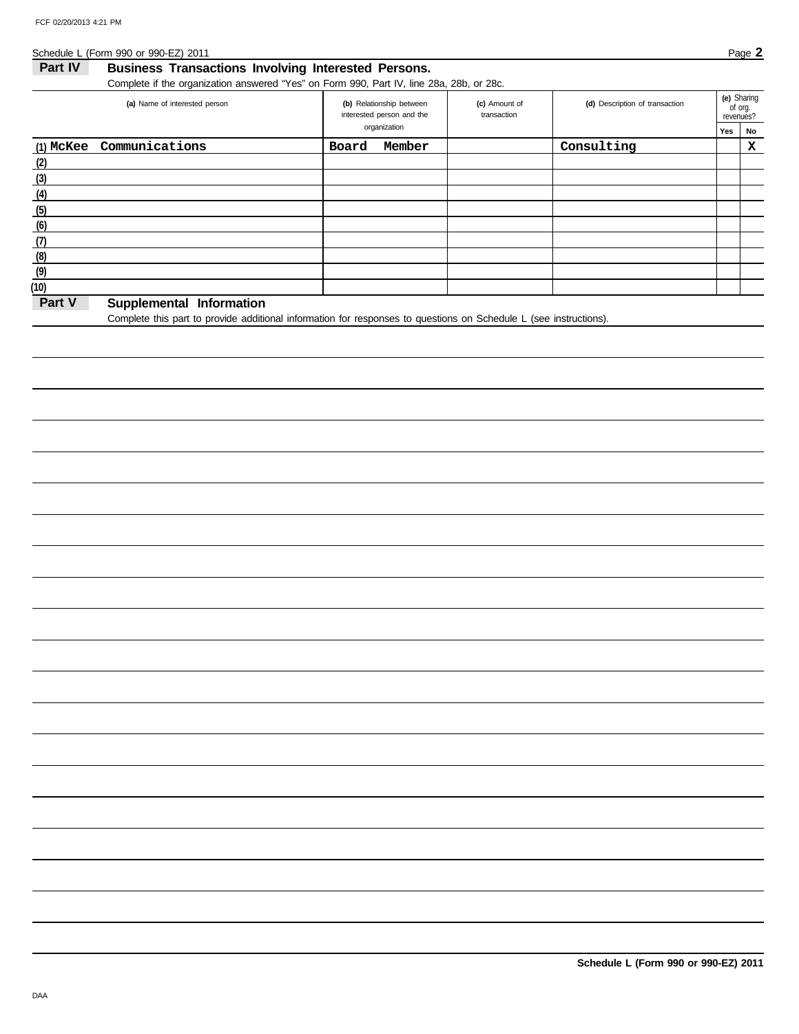## Part IV Business Transactions Involving Interested Persons.

Complete if the organization answered "Yes" on Form 990, Part IV, line 28a, 28b, or 28c.

| (a) Name of interested person | (b) Relationship between interested person and the organization | (c) Amount of transaction | (d) Description of transaction | (e) Sharing of org. revenues? Yes | No |
|---|---|---|---|---|---|
| (1) McKee Communications | Board Member | | Consulting | | X |
| (2) | | | | | |
| (3) | | | | | |
| (4) | | | | | |
| (5) | | | | | |
| (6) | | | | | |
| (7) | | | | | |
| (8) | | | | | |
| (9) | | | | | |
| (10) | | | | | |

## Part V Supplemental Information

Complete this part to provide additional information for responses to questions on Schedule L (see instructions).

**Schedule L (Form 990 or 990-EZ) 2011**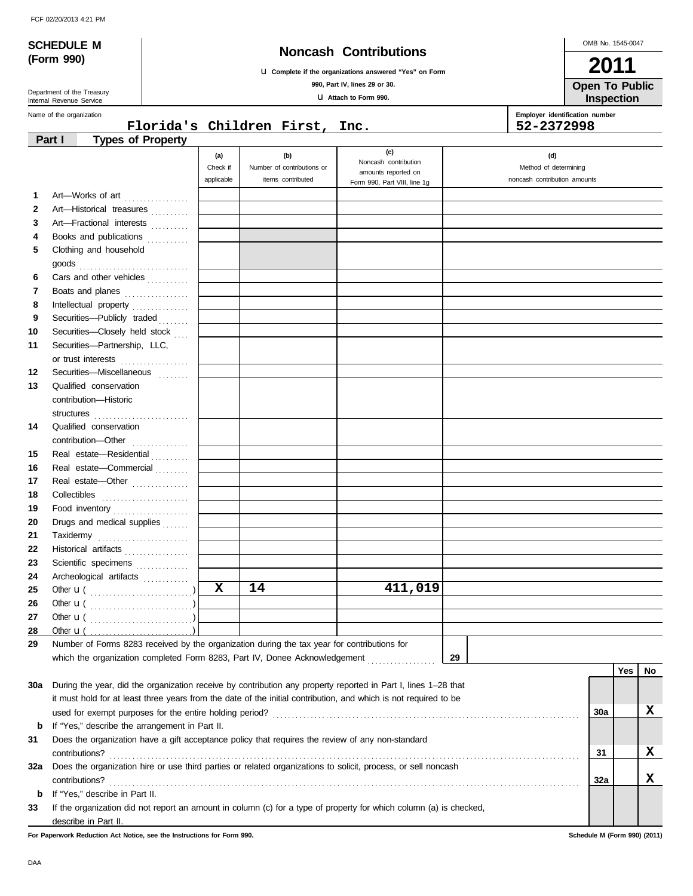FCF 02/20/2013 4:21 PM

# SCHEDULE M (Form 990)

Department of the Treasury
Internal Revenue Service

## Noncash Contributions

u Complete if the organizations answered "Yes" on Form 990, Part IV, lines 29 or 30.

u Attach to Form 990.

OMB No. 1545-0047

**2011**

**Open To Public Inspection**

Name of the organization: **Florida's Children First, Inc.**

Employer identification number: **52-2372998**

### Part I — Types of Property

| | | (a) Check if applicable | (b) Number of contributions or items contributed | (c) Noncash contribution amounts reported on Form 990, Part VIII, line 1g | (d) Method of determining noncash contribution amounts |
|---|---|---|---|---|---|
| 1 | Art—Works of art | | | | |
| 2 | Art—Historical treasures | | | | |
| 3 | Art—Fractional interests | | | | |
| 4 | Books and publications | | | | |
| 5 | Clothing and household goods | | | | |
| 6 | Cars and other vehicles | | | | |
| 7 | Boats and planes | | | | |
| 8 | Intellectual property | | | | |
| 9 | Securities—Publicly traded | | | | |
| 10 | Securities—Closely held stock | | | | |
| 11 | Securities—Partnership, LLC, or trust interests | | | | |
| 12 | Securities—Miscellaneous | | | | |
| 13 | Qualified conservation contribution—Historic structures | | | | |
| 14 | Qualified conservation contribution—Other | | | | |
| 15 | Real estate—Residential | | | | |
| 16 | Real estate—Commercial | | | | |
| 17 | Real estate—Other | | | | |
| 18 | Collectibles | | | | |
| 19 | Food inventory | | | | |
| 20 | Drugs and medical supplies | | | | |
| 21 | Taxidermy | | | | |
| 22 | Historical artifacts | | | | |
| 23 | Scientific specimens | | | | |
| 24 | Archeological artifacts | | | | |
| 25 | Other u ( ) | X | 14 | 411,019 | |
| 26 | Other u ( ) | | | | |
| 27 | Other u ( ) | | | | |
| 28 | Other u ( ) | | | | |

29 Number of Forms 8283 received by the organization during the tax year for contributions for which the organization completed Form 8283, Part IV, Donee Acknowledgement .......... **29**

| | | | Yes | No |
|---|---|---|---|---|
| 30a | During the year, did the organization receive by contribution any property reported in Part I, lines 1–28 that it must hold for at least three years from the date of the initial contribution, and which is not required to be used for exempt purposes for the entire holding period? | 30a | | X |
| b | If "Yes," describe the arrangement in Part II. | | | |
| 31 | Does the organization have a gift acceptance policy that requires the review of any non-standard contributions? | 31 | | X |
| 32a | Does the organization hire or use third parties or related organizations to solicit, process, or sell noncash contributions? | 32a | | X |
| b | If "Yes," describe in Part II. | | | |
| 33 | If the organization did not report an amount in column (c) for a type of property for which column (a) is checked, describe in Part II. | | | |

**For Paperwork Reduction Act Notice, see the Instructions for Form 990.**

**Schedule M (Form 990) (2011)**

DAA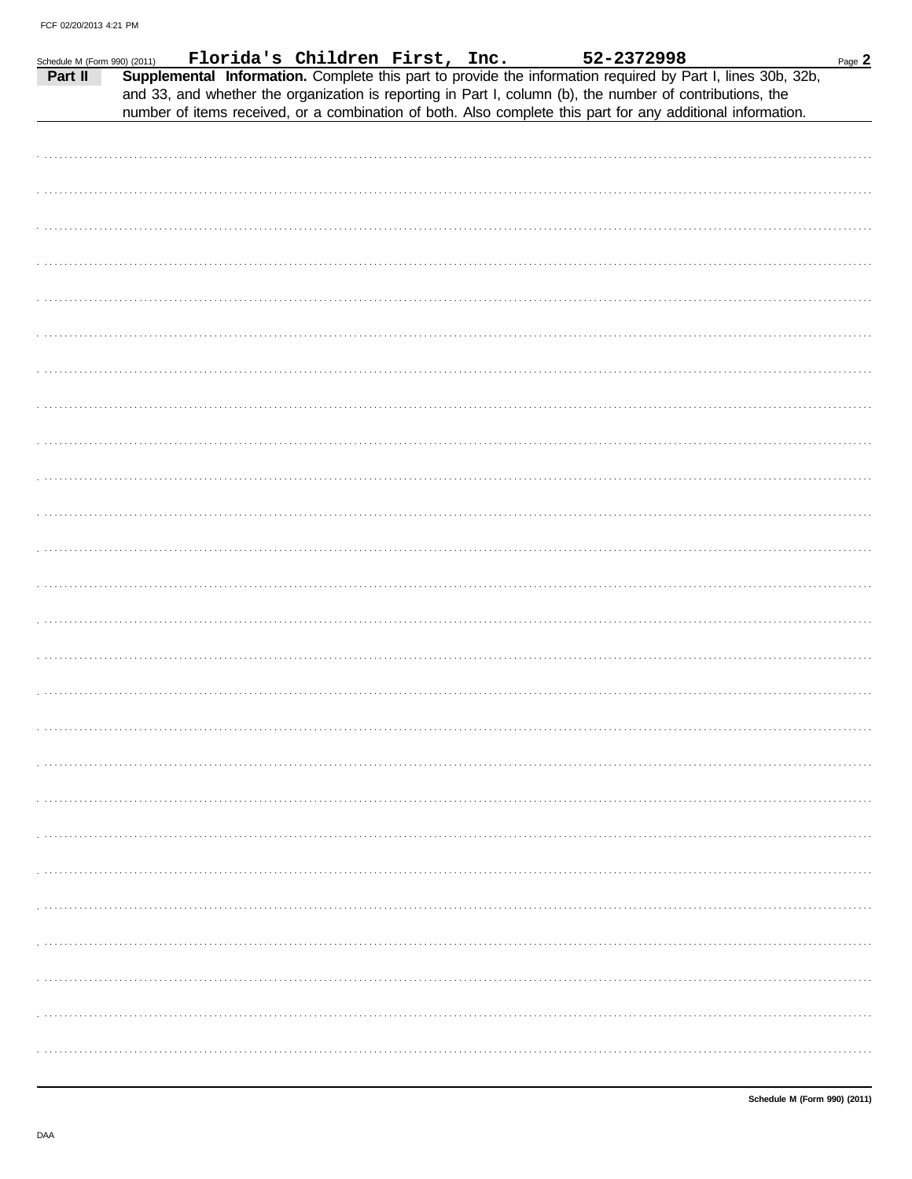Schedule M (Form 990) (2011) Florida's Children First, Inc. 52-2372998

**Part II** **Supplemental Information.** Complete this part to provide the information required by Part I, lines 30b, 32b, and 33, and whether the organization is reporting in Part I, column (b), the number of contributions, the number of items received, or a combination of both. Also complete this part for any additional information.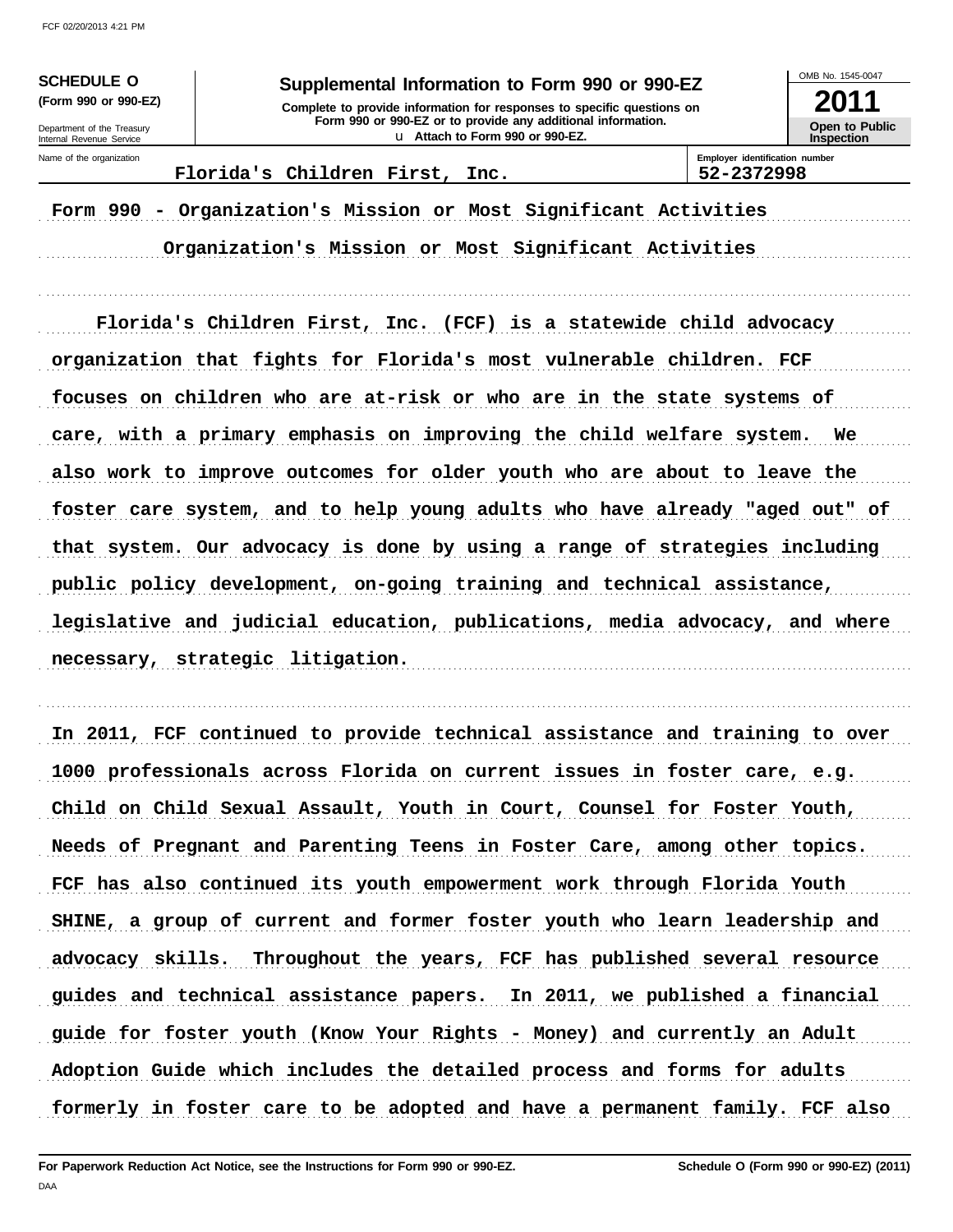FCF 02/20/2013 4:21 PM

**SCHEDULE O**
**(Form 990 or 990-EZ)**

Department of the Treasury
Internal Revenue Service

# Supplemental Information to Form 990 or 990-EZ

**Complete to provide information for responses to specific questions on Form 990 or 990-EZ or to provide any additional information.**
**Attach to Form 990 or 990-EZ.**

OMB No. 1545-0047

**2011**

**Open to Public Inspection**

Name of the organization: Florida's Children First, Inc.

Employer identification number: 52-2372998

Form 990 - Organization's Mission or Most Significant Activities

Organization's Mission or Most Significant Activities

Florida's Children First, Inc. (FCF) is a statewide child advocacy organization that fights for Florida's most vulnerable children. FCF focuses on children who are at-risk or who are in the state systems of care, with a primary emphasis on improving the child welfare system. We also work to improve outcomes for older youth who are about to leave the foster care system, and to help young adults who have already "aged out" of that system. Our advocacy is done by using a range of strategies including public policy development, on-going training and technical assistance, legislative and judicial education, publications, media advocacy, and where necessary, strategic litigation.

In 2011, FCF continued to provide technical assistance and training to over 1000 professionals across Florida on current issues in foster care, e.g. Child on Child Sexual Assault, Youth in Court, Counsel for Foster Youth, Needs of Pregnant and Parenting Teens in Foster Care, among other topics. FCF has also continued its youth empowerment work through Florida Youth SHINE, a group of current and former foster youth who learn leadership and advocacy skills. Throughout the years, FCF has published several resource guides and technical assistance papers. In 2011, we published a financial guide for foster youth (Know Your Rights - Money) and currently an Adult Adoption Guide which includes the detailed process and forms for adults formerly in foster care to be adopted and have a permanent family. FCF also

For Paperwork Reduction Act Notice, see the Instructions for Form 990 or 990-EZ. Schedule O (Form 990 or 990-EZ) (2011)

DAA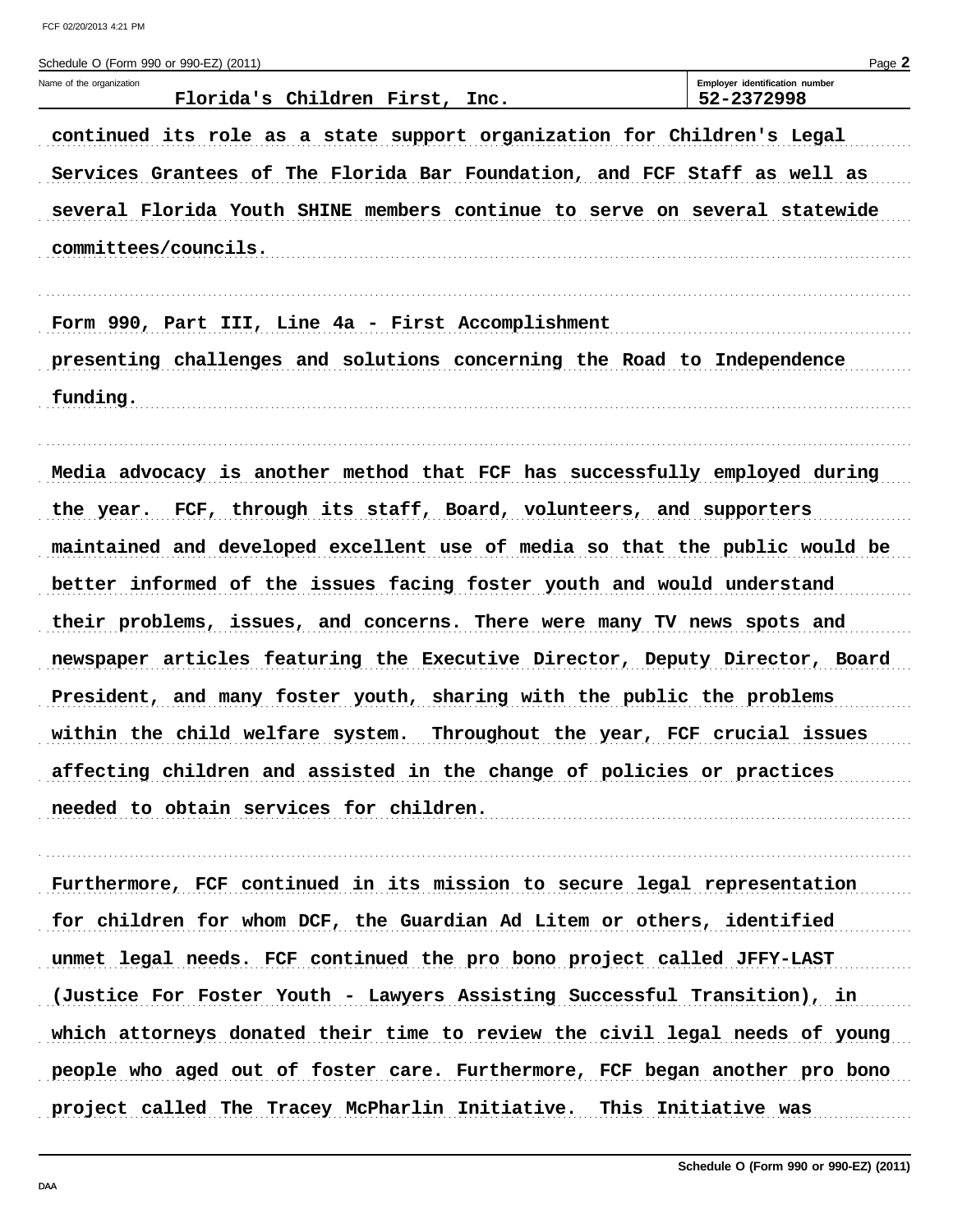Name of the organization: Florida's Children First, Inc.

Employer identification number: 52-2372998

continued its role as a state support organization for Children's Legal Services Grantees of The Florida Bar Foundation, and FCF Staff as well as several Florida Youth SHINE members continue to serve on several statewide committees/councils.

Form 990, Part III, Line 4a - First Accomplishment

presenting challenges and solutions concerning the Road to Independence funding.

Media advocacy is another method that FCF has successfully employed during the year. FCF, through its staff, Board, volunteers, and supporters maintained and developed excellent use of media so that the public would be better informed of the issues facing foster youth and would understand their problems, issues, and concerns. There were many TV news spots and newspaper articles featuring the Executive Director, Deputy Director, Board President, and many foster youth, sharing with the public the problems within the child welfare system. Throughout the year, FCF crucial issues affecting children and assisted in the change of policies or practices needed to obtain services for children.

Furthermore, FCF continued in its mission to secure legal representation for children for whom DCF, the Guardian Ad Litem or others, identified unmet legal needs. FCF continued the pro bono project called JFFY-LAST (Justice For Foster Youth - Lawyers Assisting Successful Transition), in which attorneys donated their time to review the civil legal needs of young people who aged out of foster care. Furthermore, FCF began another pro bono project called The Tracey McPharlin Initiative. This Initiative was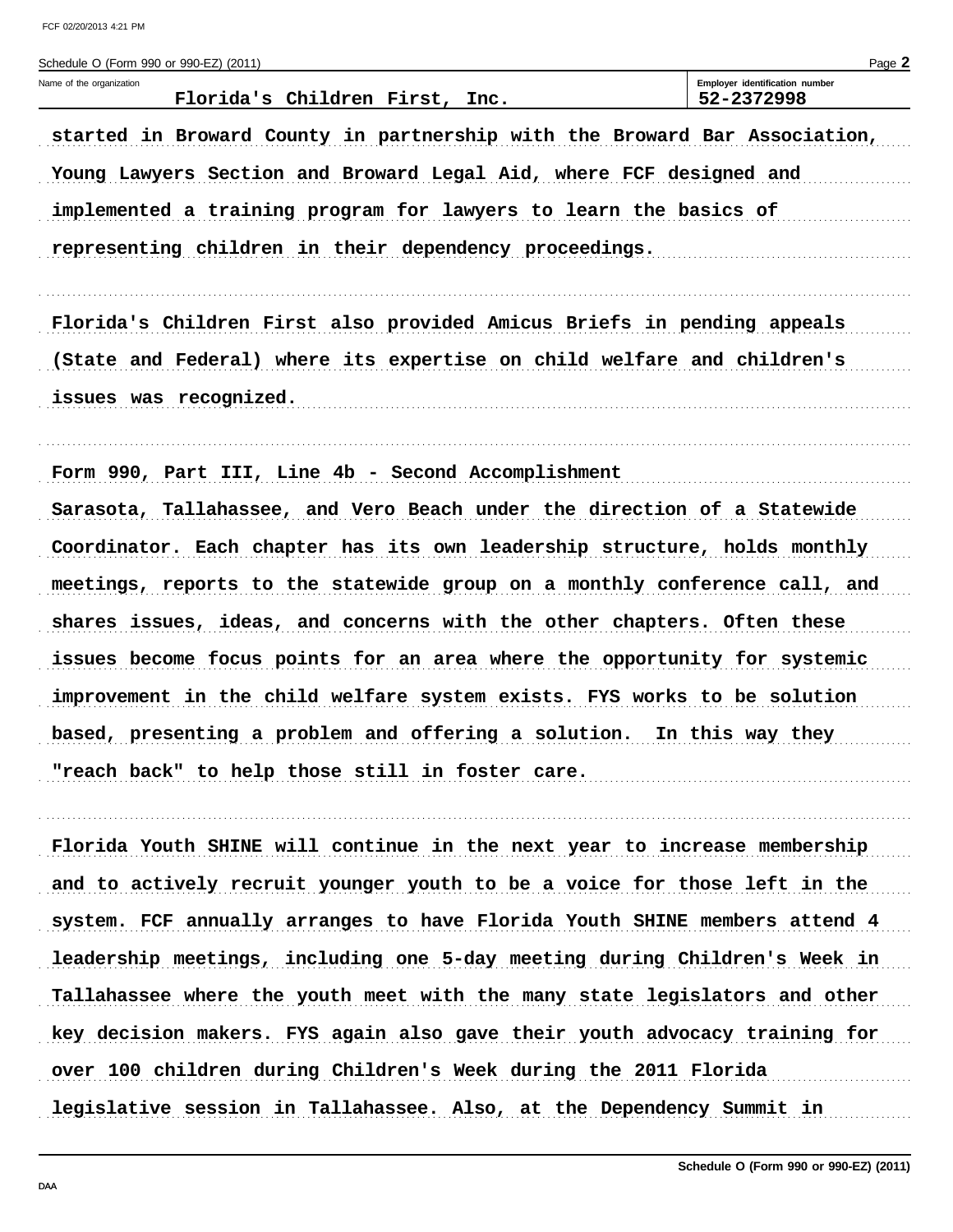Schedule O (Form 990 or 990-EZ) (2011)

Name of the organization: Florida's Children First, Inc.

Employer identification number: 52-2372998

started in Broward County in partnership with the Broward Bar Association, Young Lawyers Section and Broward Legal Aid, where FCF designed and implemented a training program for lawyers to learn the basics of representing children in their dependency proceedings.

Florida's Children First also provided Amicus Briefs in pending appeals (State and Federal) where its expertise on child welfare and children's issues was recognized.

Form 990, Part III, Line 4b - Second Accomplishment

Sarasota, Tallahassee, and Vero Beach under the direction of a Statewide Coordinator. Each chapter has its own leadership structure, holds monthly meetings, reports to the statewide group on a monthly conference call, and shares issues, ideas, and concerns with the other chapters. Often these issues become focus points for an area where the opportunity for systemic improvement in the child welfare system exists. FYS works to be solution based, presenting a problem and offering a solution. In this way they "reach back" to help those still in foster care.

Florida Youth SHINE will continue in the next year to increase membership and to actively recruit younger youth to be a voice for those left in the system. FCF annually arranges to have Florida Youth SHINE members attend 4 leadership meetings, including one 5-day meeting during Children's Week in Tallahassee where the youth meet with the many state legislators and other key decision makers. FYS again also gave their youth advocacy training for over 100 children during Children's Week during the 2011 Florida legislative session in Tallahassee. Also, at the Dependency Summit in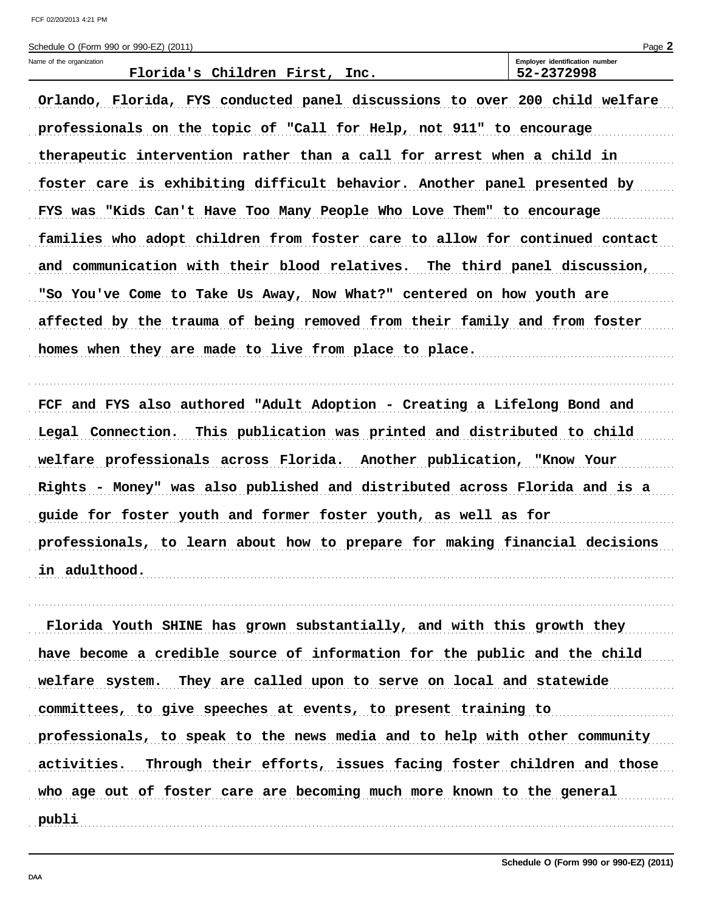Schedule O (Form 990 or 990-EZ) (2011)

Name of the organization: Florida's Children First, Inc.

Employer identification number: 52-2372998

Orlando, Florida, FYS conducted panel discussions to over 200 child welfare professionals on the topic of "Call for Help, not 911" to encourage therapeutic intervention rather than a call for arrest when a child in foster care is exhibiting difficult behavior. Another panel presented by FYS was "Kids Can't Have Too Many People Who Love Them" to encourage families who adopt children from foster care to allow for continued contact and communication with their blood relatives. The third panel discussion, "So You've Come to Take Us Away, Now What?" centered on how youth are affected by the trauma of being removed from their family and from foster homes when they are made to live from place to place.

FCF and FYS also authored "Adult Adoption - Creating a Lifelong Bond and Legal Connection. This publication was printed and distributed to child welfare professionals across Florida. Another publication, "Know Your Rights - Money" was also published and distributed across Florida and is a guide for foster youth and former foster youth, as well as for professionals, to learn about how to prepare for making financial decisions in adulthood.

Florida Youth SHINE has grown substantially, and with this growth they have become a credible source of information for the public and the child welfare system. They are called upon to serve on local and statewide committees, to give speeches at events, to present training to professionals, to speak to the news media and to help with other community activities. Through their efforts, issues facing foster children and those who age out of foster care are becoming much more known to the general publi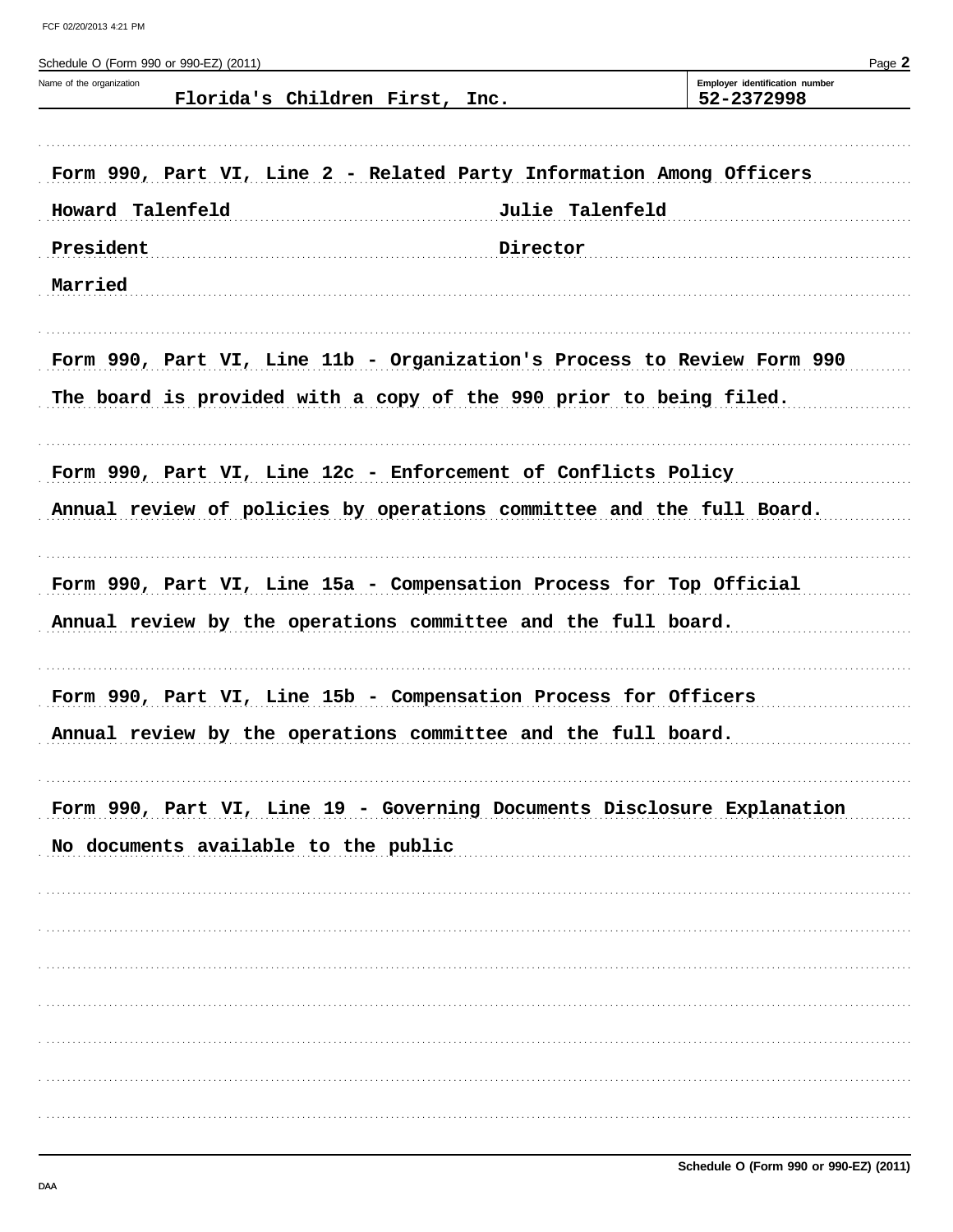Schedule O (Form 990 or 990-EZ) (2011)

Name of the organization: Florida's Children First, Inc.

Employer identification number: 52-2372998

Form 990, Part VI, Line 2 - Related Party Information Among Officers

| | |
|---|---|
| Howard Talenfeld | Julie Talenfeld |
| President | Director |
| Married | |

Form 990, Part VI, Line 11b - Organization's Process to Review Form 990

The board is provided with a copy of the 990 prior to being filed.

Form 990, Part VI, Line 12c - Enforcement of Conflicts Policy

Annual review of policies by operations committee and the full Board.

Form 990, Part VI, Line 15a - Compensation Process for Top Official

Annual review by the operations committee and the full board.

Form 990, Part VI, Line 15b - Compensation Process for Officers

Annual review by the operations committee and the full board.

Form 990, Part VI, Line 19 - Governing Documents Disclosure Explanation

No documents available to the public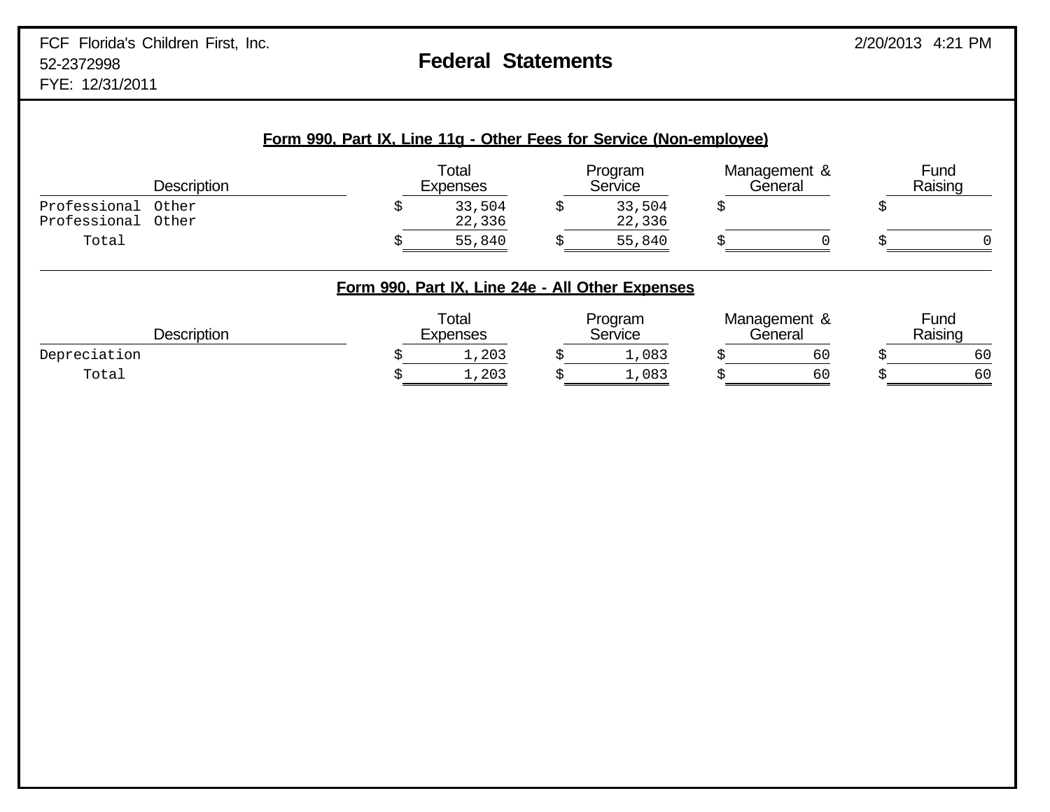FCF Florida's Children First, Inc.
52-2372998
FYE: 12/31/2011

# Federal Statements

2/20/2013 4:21 PM

## Form 990, Part IX, Line 11g - Other Fees for Service (Non-employee)

| Description | Total Expenses | Program Service | Management & General | Fund Raising |
|---|---|---|---|---|
| Professional Other | $ 33,504 | $ 33,504 | $ | $ |
| Professional Other | 22,336 | 22,336 | | |
| Total | $ 55,840 | $ 55,840 | $ 0 | $ 0 |

## Form 990, Part IX, Line 24e - All Other Expenses

| Description | Total Expenses | Program Service | Management & General | Fund Raising |
|---|---|---|---|---|
| Depreciation | $ 1,203 | $ 1,083 | $ 60 | $ 60 |
| Total | $ 1,203 | $ 1,083 | $ 60 | $ 60 |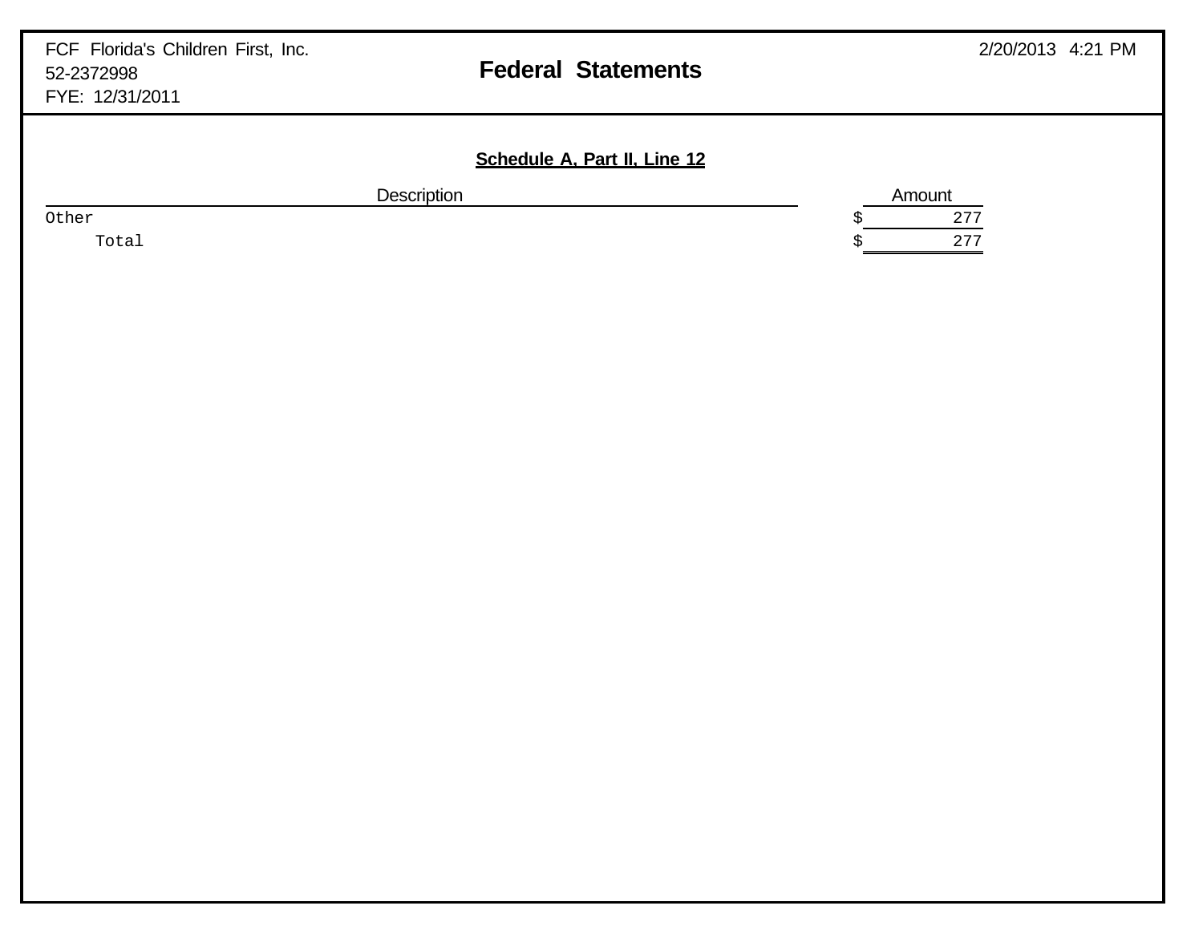FCF Florida's Children First, Inc.
52-2372998
FYE: 12/31/2011

2/20/2013 4:21 PM

# Federal Statements

## Schedule A, Part II, Line 12

| Description | Amount |
|---|---|
| Other | $ 277 |
| Total | $ 277 |